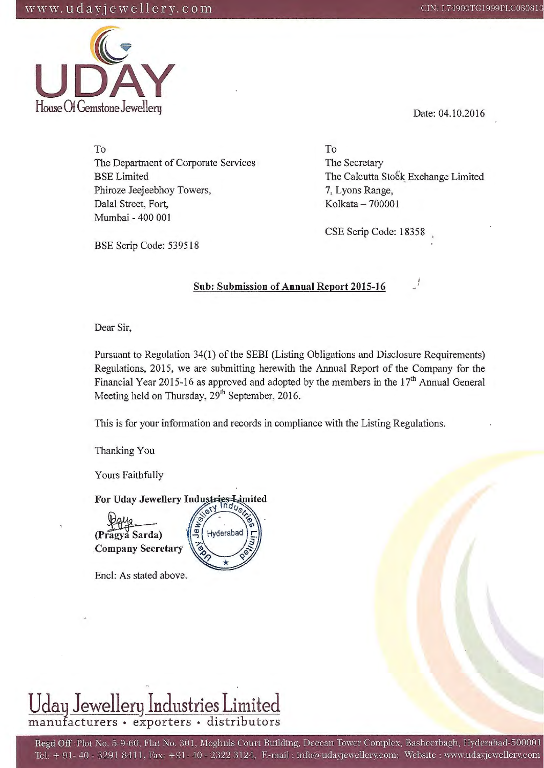www.udayjewellery.com

CIN: L74900TG1999PLC080813

UDAY
House Of Gemstone Jewellery

Date: 04.10.2016

To
The Department of Corporate Services
BSE Limited
Phiroze Jeejeebhoy Towers,
Dalal Street, Fort,
Mumbai - 400 001

BSE Scrip Code: 539518

To
The Secretary
The Calcutta Stock Exchange Limited
7, Lyons Range,
Kolkata – 700001

CSE Scrip Code: 18358

**Sub: Submission of Annual Report 2015-16**

Dear Sir,

Pursuant to Regulation 34(1) of the SEBI (Listing Obligations and Disclosure Requirements) Regulations, 2015, we are submitting herewith the Annual Report of the Company for the Financial Year 2015-16 as approved and adopted by the members in the 17th Annual General Meeting held on Thursday, 29th September, 2016.

This is for your information and records in compliance with the Listing Regulations.

Thanking You

Yours Faithfully

**For Uday Jewellery Industries Limited**

**(Pragya Sarda)**
**Company Secretary**

Encl: As stated above.

Uday Jewellery Industries Limited
manufacturers • exporters • distributors

Regd Off :Plot No. 5-9-60, Flat No. 301, Moghuls Court Building, Deccan Tower Complex, Basheerbagh, Hyderabad-500001
Tel: + 91- 40 - 3291 8411, Fax: +91- 40 - 2322 3124, E-mail : info@udayjewellery.com; Website : www.udayjewellery.com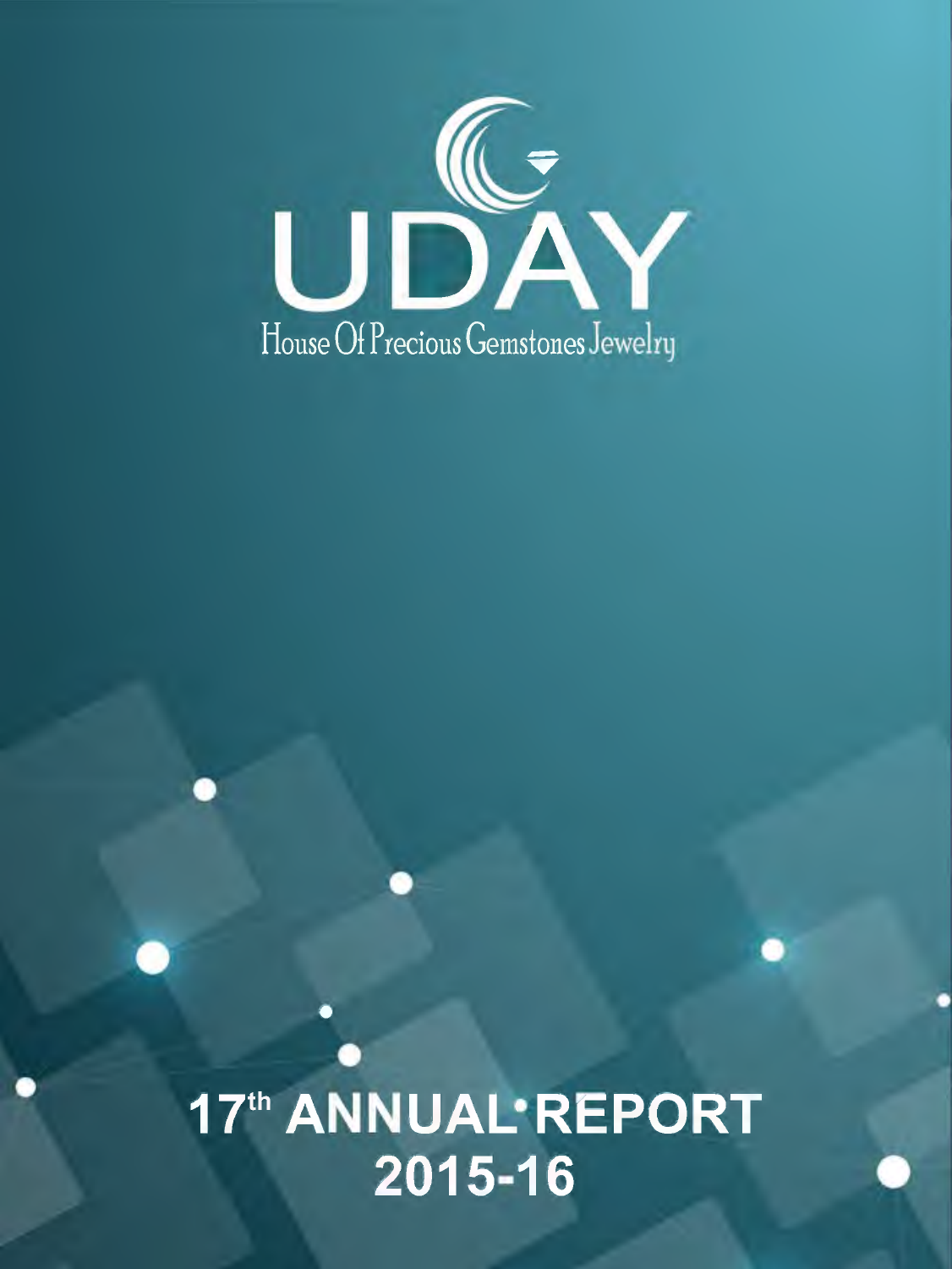# UDAY

House Of Precious Gemstones Jewelry

# 17th ANNUAL REPORT 2015-16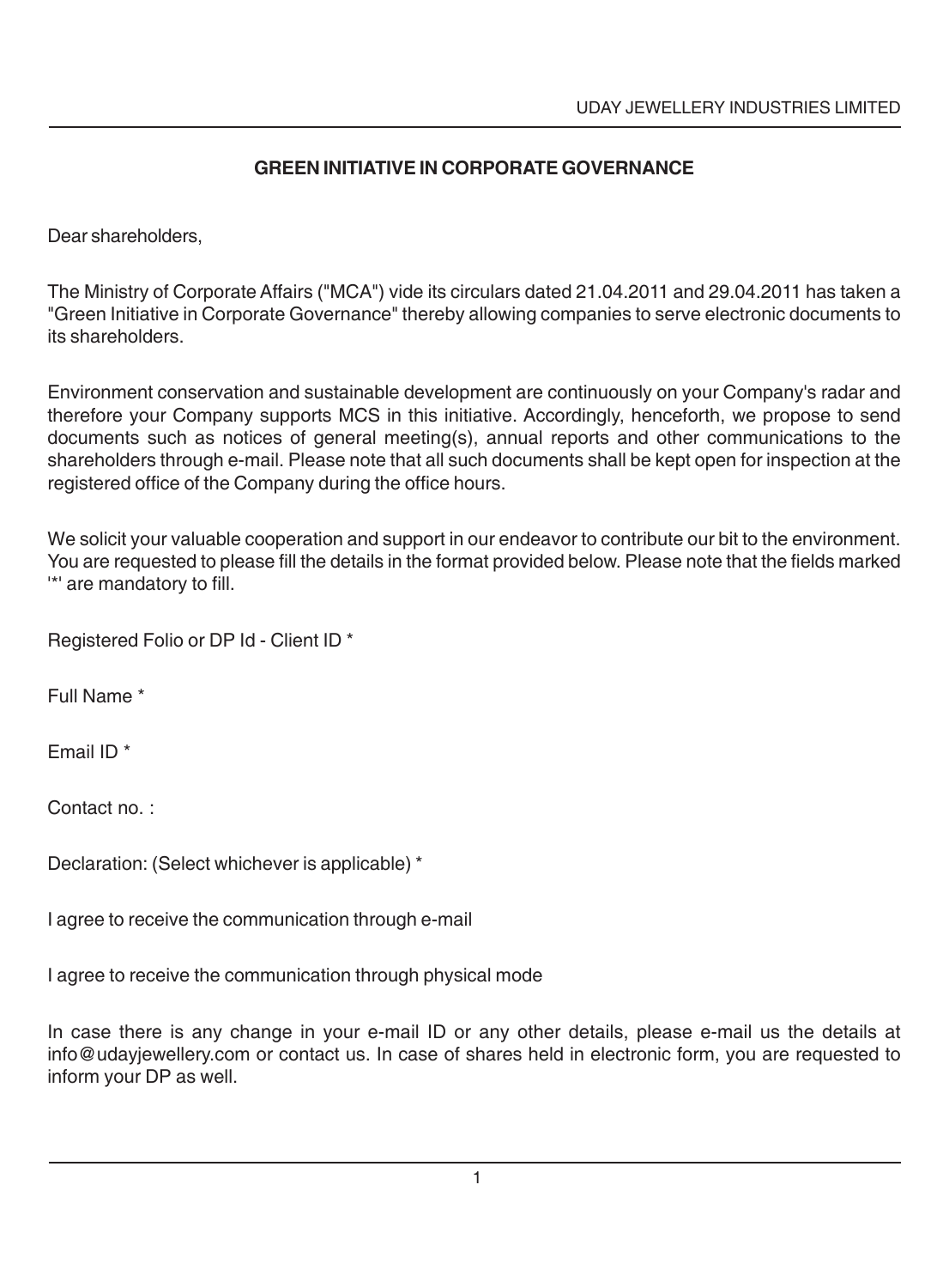## GREEN INITIATIVE IN CORPORATE GOVERNANCE

Dear shareholders,

The Ministry of Corporate Affairs ("MCA") vide its circulars dated 21.04.2011 and 29.04.2011 has taken a "Green Initiative in Corporate Governance" thereby allowing companies to serve electronic documents to its shareholders.

Environment conservation and sustainable development are continuously on your Company's radar and therefore your Company supports MCS in this initiative. Accordingly, henceforth, we propose to send documents such as notices of general meeting(s), annual reports and other communications to the shareholders through e-mail. Please note that all such documents shall be kept open for inspection at the registered office of the Company during the office hours.

We solicit your valuable cooperation and support in our endeavor to contribute our bit to the environment. You are requested to please fill the details in the format provided below. Please note that the fields marked '*' are mandatory to fill.

Registered Folio or DP Id - Client ID *

Full Name *

Email ID *

Contact no. :

Declaration: (Select whichever is applicable) *

I agree to receive the communication through e-mail

I agree to receive the communication through physical mode

In case there is any change in your e-mail ID or any other details, please e-mail us the details at info@udayjewellery.com or contact us. In case of shares held in electronic form, you are requested to inform your DP as well.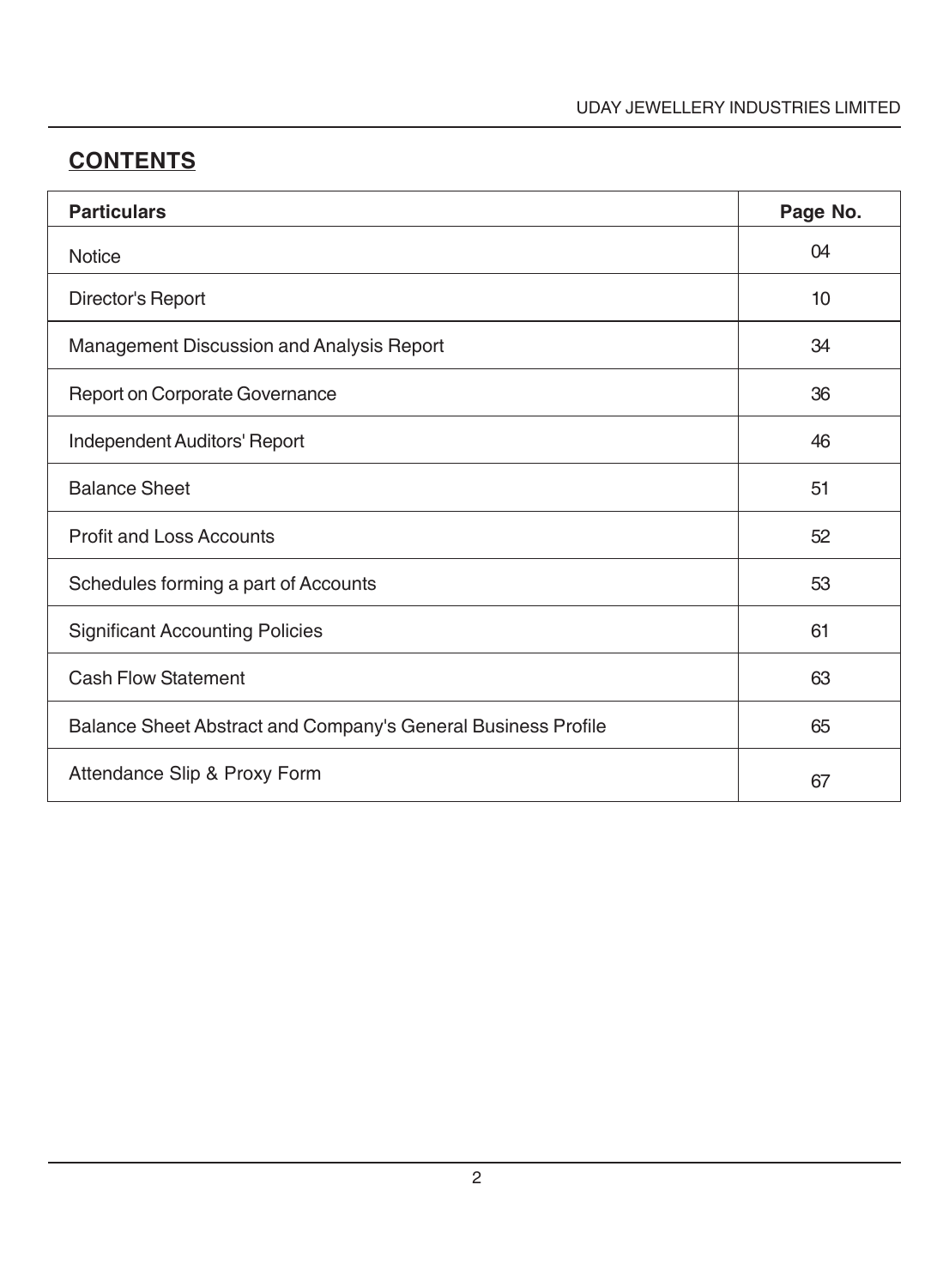## CONTENTS

| Particulars | Page No. |
|---|---|
| Notice | 04 |
| Director's Report | 10 |
| Management Discussion and Analysis Report | 34 |
| Report on Corporate Governance | 36 |
| Independent Auditors' Report | 46 |
| Balance Sheet | 51 |
| Profit and Loss Accounts | 52 |
| Schedules forming a part of Accounts | 53 |
| Significant Accounting Policies | 61 |
| Cash Flow Statement | 63 |
| Balance Sheet Abstract and Company's General Business Profile | 65 |
| Attendance Slip & Proxy Form | 67 |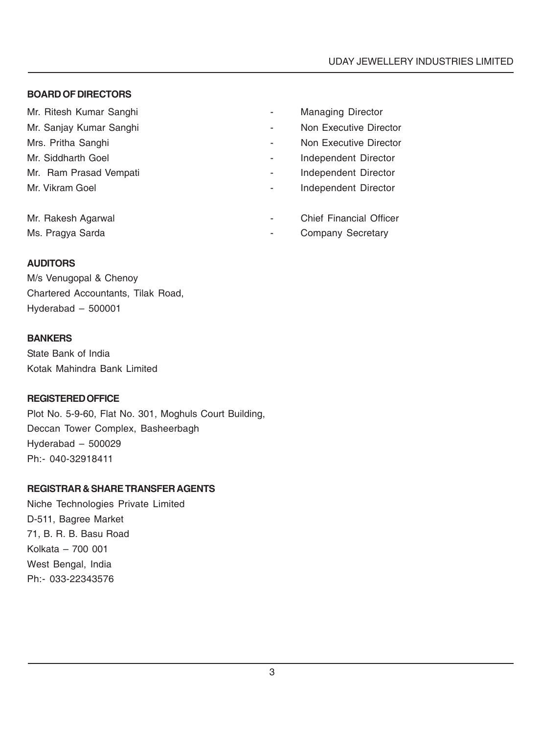## BOARD OF DIRECTORS

| | | |
|---|---|---|
| Mr. Ritesh Kumar Sanghi | - | Managing Director |
| Mr. Sanjay Kumar Sanghi | - | Non Executive Director |
| Mrs. Pritha Sanghi | - | Non Executive Director |
| Mr. Siddharth Goel | - | Independent Director |
| Mr. Ram Prasad Vempati | - | Independent Director |
| Mr. Vikram Goel | - | Independent Director |
| Mr. Rakesh Agarwal | - | Chief Financial Officer |
| Ms. Pragya Sarda | - | Company Secretary |

## AUDITORS

M/s Venugopal & Chenoy
Chartered Accountants, Tilak Road,
Hyderabad – 500001

## BANKERS

State Bank of India
Kotak Mahindra Bank Limited

## REGISTERED OFFICE

Plot No. 5-9-60, Flat No. 301, Moghuls Court Building,
Deccan Tower Complex, Basheerbagh
Hyderabad – 500029
Ph:- 040-32918411

## REGISTRAR & SHARE TRANSFER AGENTS

Niche Technologies Private Limited
D-511, Bagree Market
71, B. R. B. Basu Road
Kolkata – 700 001
West Bengal, India
Ph:- 033-22343576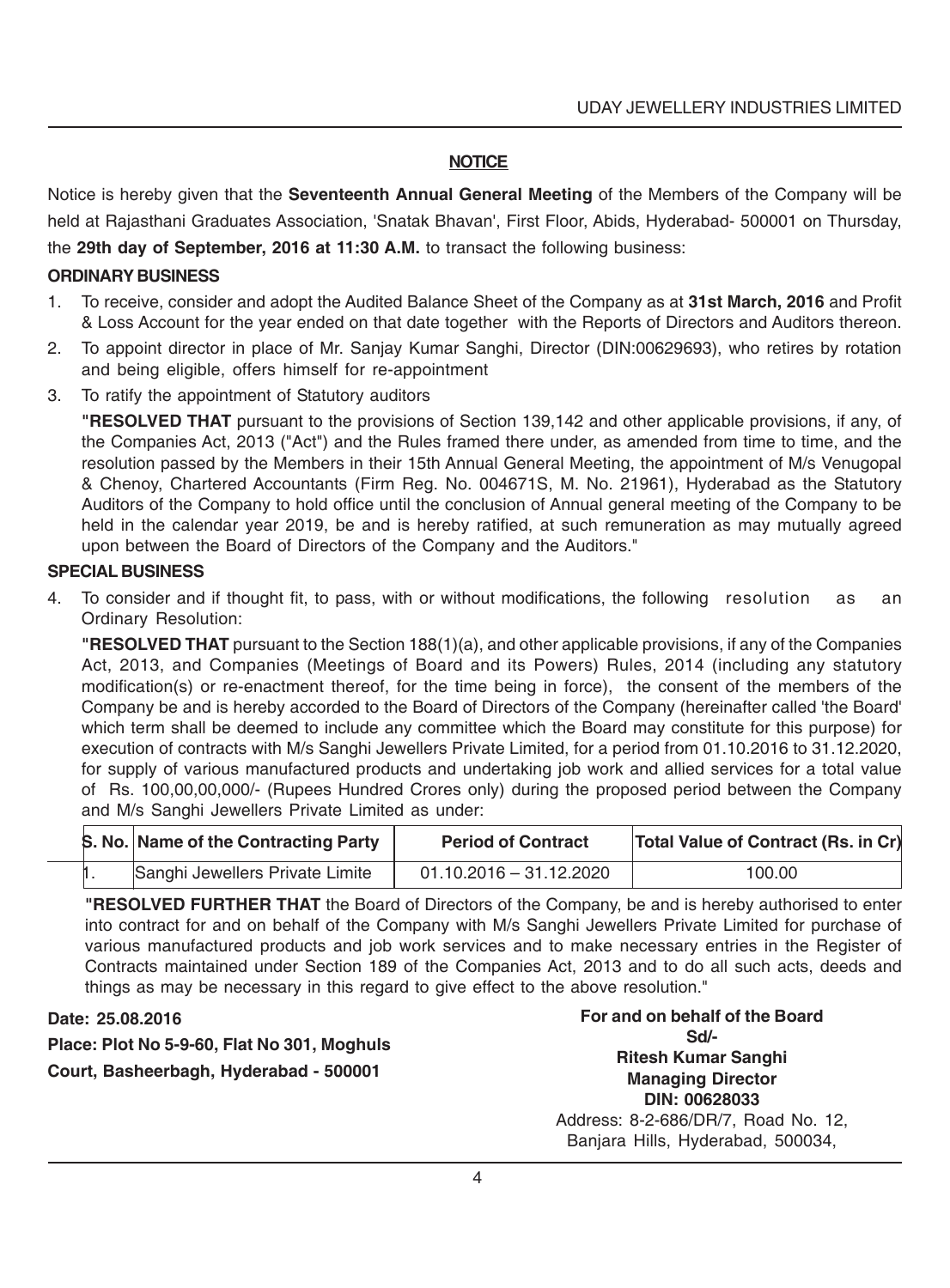## NOTICE

Notice is hereby given that the **Seventeenth Annual General Meeting** of the Members of the Company will be held at Rajasthani Graduates Association, 'Snatak Bhavan', First Floor, Abids, Hyderabad- 500001 on Thursday, the **29th day of September, 2016 at 11:30 A.M.** to transact the following business:

### ORDINARY BUSINESS

1. To receive, consider and adopt the Audited Balance Sheet of the Company as at **31st March, 2016** and Profit & Loss Account for the year ended on that date together with the Reports of Directors and Auditors thereon.
2. To appoint director in place of Mr. Sanjay Kumar Sanghi, Director (DIN:00629693), who retires by rotation and being eligible, offers himself for re-appointment
3. To ratify the appointment of Statutory auditors

   **"RESOLVED THAT** pursuant to the provisions of Section 139,142 and other applicable provisions, if any, of the Companies Act, 2013 ("Act") and the Rules framed there under, as amended from time to time, and the resolution passed by the Members in their 15th Annual General Meeting, the appointment of M/s Venugopal & Chenoy, Chartered Accountants (Firm Reg. No. 004671S, M. No. 21961), Hyderabad as the Statutory Auditors of the Company to hold office until the conclusion of Annual general meeting of the Company to be held in the calendar year 2019, be and is hereby ratified, at such remuneration as may mutually agreed upon between the Board of Directors of the Company and the Auditors."

### SPECIAL BUSINESS

4. To consider and if thought fit, to pass, with or without modifications, the following resolution as an Ordinary Resolution:

   **"RESOLVED THAT** pursuant to the Section 188(1)(a), and other applicable provisions, if any of the Companies Act, 2013, and Companies (Meetings of Board and its Powers) Rules, 2014 (including any statutory modification(s) or re-enactment thereof, for the time being in force), the consent of the members of the Company be and is hereby accorded to the Board of Directors of the Company (hereinafter called 'the Board' which term shall be deemed to include any committee which the Board may constitute for this purpose) for execution of contracts with M/s Sanghi Jewellers Private Limited, for a period from 01.10.2016 to 31.12.2020, for supply of various manufactured products and undertaking job work and allied services for a total value of Rs. 100,00,00,000/- (Rupees Hundred Crores only) during the proposed period between the Company and M/s Sanghi Jewellers Private Limited as under:

   | S. No. | Name of the Contracting Party | Period of Contract | Total Value of Contract (Rs. in Cr) |
   |---|---|---|---|
   | 1. | Sanghi Jewellers Private Limite | 01.10.2016 – 31.12.2020 | 100.00 |

   **"RESOLVED FURTHER THAT** the Board of Directors of the Company, be and is hereby authorised to enter into contract for and on behalf of the Company with M/s Sanghi Jewellers Private Limited for purchase of various manufactured products and job work services and to make necessary entries in the Register of Contracts maintained under Section 189 of the Companies Act, 2013 and to do all such acts, deeds and things as may be necessary in this regard to give effect to the above resolution."

**Date: 25.08.2016**
**Place: Plot No 5-9-60, Flat No 301, Moghuls Court, Basheerbagh, Hyderabad - 500001**

**For and on behalf of the Board**
**Sd/-**
**Ritesh Kumar Sanghi**
**Managing Director**
**DIN: 00628033**
Address: 8-2-686/DR/7, Road No. 12, Banjara Hills, Hyderabad, 500034,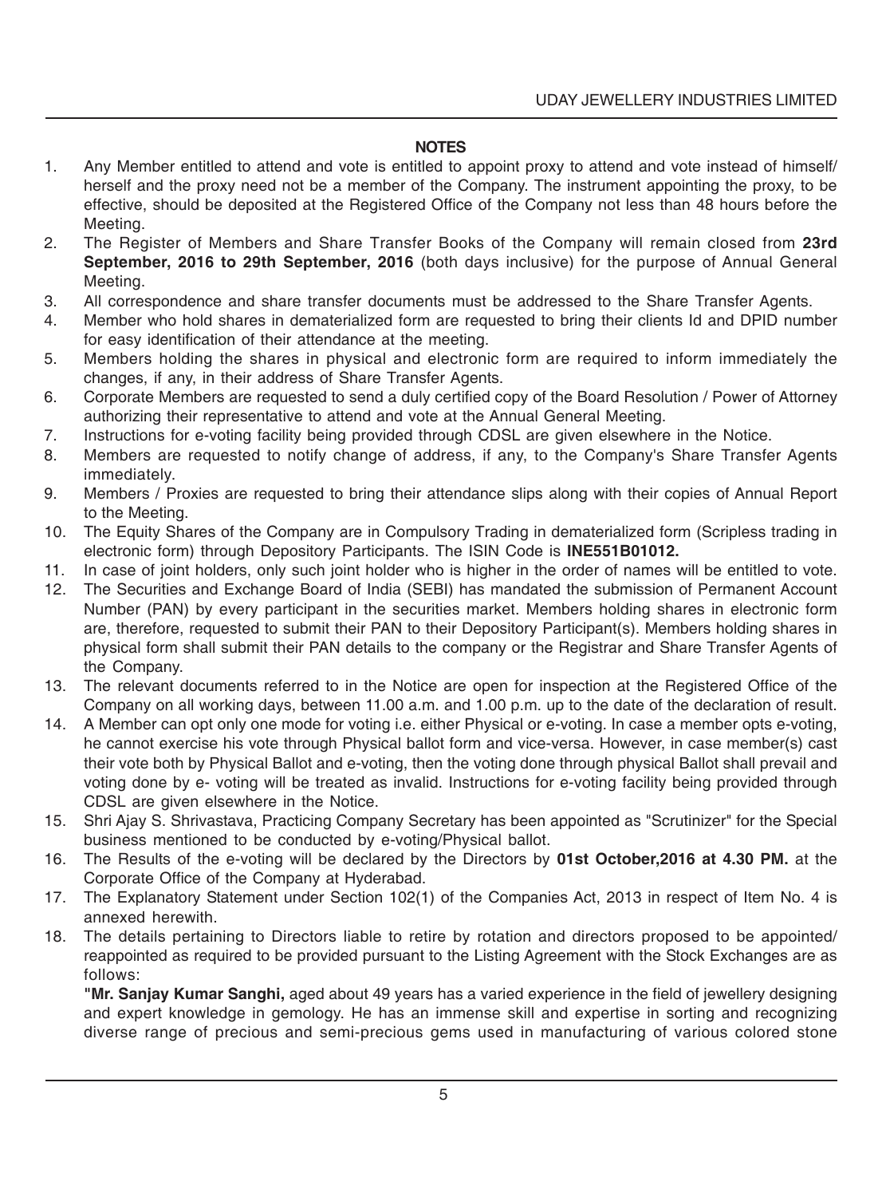## NOTES

1. Any Member entitled to attend and vote is entitled to appoint proxy to attend and vote instead of himself/ herself and the proxy need not be a member of the Company. The instrument appointing the proxy, to be effective, should be deposited at the Registered Office of the Company not less than 48 hours before the Meeting.
2. The Register of Members and Share Transfer Books of the Company will remain closed from **23rd September, 2016 to 29th September, 2016** (both days inclusive) for the purpose of Annual General Meeting.
3. All correspondence and share transfer documents must be addressed to the Share Transfer Agents.
4. Member who hold shares in dematerialized form are requested to bring their clients Id and DPID number for easy identification of their attendance at the meeting.
5. Members holding the shares in physical and electronic form are required to inform immediately the changes, if any, in their address of Share Transfer Agents.
6. Corporate Members are requested to send a duly certified copy of the Board Resolution / Power of Attorney authorizing their representative to attend and vote at the Annual General Meeting.
7. Instructions for e-voting facility being provided through CDSL are given elsewhere in the Notice.
8. Members are requested to notify change of address, if any, to the Company's Share Transfer Agents immediately.
9. Members / Proxies are requested to bring their attendance slips along with their copies of Annual Report to the Meeting.
10. The Equity Shares of the Company are in Compulsory Trading in dematerialized form (Scripless trading in electronic form) through Depository Participants. The ISIN Code is **INE551B01012.**
11. In case of joint holders, only such joint holder who is higher in the order of names will be entitled to vote.
12. The Securities and Exchange Board of India (SEBI) has mandated the submission of Permanent Account Number (PAN) by every participant in the securities market. Members holding shares in electronic form are, therefore, requested to submit their PAN to their Depository Participant(s). Members holding shares in physical form shall submit their PAN details to the company or the Registrar and Share Transfer Agents of the Company.
13. The relevant documents referred to in the Notice are open for inspection at the Registered Office of the Company on all working days, between 11.00 a.m. and 1.00 p.m. up to the date of the declaration of result.
14. A Member can opt only one mode for voting i.e. either Physical or e-voting. In case a member opts e-voting, he cannot exercise his vote through Physical ballot form and vice-versa. However, in case member(s) cast their vote both by Physical Ballot and e-voting, then the voting done through physical Ballot shall prevail and voting done by e- voting will be treated as invalid. Instructions for e-voting facility being provided through CDSL are given elsewhere in the Notice.
15. Shri Ajay S. Shrivastava, Practicing Company Secretary has been appointed as "Scrutinizer" for the Special business mentioned to be conducted by e-voting/Physical ballot.
16. The Results of the e-voting will be declared by the Directors by **01st October,2016 at 4.30 PM.** at the Corporate Office of the Company at Hyderabad.
17. The Explanatory Statement under Section 102(1) of the Companies Act, 2013 in respect of Item No. 4 is annexed herewith.
18. The details pertaining to Directors liable to retire by rotation and directors proposed to be appointed/ reappointed as required to be provided pursuant to the Listing Agreement with the Stock Exchanges are as follows:

    **"Mr. Sanjay Kumar Sanghi,** aged about 49 years has a varied experience in the field of jewellery designing and expert knowledge in gemology. He has an immense skill and expertise in sorting and recognizing diverse range of precious and semi-precious gems used in manufacturing of various colored stone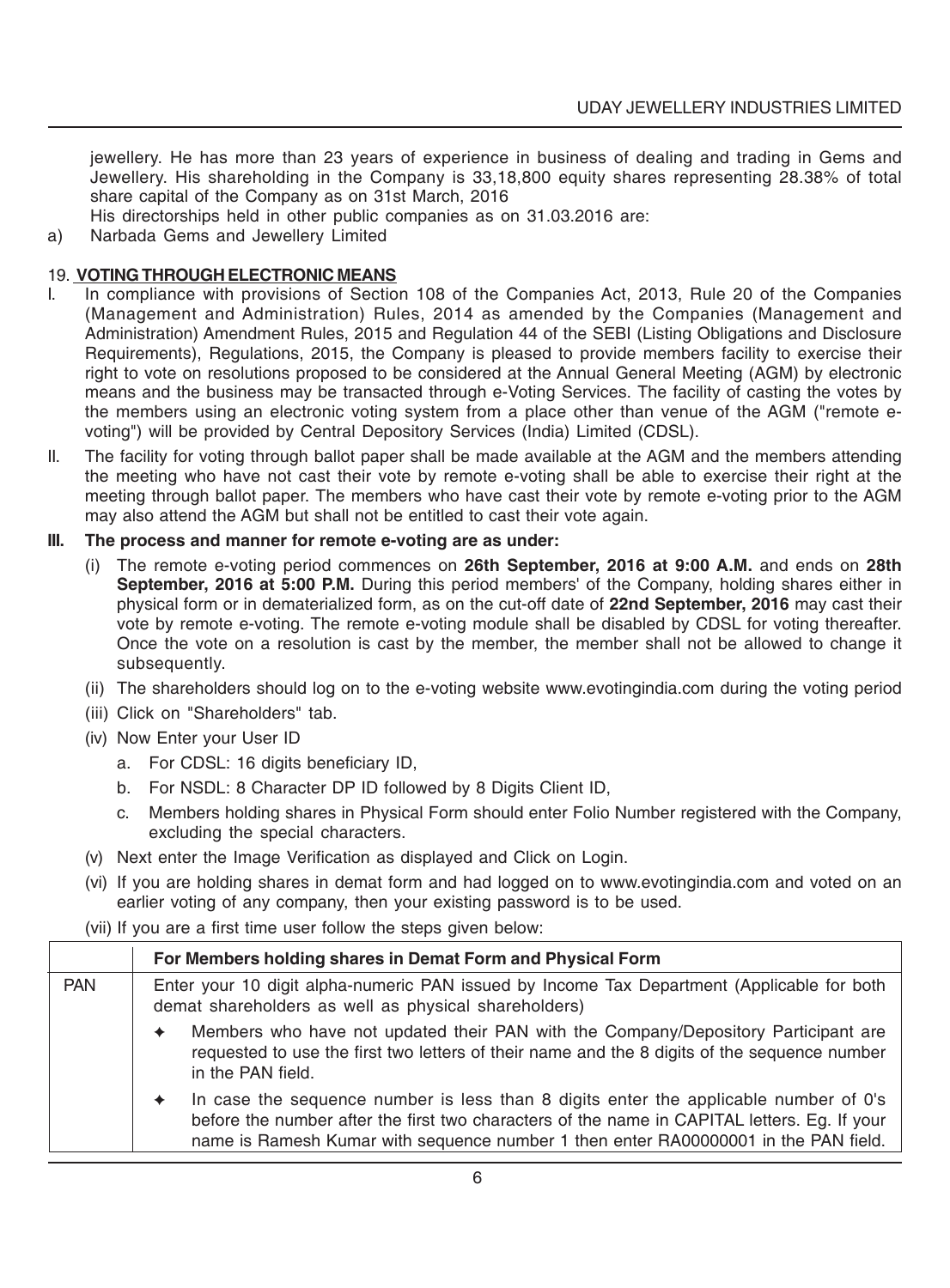jewellery. He has more than 23 years of experience in business of dealing and trading in Gems and Jewellery. His shareholding in the Company is 33,18,800 equity shares representing 28.38% of total share capital of the Company as on 31st March, 2016

His directorships held in other public companies as on 31.03.2016 are:

a) Narbada Gems and Jewellery Limited

19. **VOTING THROUGH ELECTRONIC MEANS**

I. In compliance with provisions of Section 108 of the Companies Act, 2013, Rule 20 of the Companies (Management and Administration) Rules, 2014 as amended by the Companies (Management and Administration) Amendment Rules, 2015 and Regulation 44 of the SEBI (Listing Obligations and Disclosure Requirements), Regulations, 2015, the Company is pleased to provide members facility to exercise their right to vote on resolutions proposed to be considered at the Annual General Meeting (AGM) by electronic means and the business may be transacted through e-Voting Services. The facility of casting the votes by the members using an electronic voting system from a place other than venue of the AGM ("remote e-voting") will be provided by Central Depository Services (India) Limited (CDSL).

II. The facility for voting through ballot paper shall be made available at the AGM and the members attending the meeting who have not cast their vote by remote e-voting shall be able to exercise their right at the meeting through ballot paper. The members who have cast their vote by remote e-voting prior to the AGM may also attend the AGM but shall not be entitled to cast their vote again.

**III. The process and manner for remote e-voting are as under:**

(i) The remote e-voting period commences on **26th September, 2016 at 9:00 A.M.** and ends on **28th September, 2016 at 5:00 P.M.** During this period members' of the Company, holding shares either in physical form or in dematerialized form, as on the cut-off date of **22nd September, 2016** may cast their vote by remote e-voting. The remote e-voting module shall be disabled by CDSL for voting thereafter. Once the vote on a resolution is cast by the member, the member shall not be allowed to change it subsequently.

(ii) The shareholders should log on to the e-voting website www.evotingindia.com during the voting period

(iii) Click on "Shareholders" tab.

(iv) Now Enter your User ID

a. For CDSL: 16 digits beneficiary ID,

b. For NSDL: 8 Character DP ID followed by 8 Digits Client ID,

c. Members holding shares in Physical Form should enter Folio Number registered with the Company, excluding the special characters.

(v) Next enter the Image Verification as displayed and Click on Login.

(vi) If you are holding shares in demat form and had logged on to www.evotingindia.com and voted on an earlier voting of any company, then your existing password is to be used.

(vii) If you are a first time user follow the steps given below:

| | **For Members holding shares in Demat Form and Physical Form** |
|---|---|
| PAN | Enter your 10 digit alpha-numeric PAN issued by Income Tax Department (Applicable for both demat shareholders as well as physical shareholders)<br>✦ Members who have not updated their PAN with the Company/Depository Participant are requested to use the first two letters of their name and the 8 digits of the sequence number in the PAN field.<br>✦ In case the sequence number is less than 8 digits enter the applicable number of 0's before the number after the first two characters of the name in CAPITAL letters. Eg. If your name is Ramesh Kumar with sequence number 1 then enter RA00000001 in the PAN field. |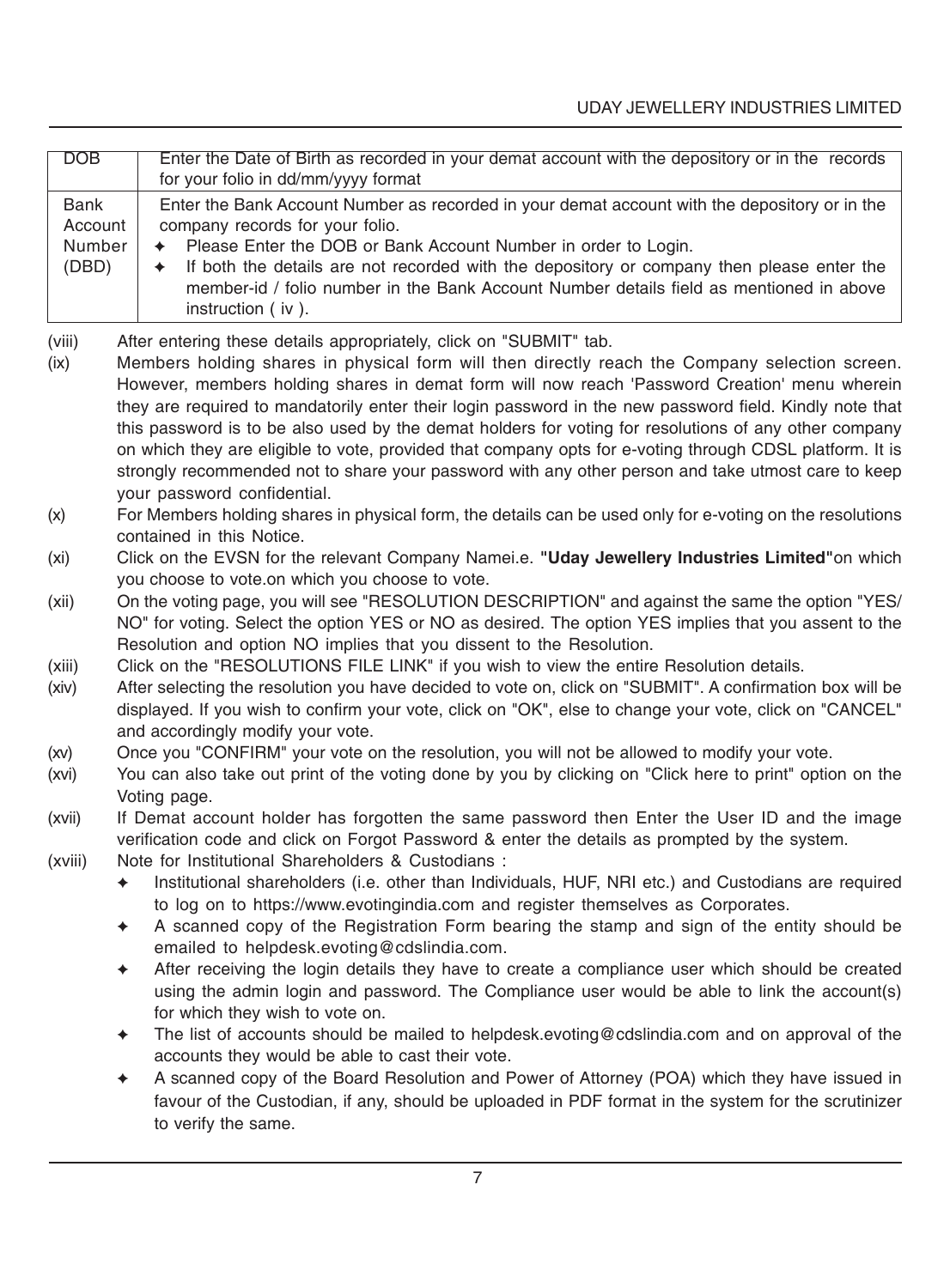| DOB | Enter the Date of Birth as recorded in your demat account with the depository or in the records for your folio in dd/mm/yyyy format |
|---|---|
| Bank Account Number (DBD) | Enter the Bank Account Number as recorded in your demat account with the depository or in the company records for your folio.<br>✦ Please Enter the DOB or Bank Account Number in order to Login.<br>✦ If both the details are not recorded with the depository or company then please enter the member-id / folio number in the Bank Account Number details field as mentioned in above instruction ( iv ). |

(viii) After entering these details appropriately, click on "SUBMIT" tab.

(ix) Members holding shares in physical form will then directly reach the Company selection screen. However, members holding shares in demat form will now reach 'Password Creation' menu wherein they are required to mandatorily enter their login password in the new password field. Kindly note that this password is to be also used by the demat holders for voting for resolutions of any other company on which they are eligible to vote, provided that company opts for e-voting through CDSL platform. It is strongly recommended not to share your password with any other person and take utmost care to keep your password confidential.

(x) For Members holding shares in physical form, the details can be used only for e-voting on the resolutions contained in this Notice.

(xi) Click on the EVSN for the relevant Company Namei.e. **"Uday Jewellery Industries Limited"**on which you choose to vote.on which you choose to vote.

(xii) On the voting page, you will see "RESOLUTION DESCRIPTION" and against the same the option "YES/ NO" for voting. Select the option YES or NO as desired. The option YES implies that you assent to the Resolution and option NO implies that you dissent to the Resolution.

(xiii) Click on the "RESOLUTIONS FILE LINK" if you wish to view the entire Resolution details.

(xiv) After selecting the resolution you have decided to vote on, click on "SUBMIT". A confirmation box will be displayed. If you wish to confirm your vote, click on "OK", else to change your vote, click on "CANCEL" and accordingly modify your vote.

(xv) Once you "CONFIRM" your vote on the resolution, you will not be allowed to modify your vote.

(xvi) You can also take out print of the voting done by you by clicking on "Click here to print" option on the Voting page.

(xvii) If Demat account holder has forgotten the same password then Enter the User ID and the image verification code and click on Forgot Password & enter the details as prompted by the system.

(xviii) Note for Institutional Shareholders & Custodians :

- ✦ Institutional shareholders (i.e. other than Individuals, HUF, NRI etc.) and Custodians are required to log on to https://www.evotingindia.com and register themselves as Corporates.
- ✦ A scanned copy of the Registration Form bearing the stamp and sign of the entity should be emailed to helpdesk.evoting@cdslindia.com.
- ✦ After receiving the login details they have to create a compliance user which should be created using the admin login and password. The Compliance user would be able to link the account(s) for which they wish to vote on.
- ✦ The list of accounts should be mailed to helpdesk.evoting@cdslindia.com and on approval of the accounts they would be able to cast their vote.
- ✦ A scanned copy of the Board Resolution and Power of Attorney (POA) which they have issued in favour of the Custodian, if any, should be uploaded in PDF format in the system for the scrutinizer to verify the same.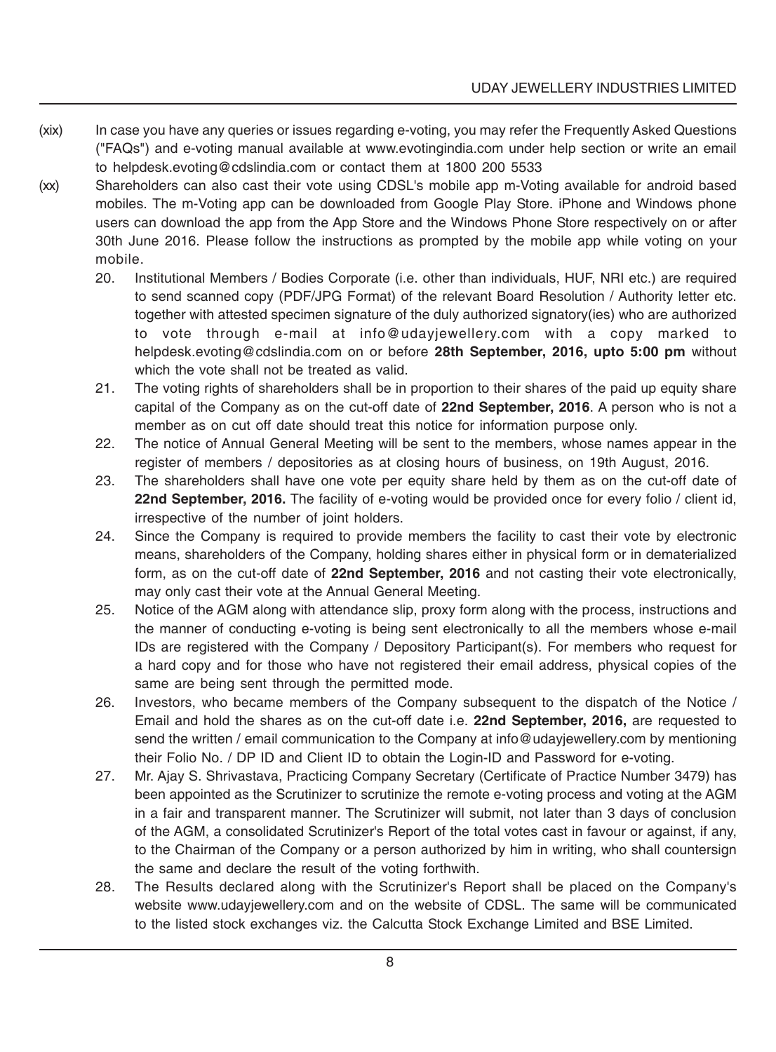(xix) In case you have any queries or issues regarding e-voting, you may refer the Frequently Asked Questions ("FAQs") and e-voting manual available at www.evotingindia.com under help section or write an email to helpdesk.evoting@cdslindia.com or contact them at 1800 200 5533

(xx) Shareholders can also cast their vote using CDSL's mobile app m-Voting available for android based mobiles. The m-Voting app can be downloaded from Google Play Store. iPhone and Windows phone users can download the app from the App Store and the Windows Phone Store respectively on or after 30th June 2016. Please follow the instructions as prompted by the mobile app while voting on your mobile.

20. Institutional Members / Bodies Corporate (i.e. other than individuals, HUF, NRI etc.) are required to send scanned copy (PDF/JPG Format) of the relevant Board Resolution / Authority letter etc. together with attested specimen signature of the duly authorized signatory(ies) who are authorized to vote through e-mail at info@udayjewellery.com with a copy marked to helpdesk.evoting@cdslindia.com on or before **28th September, 2016, upto 5:00 pm** without which the vote shall not be treated as valid.

21. The voting rights of shareholders shall be in proportion to their shares of the paid up equity share capital of the Company as on the cut-off date of **22nd September, 2016**. A person who is not a member as on cut off date should treat this notice for information purpose only.

22. The notice of Annual General Meeting will be sent to the members, whose names appear in the register of members / depositories as at closing hours of business, on 19th August, 2016.

23. The shareholders shall have one vote per equity share held by them as on the cut-off date of **22nd September, 2016.** The facility of e-voting would be provided once for every folio / client id, irrespective of the number of joint holders.

24. Since the Company is required to provide members the facility to cast their vote by electronic means, shareholders of the Company, holding shares either in physical form or in dematerialized form, as on the cut-off date of **22nd September, 2016** and not casting their vote electronically, may only cast their vote at the Annual General Meeting.

25. Notice of the AGM along with attendance slip, proxy form along with the process, instructions and the manner of conducting e-voting is being sent electronically to all the members whose e-mail IDs are registered with the Company / Depository Participant(s). For members who request for a hard copy and for those who have not registered their email address, physical copies of the same are being sent through the permitted mode.

26. Investors, who became members of the Company subsequent to the dispatch of the Notice / Email and hold the shares as on the cut-off date i.e. **22nd September, 2016,** are requested to send the written / email communication to the Company at info@udayjewellery.com by mentioning their Folio No. / DP ID and Client ID to obtain the Login-ID and Password for e-voting.

27. Mr. Ajay S. Shrivastava, Practicing Company Secretary (Certificate of Practice Number 3479) has been appointed as the Scrutinizer to scrutinize the remote e-voting process and voting at the AGM in a fair and transparent manner. The Scrutinizer will submit, not later than 3 days of conclusion of the AGM, a consolidated Scrutinizer's Report of the total votes cast in favour or against, if any, to the Chairman of the Company or a person authorized by him in writing, who shall countersign the same and declare the result of the voting forthwith.

28. The Results declared along with the Scrutinizer's Report shall be placed on the Company's website www.udayjewellery.com and on the website of CDSL. The same will be communicated to the listed stock exchanges viz. the Calcutta Stock Exchange Limited and BSE Limited.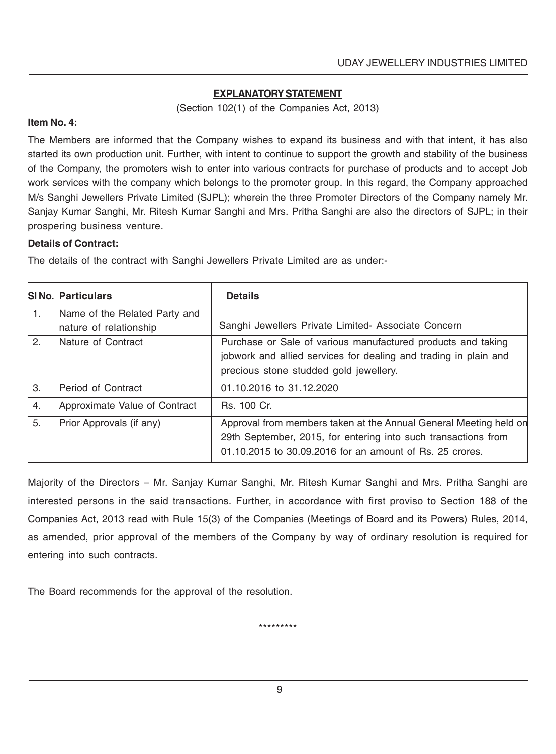## EXPLANATORY STATEMENT

(Section 102(1) of the Companies Act, 2013)

**Item No. 4:**

The Members are informed that the Company wishes to expand its business and with that intent, it has also started its own production unit. Further, with intent to continue to support the growth and stability of the business of the Company, the promoters wish to enter into various contracts for purchase of products and to accept Job work services with the company which belongs to the promoter group. In this regard, the Company approached M/s Sanghi Jewellers Private Limited (SJPL); wherein the three Promoter Directors of the Company namely Mr. Sanjay Kumar Sanghi, Mr. Ritesh Kumar Sanghi and Mrs. Pritha Sanghi are also the directors of SJPL; in their prospering business venture.

**Details of Contract:**

The details of the contract with Sanghi Jewellers Private Limited are as under:-

| Sl No. | Particulars | Details |
|---|---|---|
| 1. | Name of the Related Party and nature of relationship | Sanghi Jewellers Private Limited- Associate Concern |
| 2. | Nature of Contract | Purchase or Sale of various manufactured products and taking jobwork and allied services for dealing and trading in plain and precious stone studded gold jewellery. |
| 3. | Period of Contract | 01.10.2016 to 31.12.2020 |
| 4. | Approximate Value of Contract | Rs. 100 Cr. |
| 5. | Prior Approvals (if any) | Approval from members taken at the Annual General Meeting held on 29th September, 2015, for entering into such transactions from 01.10.2015 to 30.09.2016 for an amount of Rs. 25 crores. |

Majority of the Directors – Mr. Sanjay Kumar Sanghi, Mr. Ritesh Kumar Sanghi and Mrs. Pritha Sanghi are interested persons in the said transactions. Further, in accordance with first proviso to Section 188 of the Companies Act, 2013 read with Rule 15(3) of the Companies (Meetings of Board and its Powers) Rules, 2014, as amended, prior approval of the members of the Company by way of ordinary resolution is required for entering into such contracts.

The Board recommends for the approval of the resolution.

*********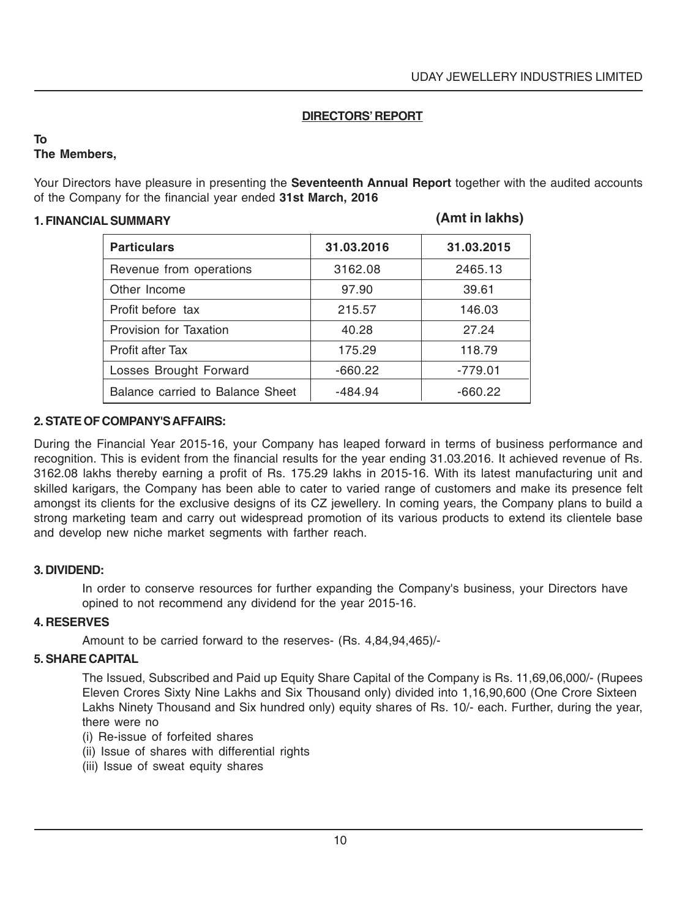## DIRECTORS' REPORT

**To**
**The Members,**

Your Directors have pleasure in presenting the **Seventeenth Annual Report** together with the audited accounts of the Company for the financial year ended **31st March, 2016**

### 1. FINANCIAL SUMMARY

**(Amt in lakhs)**

| Particulars | 31.03.2016 | 31.03.2015 |
|---|---|---|
| Revenue from operations | 3162.08 | 2465.13 |
| Other Income | 97.90 | 39.61 |
| Profit before tax | 215.57 | 146.03 |
| Provision for Taxation | 40.28 | 27.24 |
| Profit after Tax | 175.29 | 118.79 |
| Losses Brought Forward | -660.22 | -779.01 |
| Balance carried to Balance Sheet | -484.94 | -660.22 |

### 2. STATE OF COMPANY'S AFFAIRS:

During the Financial Year 2015-16, your Company has leaped forward in terms of business performance and recognition. This is evident from the financial results for the year ending 31.03.2016. It achieved revenue of Rs. 3162.08 lakhs thereby earning a profit of Rs. 175.29 lakhs in 2015-16. With its latest manufacturing unit and skilled karigars, the Company has been able to cater to varied range of customers and make its presence felt amongst its clients for the exclusive designs of its CZ jewellery. In coming years, the Company plans to build a strong marketing team and carry out widespread promotion of its various products to extend its clientele base and develop new niche market segments with farther reach.

### 3. DIVIDEND:

In order to conserve resources for further expanding the Company's business, your Directors have opined to not recommend any dividend for the year 2015-16.

### 4. RESERVES

Amount to be carried forward to the reserves- (Rs. 4,84,94,465)/-

### 5. SHARE CAPITAL

The Issued, Subscribed and Paid up Equity Share Capital of the Company is Rs. 11,69,06,000/- (Rupees Eleven Crores Sixty Nine Lakhs and Six Thousand only) divided into 1,16,90,600 (One Crore Sixteen Lakhs Ninety Thousand and Six hundred only) equity shares of Rs. 10/- each. Further, during the year, there were no

(i) Re-issue of forfeited shares
(ii) Issue of shares with differential rights
(iii) Issue of sweat equity shares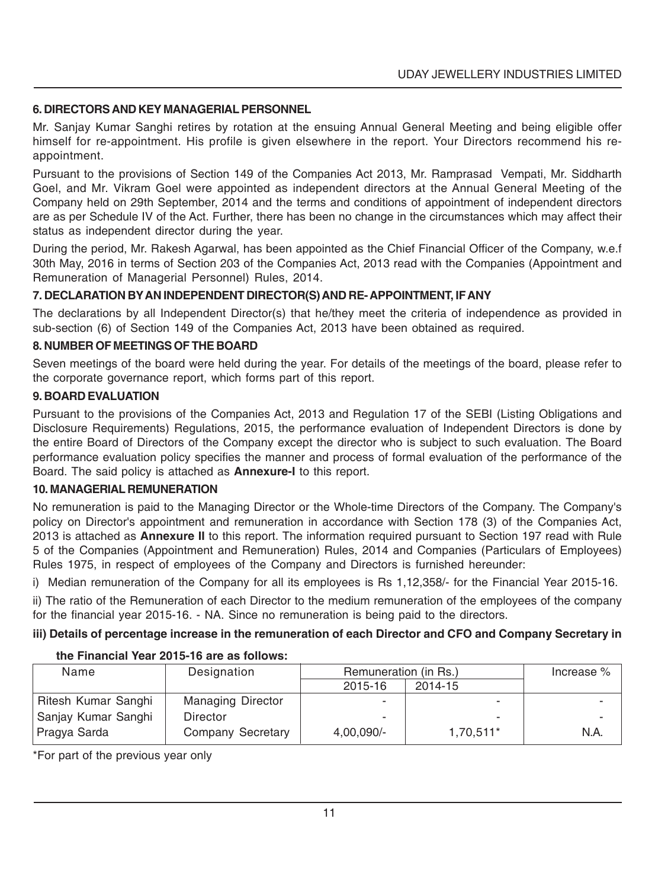### 6. DIRECTORS AND KEY MANAGERIAL PERSONNEL

Mr. Sanjay Kumar Sanghi retires by rotation at the ensuing Annual General Meeting and being eligible offer himself for re-appointment. His profile is given elsewhere in the report. Your Directors recommend his re-appointment.

Pursuant to the provisions of Section 149 of the Companies Act 2013, Mr. Ramprasad Vempati, Mr. Siddharth Goel, and Mr. Vikram Goel were appointed as independent directors at the Annual General Meeting of the Company held on 29th September, 2014 and the terms and conditions of appointment of independent directors are as per Schedule IV of the Act. Further, there has been no change in the circumstances which may affect their status as independent director during the year.

During the period, Mr. Rakesh Agarwal, has been appointed as the Chief Financial Officer of the Company, w.e.f 30th May, 2016 in terms of Section 203 of the Companies Act, 2013 read with the Companies (Appointment and Remuneration of Managerial Personnel) Rules, 2014.

### 7. DECLARATION BY AN INDEPENDENT DIRECTOR(S) AND RE- APPOINTMENT, IF ANY

The declarations by all Independent Director(s) that he/they meet the criteria of independence as provided in sub-section (6) of Section 149 of the Companies Act, 2013 have been obtained as required.

### 8. NUMBER OF MEETINGS OF THE BOARD

Seven meetings of the board were held during the year. For details of the meetings of the board, please refer to the corporate governance report, which forms part of this report.

### 9. BOARD EVALUATION

Pursuant to the provisions of the Companies Act, 2013 and Regulation 17 of the SEBI (Listing Obligations and Disclosure Requirements) Regulations, 2015, the performance evaluation of Independent Directors is done by the entire Board of Directors of the Company except the director who is subject to such evaluation. The Board performance evaluation policy specifies the manner and process of formal evaluation of the performance of the Board. The said policy is attached as **Annexure-I** to this report.

### 10. MANAGERIAL REMUNERATION

No remuneration is paid to the Managing Director or the Whole-time Directors of the Company. The Company's policy on Director's appointment and remuneration in accordance with Section 178 (3) of the Companies Act, 2013 is attached as **Annexure II** to this report. The information required pursuant to Section 197 read with Rule 5 of the Companies (Appointment and Remuneration) Rules, 2014 and Companies (Particulars of Employees) Rules 1975, in respect of employees of the Company and Directors is furnished hereunder:

i) Median remuneration of the Company for all its employees is Rs 1,12,358/- for the Financial Year 2015-16.

ii) The ratio of the Remuneration of each Director to the medium remuneration of the employees of the company for the financial year 2015-16. - NA. Since no remuneration is being paid to the directors.

**iii) Details of percentage increase in the remuneration of each Director and CFO and Company Secretary in the Financial Year 2015-16 are as follows:**

| Name | Designation | Remuneration (in Rs.) | | Increase % |
|---|---|---|---|---|
| | | 2015-16 | 2014-15 | |
| Ritesh Kumar Sanghi | Managing Director | - | - | - |
| Sanjay Kumar Sanghi | Director | - | - | - |
| Pragya Sarda | Company Secretary | 4,00,090/- | 1,70,511* | N.A. |

*For part of the previous year only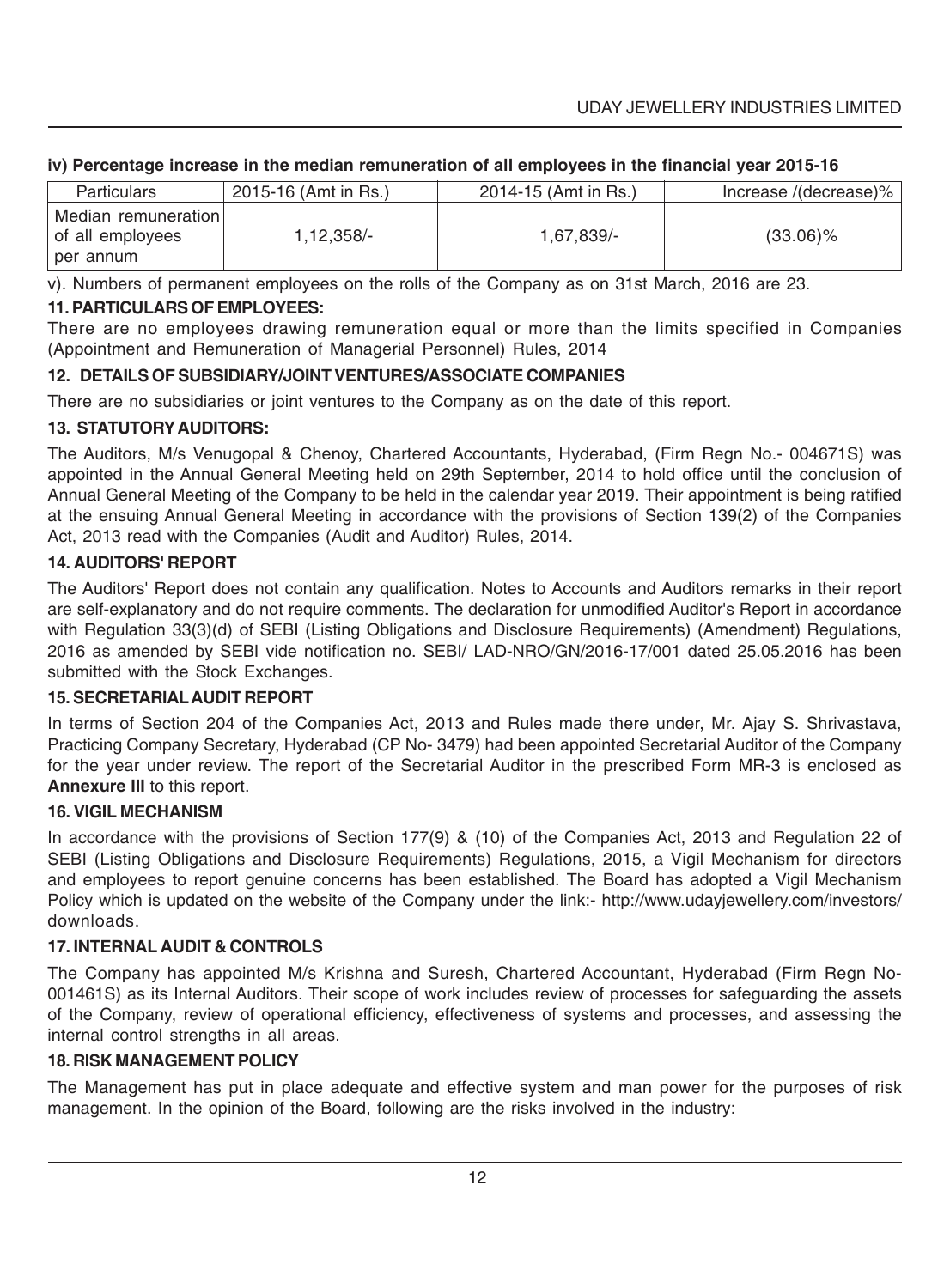**iv) Percentage increase in the median remuneration of all employees in the financial year 2015-16**

| Particulars | 2015-16 (Amt in Rs.) | 2014-15 (Amt in Rs.) | Increase /(decrease)% |
|---|---|---|---|
| Median remuneration of all employees per annum | 1,12,358/- | 1,67,839/- | (33.06)% |

v). Numbers of permanent employees on the rolls of the Company as on 31st March, 2016 are 23.

### 11. PARTICULARS OF EMPLOYEES:

There are no employees drawing remuneration equal or more than the limits specified in Companies (Appointment and Remuneration of Managerial Personnel) Rules, 2014

### 12. DETAILS OF SUBSIDIARY/JOINT VENTURES/ASSOCIATE COMPANIES

There are no subsidiaries or joint ventures to the Company as on the date of this report.

### 13. STATUTORY AUDITORS:

The Auditors, M/s Venugopal & Chenoy, Chartered Accountants, Hyderabad, (Firm Regn No.- 004671S) was appointed in the Annual General Meeting held on 29th September, 2014 to hold office until the conclusion of Annual General Meeting of the Company to be held in the calendar year 2019. Their appointment is being ratified at the ensuing Annual General Meeting in accordance with the provisions of Section 139(2) of the Companies Act, 2013 read with the Companies (Audit and Auditor) Rules, 2014.

### 14. AUDITORS' REPORT

The Auditors' Report does not contain any qualification. Notes to Accounts and Auditors remarks in their report are self-explanatory and do not require comments. The declaration for unmodified Auditor's Report in accordance with Regulation 33(3)(d) of SEBI (Listing Obligations and Disclosure Requirements) (Amendment) Regulations, 2016 as amended by SEBI vide notification no. SEBI/ LAD-NRO/GN/2016-17/001 dated 25.05.2016 has been submitted with the Stock Exchanges.

### 15. SECRETARIAL AUDIT REPORT

In terms of Section 204 of the Companies Act, 2013 and Rules made there under, Mr. Ajay S. Shrivastava, Practicing Company Secretary, Hyderabad (CP No- 3479) had been appointed Secretarial Auditor of the Company for the year under review. The report of the Secretarial Auditor in the prescribed Form MR-3 is enclosed as **Annexure III** to this report.

### 16. VIGIL MECHANISM

In accordance with the provisions of Section 177(9) & (10) of the Companies Act, 2013 and Regulation 22 of SEBI (Listing Obligations and Disclosure Requirements) Regulations, 2015, a Vigil Mechanism for directors and employees to report genuine concerns has been established. The Board has adopted a Vigil Mechanism Policy which is updated on the website of the Company under the link:- http://www.udayjewellery.com/investors/downloads.

### 17. INTERNAL AUDIT & CONTROLS

The Company has appointed M/s Krishna and Suresh, Chartered Accountant, Hyderabad (Firm Regn No- 001461S) as its Internal Auditors. Their scope of work includes review of processes for safeguarding the assets of the Company, review of operational efficiency, effectiveness of systems and processes, and assessing the internal control strengths in all areas.

### 18. RISK MANAGEMENT POLICY

The Management has put in place adequate and effective system and man power for the purposes of risk management. In the opinion of the Board, following are the risks involved in the industry: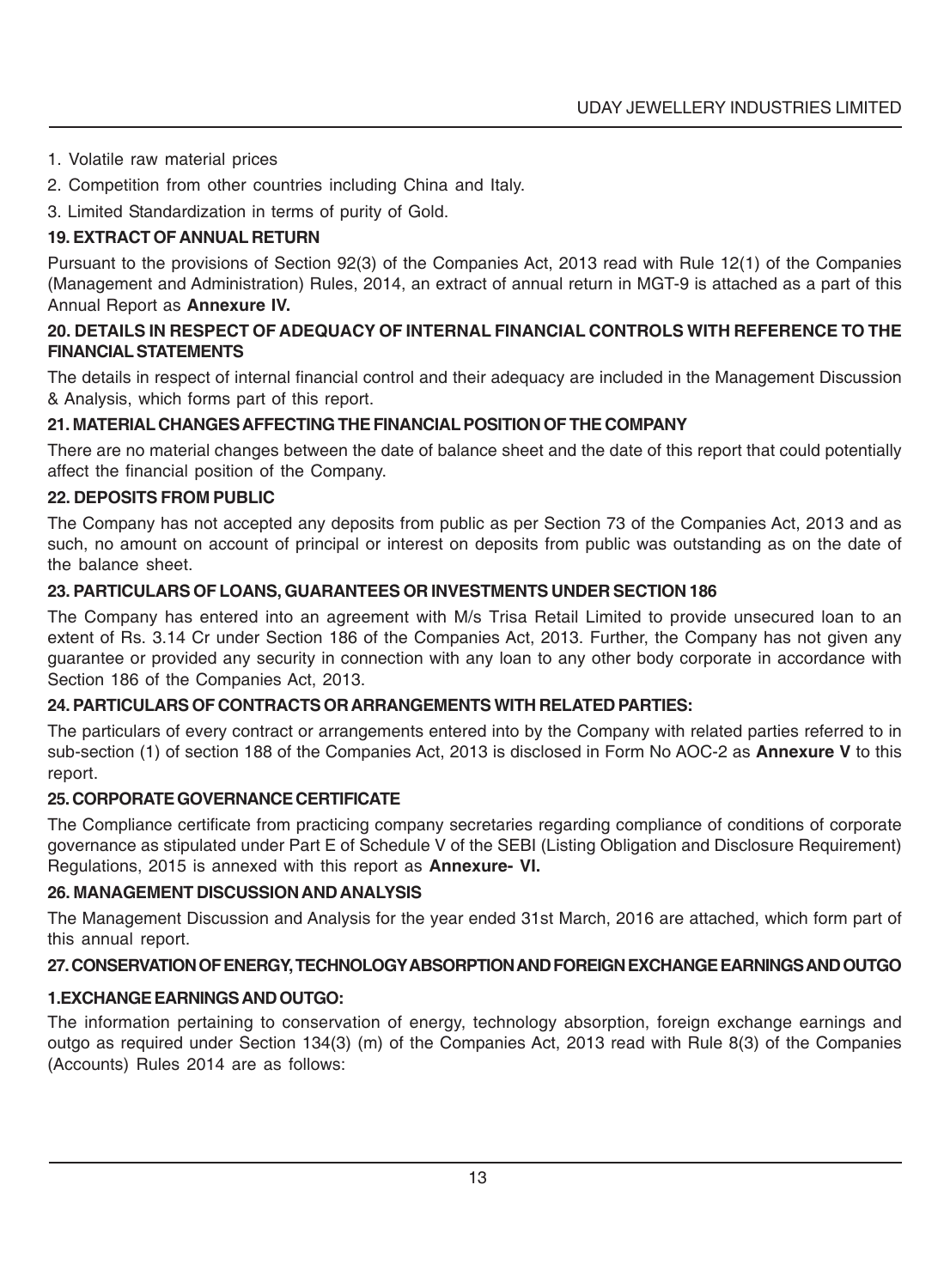1. Volatile raw material prices
2. Competition from other countries including China and Italy.
3. Limited Standardization in terms of purity of Gold.

### 19. EXTRACT OF ANNUAL RETURN

Pursuant to the provisions of Section 92(3) of the Companies Act, 2013 read with Rule 12(1) of the Companies (Management and Administration) Rules, 2014, an extract of annual return in MGT-9 is attached as a part of this Annual Report as **Annexure IV.**

### 20. DETAILS IN RESPECT OF ADEQUACY OF INTERNAL FINANCIAL CONTROLS WITH REFERENCE TO THE FINANCIAL STATEMENTS

The details in respect of internal financial control and their adequacy are included in the Management Discussion & Analysis, which forms part of this report.

### 21. MATERIAL CHANGES AFFECTING THE FINANCIAL POSITION OF THE COMPANY

There are no material changes between the date of balance sheet and the date of this report that could potentially affect the financial position of the Company.

### 22. DEPOSITS FROM PUBLIC

The Company has not accepted any deposits from public as per Section 73 of the Companies Act, 2013 and as such, no amount on account of principal or interest on deposits from public was outstanding as on the date of the balance sheet.

### 23. PARTICULARS OF LOANS, GUARANTEES OR INVESTMENTS UNDER SECTION 186

The Company has entered into an agreement with M/s Trisa Retail Limited to provide unsecured loan to an extent of Rs. 3.14 Cr under Section 186 of the Companies Act, 2013. Further, the Company has not given any guarantee or provided any security in connection with any loan to any other body corporate in accordance with Section 186 of the Companies Act, 2013.

### 24. PARTICULARS OF CONTRACTS OR ARRANGEMENTS WITH RELATED PARTIES:

The particulars of every contract or arrangements entered into by the Company with related parties referred to in sub-section (1) of section 188 of the Companies Act, 2013 is disclosed in Form No AOC-2 as **Annexure V** to this report.

### 25. CORPORATE GOVERNANCE CERTIFICATE

The Compliance certificate from practicing company secretaries regarding compliance of conditions of corporate governance as stipulated under Part E of Schedule V of the SEBI (Listing Obligation and Disclosure Requirement) Regulations, 2015 is annexed with this report as **Annexure- VI.**

### 26. MANAGEMENT DISCUSSION AND ANALYSIS

The Management Discussion and Analysis for the year ended 31st March, 2016 are attached, which form part of this annual report.

### 27. CONSERVATION OF ENERGY, TECHNOLOGY ABSORPTION AND FOREIGN EXCHANGE EARNINGS AND OUTGO

#### 1.EXCHANGE EARNINGS AND OUTGO:

The information pertaining to conservation of energy, technology absorption, foreign exchange earnings and outgo as required under Section 134(3) (m) of the Companies Act, 2013 read with Rule 8(3) of the Companies (Accounts) Rules 2014 are as follows: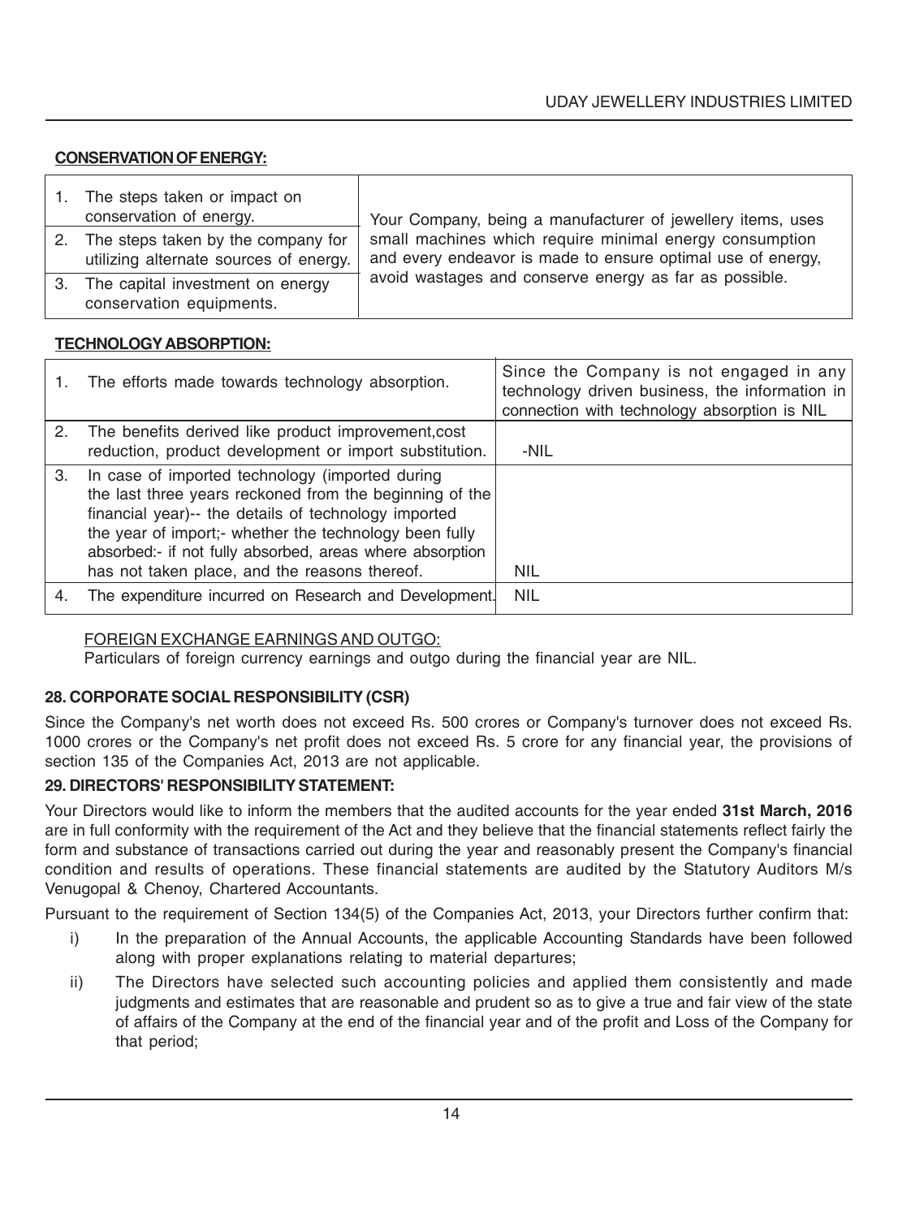**CONSERVATION OF ENERGY:**

| | |
|---|---|
| 1. The steps taken or impact on conservation of energy. | Your Company, being a manufacturer of jewellery items, uses small machines which require minimal energy consumption and every endeavor is made to ensure optimal use of energy, avoid wastages and conserve energy as far as possible. |
| 2. The steps taken by the company for utilizing alternate sources of energy. | |
| 3. The capital investment on energy conservation equipments. | |

**TECHNOLOGY ABSORPTION:**

| | | |
|---|---|---|
| 1. | The efforts made towards technology absorption. | Since the Company is not engaged in any technology driven business, the information in connection with technology absorption is NIL |
| 2. | The benefits derived like product improvement,cost reduction, product development or import substitution. | -NIL |
| 3. | In case of imported technology (imported during the last three years reckoned from the beginning of the financial year)-- the details of technology imported the year of import;- whether the technology been fully absorbed:- if not fully absorbed, areas where absorption has not taken place, and the reasons thereof. | NIL |
| 4. | The expenditure incurred on Research and Development. | NIL |

FOREIGN EXCHANGE EARNINGS AND OUTGO:

Particulars of foreign currency earnings and outgo during the financial year are NIL.

**28. CORPORATE SOCIAL RESPONSIBILITY (CSR)**

Since the Company's net worth does not exceed Rs. 500 crores or Company's turnover does not exceed Rs. 1000 crores or the Company's net profit does not exceed Rs. 5 crore for any financial year, the provisions of section 135 of the Companies Act, 2013 are not applicable.

**29. DIRECTORS' RESPONSIBILITY STATEMENT:**

Your Directors would like to inform the members that the audited accounts for the year ended **31st March, 2016** are in full conformity with the requirement of the Act and they believe that the financial statements reflect fairly the form and substance of transactions carried out during the year and reasonably present the Company's financial condition and results of operations. These financial statements are audited by the Statutory Auditors M/s Venugopal & Chenoy, Chartered Accountants.

Pursuant to the requirement of Section 134(5) of the Companies Act, 2013, your Directors further confirm that:

i) In the preparation of the Annual Accounts, the applicable Accounting Standards have been followed along with proper explanations relating to material departures;

ii) The Directors have selected such accounting policies and applied them consistently and made judgments and estimates that are reasonable and prudent so as to give a true and fair view of the state of affairs of the Company at the end of the financial year and of the profit and Loss of the Company for that period;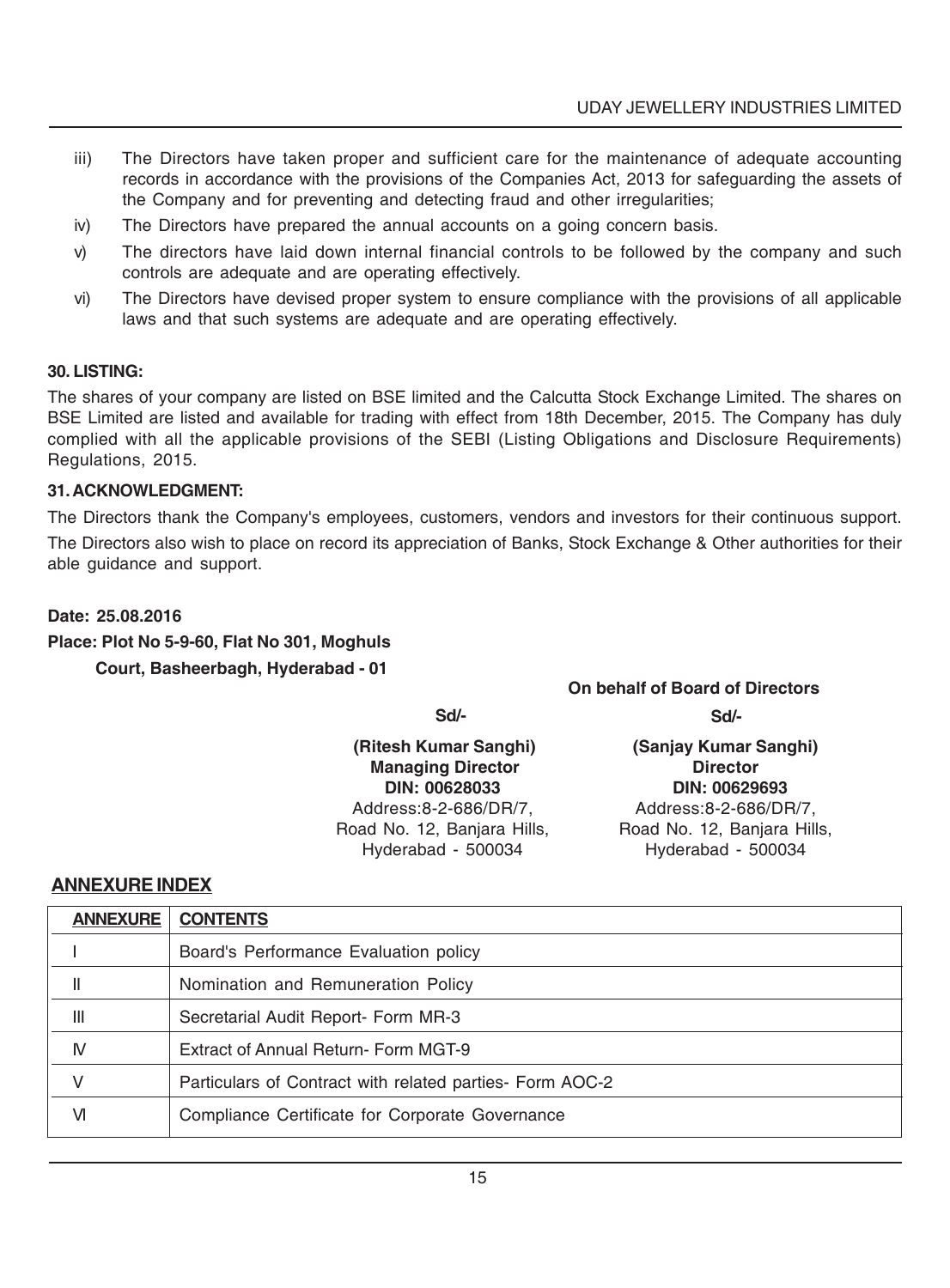iii) The Directors have taken proper and sufficient care for the maintenance of adequate accounting records in accordance with the provisions of the Companies Act, 2013 for safeguarding the assets of the Company and for preventing and detecting fraud and other irregularities;

iv) The Directors have prepared the annual accounts on a going concern basis.

v) The directors have laid down internal financial controls to be followed by the company and such controls are adequate and are operating effectively.

vi) The Directors have devised proper system to ensure compliance with the provisions of all applicable laws and that such systems are adequate and are operating effectively.

**30. LISTING:**

The shares of your company are listed on BSE limited and the Calcutta Stock Exchange Limited. The shares on BSE Limited are listed and available for trading with effect from 18th December, 2015. The Company has duly complied with all the applicable provisions of the SEBI (Listing Obligations and Disclosure Requirements) Regulations, 2015.

**31. ACKNOWLEDGMENT:**

The Directors thank the Company's employees, customers, vendors and investors for their continuous support.

The Directors also wish to place on record its appreciation of Banks, Stock Exchange & Other authorities for their able guidance and support.

**Date: 25.08.2016**

**Place: Plot No 5-9-60, Flat No 301, Moghuls Court, Basheerbagh, Hyderabad - 01**

**On behalf of Board of Directors**

| Sd/- | Sd/- |
|---|---|
| **(Ritesh Kumar Sanghi)** | **(Sanjay Kumar Sanghi)** |
| **Managing Director** | **Director** |
| **DIN: 00628033** | **DIN: 00629693** |
| Address:8-2-686/DR/7, | Address:8-2-686/DR/7, |
| Road No. 12, Banjara Hills, | Road No. 12, Banjara Hills, |
| Hyderabad - 500034 | Hyderabad - 500034 |

**ANNEXURE INDEX**

| ANNEXURE | CONTENTS |
|---|---|
| I | Board's Performance Evaluation policy |
| II | Nomination and Remuneration Policy |
| III | Secretarial Audit Report- Form MR-3 |
| IV | Extract of Annual Return- Form MGT-9 |
| V | Particulars of Contract with related parties- Form AOC-2 |
| VI | Compliance Certificate for Corporate Governance |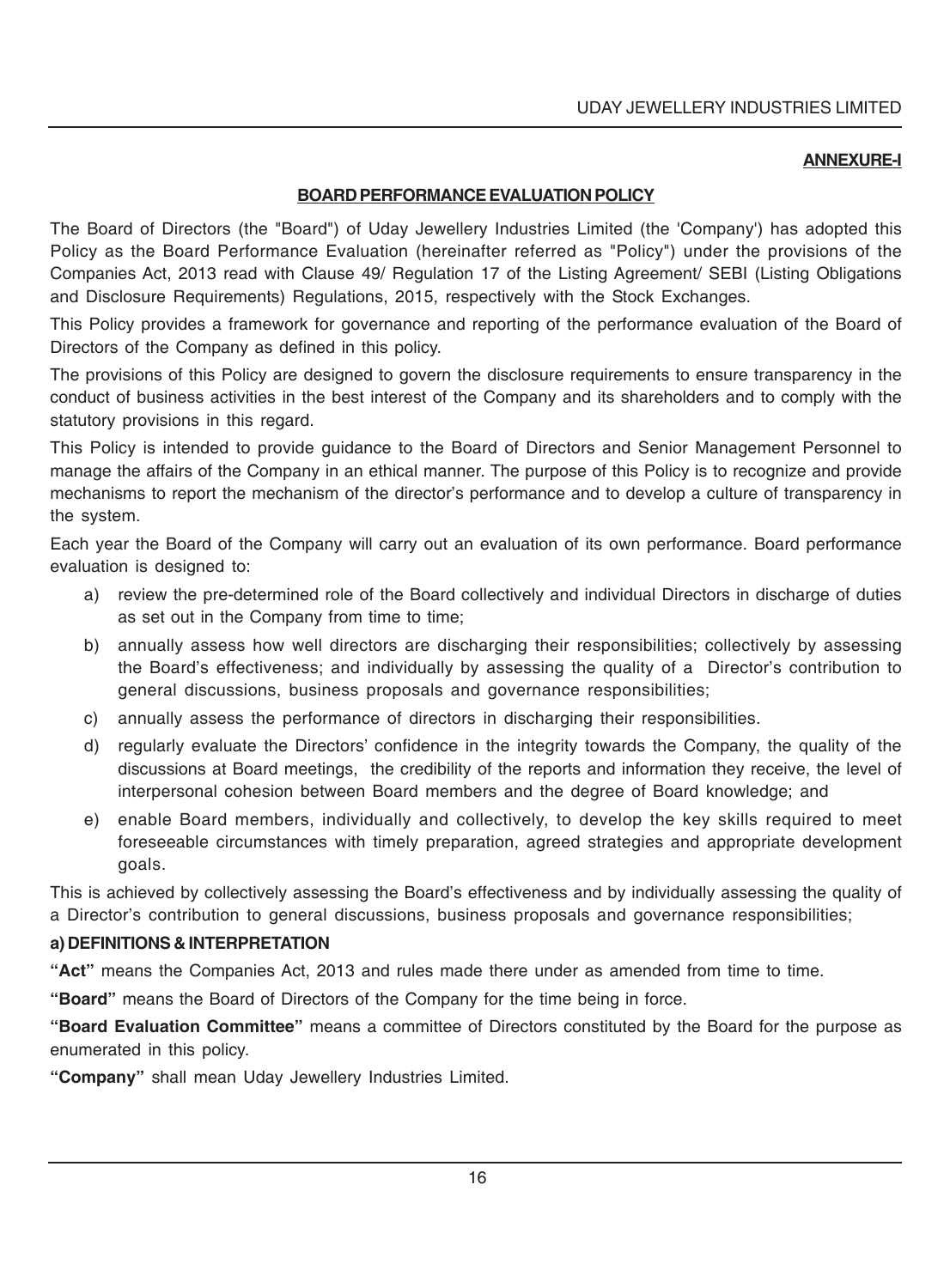**ANNEXURE-I**

## BOARD PERFORMANCE EVALUATION POLICY

The Board of Directors (the "Board") of Uday Jewellery Industries Limited (the 'Company') has adopted this Policy as the Board Performance Evaluation (hereinafter referred as "Policy") under the provisions of the Companies Act, 2013 read with Clause 49/ Regulation 17 of the Listing Agreement/ SEBI (Listing Obligations and Disclosure Requirements) Regulations, 2015, respectively with the Stock Exchanges.

This Policy provides a framework for governance and reporting of the performance evaluation of the Board of Directors of the Company as defined in this policy.

The provisions of this Policy are designed to govern the disclosure requirements to ensure transparency in the conduct of business activities in the best interest of the Company and its shareholders and to comply with the statutory provisions in this regard.

This Policy is intended to provide guidance to the Board of Directors and Senior Management Personnel to manage the affairs of the Company in an ethical manner. The purpose of this Policy is to recognize and provide mechanisms to report the mechanism of the director's performance and to develop a culture of transparency in the system.

Each year the Board of the Company will carry out an evaluation of its own performance. Board performance evaluation is designed to:

a) review the pre-determined role of the Board collectively and individual Directors in discharge of duties as set out in the Company from time to time;

b) annually assess how well directors are discharging their responsibilities; collectively by assessing the Board's effectiveness; and individually by assessing the quality of a Director's contribution to general discussions, business proposals and governance responsibilities;

c) annually assess the performance of directors in discharging their responsibilities.

d) regularly evaluate the Directors' confidence in the integrity towards the Company, the quality of the discussions at Board meetings, the credibility of the reports and information they receive, the level of interpersonal cohesion between Board members and the degree of Board knowledge; and

e) enable Board members, individually and collectively, to develop the key skills required to meet foreseeable circumstances with timely preparation, agreed strategies and appropriate development goals.

This is achieved by collectively assessing the Board's effectiveness and by individually assessing the quality of a Director's contribution to general discussions, business proposals and governance responsibilities;

### a) DEFINITIONS & INTERPRETATION

**"Act"** means the Companies Act, 2013 and rules made there under as amended from time to time.

**"Board"** means the Board of Directors of the Company for the time being in force.

**"Board Evaluation Committee"** means a committee of Directors constituted by the Board for the purpose as enumerated in this policy.

**"Company"** shall mean Uday Jewellery Industries Limited.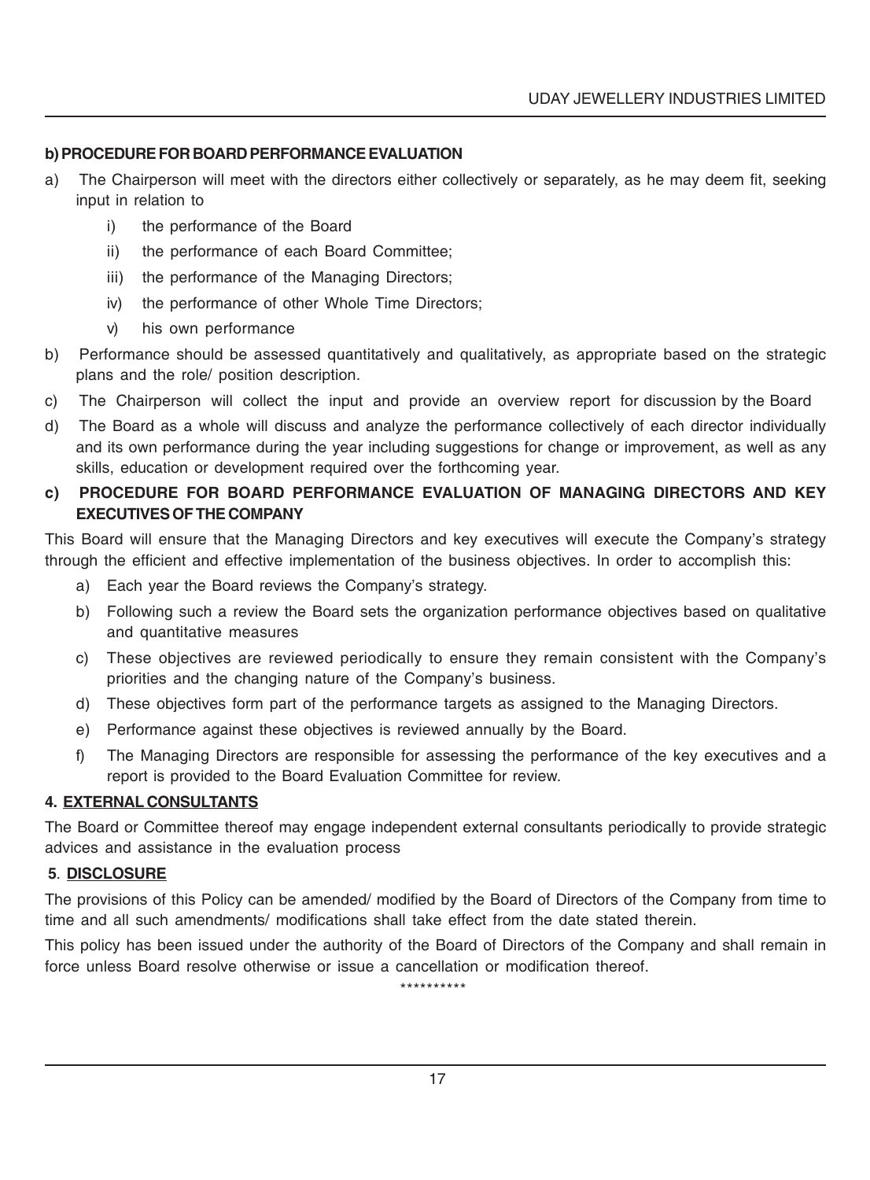**b) PROCEDURE FOR BOARD PERFORMANCE EVALUATION**

a) The Chairperson will meet with the directors either collectively or separately, as he may deem fit, seeking input in relation to

   i) the performance of the Board

   ii) the performance of each Board Committee;

   iii) the performance of the Managing Directors;

   iv) the performance of other Whole Time Directors;

   v) his own performance

b) Performance should be assessed quantitatively and qualitatively, as appropriate based on the strategic plans and the role/ position description.

c) The Chairperson will collect the input and provide an overview report for discussion by the Board

d) The Board as a whole will discuss and analyze the performance collectively of each director individually and its own performance during the year including suggestions for change or improvement, as well as any skills, education or development required over the forthcoming year.

**c) PROCEDURE FOR BOARD PERFORMANCE EVALUATION OF MANAGING DIRECTORS AND KEY EXECUTIVES OF THE COMPANY**

This Board will ensure that the Managing Directors and key executives will execute the Company's strategy through the efficient and effective implementation of the business objectives. In order to accomplish this:

a) Each year the Board reviews the Company's strategy.

b) Following such a review the Board sets the organization performance objectives based on qualitative and quantitative measures

c) These objectives are reviewed periodically to ensure they remain consistent with the Company's priorities and the changing nature of the Company's business.

d) These objectives form part of the performance targets as assigned to the Managing Directors.

e) Performance against these objectives is reviewed annually by the Board.

f) The Managing Directors are responsible for assessing the performance of the key executives and a report is provided to the Board Evaluation Committee for review.

**4. EXTERNAL CONSULTANTS**

The Board or Committee thereof may engage independent external consultants periodically to provide strategic advices and assistance in the evaluation process

**5. DISCLOSURE**

The provisions of this Policy can be amended/ modified by the Board of Directors of the Company from time to time and all such amendments/ modifications shall take effect from the date stated therein.

This policy has been issued under the authority of the Board of Directors of the Company and shall remain in force unless Board resolve otherwise or issue a cancellation or modification thereof.

**********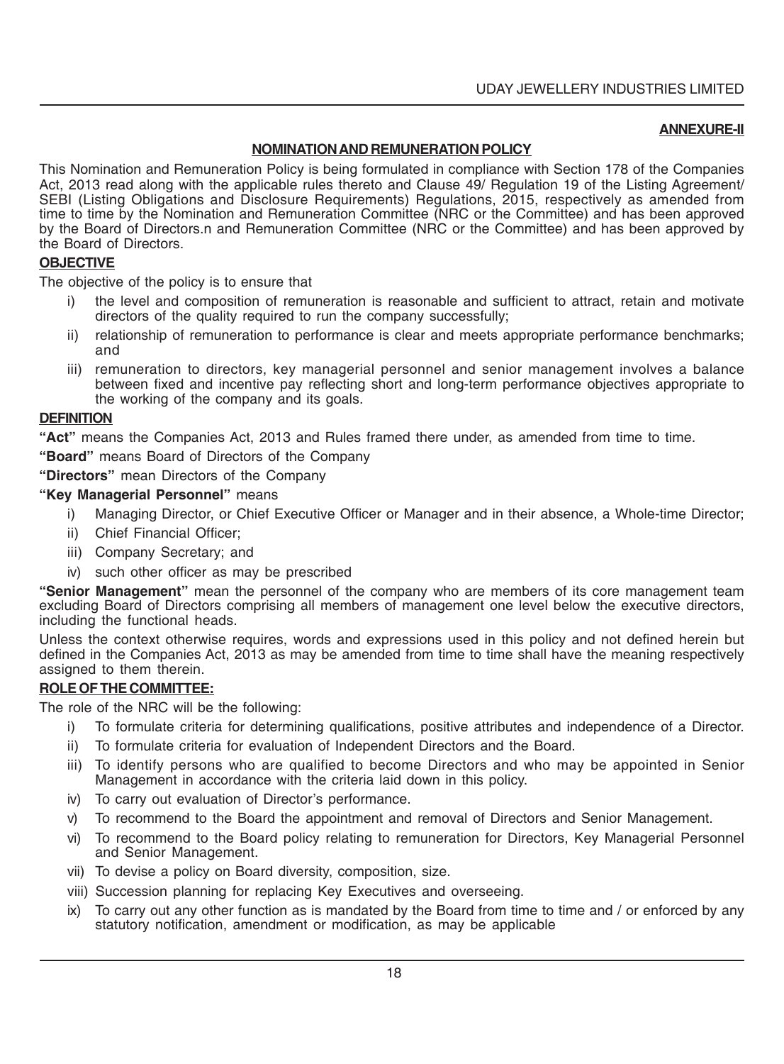**ANNEXURE-II**

## NOMINATION AND REMUNERATION POLICY

This Nomination and Remuneration Policy is being formulated in compliance with Section 178 of the Companies Act, 2013 read along with the applicable rules thereto and Clause 49/ Regulation 19 of the Listing Agreement/ SEBI (Listing Obligations and Disclosure Requirements) Regulations, 2015, respectively as amended from time to time by the Nomination and Remuneration Committee (NRC or the Committee) and has been approved by the Board of Directors.n and Remuneration Committee (NRC or the Committee) and has been approved by the Board of Directors.

### OBJECTIVE

The objective of the policy is to ensure that

i) the level and composition of remuneration is reasonable and sufficient to attract, retain and motivate directors of the quality required to run the company successfully;

ii) relationship of remuneration to performance is clear and meets appropriate performance benchmarks; and

iii) remuneration to directors, key managerial personnel and senior management involves a balance between fixed and incentive pay reflecting short and long-term performance objectives appropriate to the working of the company and its goals.

### DEFINITION

**"Act"** means the Companies Act, 2013 and Rules framed there under, as amended from time to time.

**"Board"** means Board of Directors of the Company

**"Directors"** mean Directors of the Company

**"Key Managerial Personnel"** means

i) Managing Director, or Chief Executive Officer or Manager and in their absence, a Whole-time Director;

ii) Chief Financial Officer;

iii) Company Secretary; and

iv) such other officer as may be prescribed

**"Senior Management"** mean the personnel of the company who are members of its core management team excluding Board of Directors comprising all members of management one level below the executive directors, including the functional heads.

Unless the context otherwise requires, words and expressions used in this policy and not defined herein but defined in the Companies Act, 2013 as may be amended from time to time shall have the meaning respectively assigned to them therein.

### ROLE OF THE COMMITTEE:

The role of the NRC will be the following:

i) To formulate criteria for determining qualifications, positive attributes and independence of a Director.

ii) To formulate criteria for evaluation of Independent Directors and the Board.

iii) To identify persons who are qualified to become Directors and who may be appointed in Senior Management in accordance with the criteria laid down in this policy.

iv) To carry out evaluation of Director's performance.

v) To recommend to the Board the appointment and removal of Directors and Senior Management.

vi) To recommend to the Board policy relating to remuneration for Directors, Key Managerial Personnel and Senior Management.

vii) To devise a policy on Board diversity, composition, size.

viii) Succession planning for replacing Key Executives and overseeing.

ix) To carry out any other function as is mandated by the Board from time to time and / or enforced by any statutory notification, amendment or modification, as may be applicable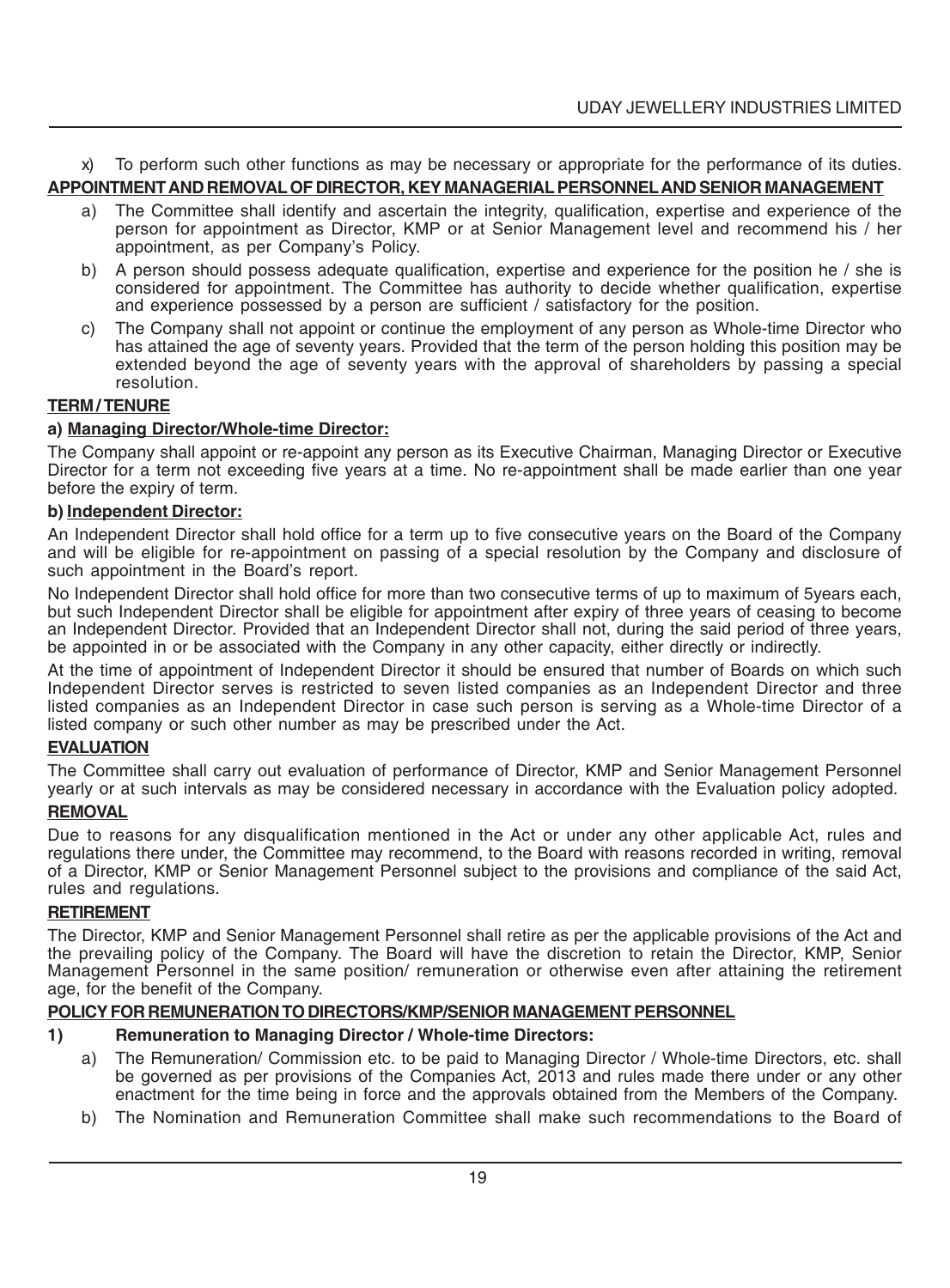x) To perform such other functions as may be necessary or appropriate for the performance of its duties.

**APPOINTMENT AND REMOVAL OF DIRECTOR, KEY MANAGERIAL PERSONNEL AND SENIOR MANAGEMENT**

a) The Committee shall identify and ascertain the integrity, qualification, expertise and experience of the person for appointment as Director, KMP or at Senior Management level and recommend his / her appointment, as per Company's Policy.

b) A person should possess adequate qualification, expertise and experience for the position he / she is considered for appointment. The Committee has authority to decide whether qualification, expertise and experience possessed by a person are sufficient / satisfactory for the position.

c) The Company shall not appoint or continue the employment of any person as Whole-time Director who has attained the age of seventy years. Provided that the term of the person holding this position may be extended beyond the age of seventy years with the approval of shareholders by passing a special resolution.

**TERM / TENURE**

**a) Managing Director/Whole-time Director:**

The Company shall appoint or re-appoint any person as its Executive Chairman, Managing Director or Executive Director for a term not exceeding five years at a time. No re-appointment shall be made earlier than one year before the expiry of term.

**b) Independent Director:**

An Independent Director shall hold office for a term up to five consecutive years on the Board of the Company and will be eligible for re-appointment on passing of a special resolution by the Company and disclosure of such appointment in the Board's report.

No Independent Director shall hold office for more than two consecutive terms of up to maximum of 5years each, but such Independent Director shall be eligible for appointment after expiry of three years of ceasing to become an Independent Director. Provided that an Independent Director shall not, during the said period of three years, be appointed in or be associated with the Company in any other capacity, either directly or indirectly.

At the time of appointment of Independent Director it should be ensured that number of Boards on which such Independent Director serves is restricted to seven listed companies as an Independent Director and three listed companies as an Independent Director in case such person is serving as a Whole-time Director of a listed company or such other number as may be prescribed under the Act.

**EVALUATION**

The Committee shall carry out evaluation of performance of Director, KMP and Senior Management Personnel yearly or at such intervals as may be considered necessary in accordance with the Evaluation policy adopted.

**REMOVAL**

Due to reasons for any disqualification mentioned in the Act or under any other applicable Act, rules and regulations there under, the Committee may recommend, to the Board with reasons recorded in writing, removal of a Director, KMP or Senior Management Personnel subject to the provisions and compliance of the said Act, rules and regulations.

**RETIREMENT**

The Director, KMP and Senior Management Personnel shall retire as per the applicable provisions of the Act and the prevailing policy of the Company. The Board will have the discretion to retain the Director, KMP, Senior Management Personnel in the same position/ remuneration or otherwise even after attaining the retirement age, for the benefit of the Company.

**POLICY FOR REMUNERATION TO DIRECTORS/KMP/SENIOR MANAGEMENT PERSONNEL**

**1) Remuneration to Managing Director / Whole-time Directors:**

a) The Remuneration/ Commission etc. to be paid to Managing Director / Whole-time Directors, etc. shall be governed as per provisions of the Companies Act, 2013 and rules made there under or any other enactment for the time being in force and the approvals obtained from the Members of the Company.

b) The Nomination and Remuneration Committee shall make such recommendations to the Board of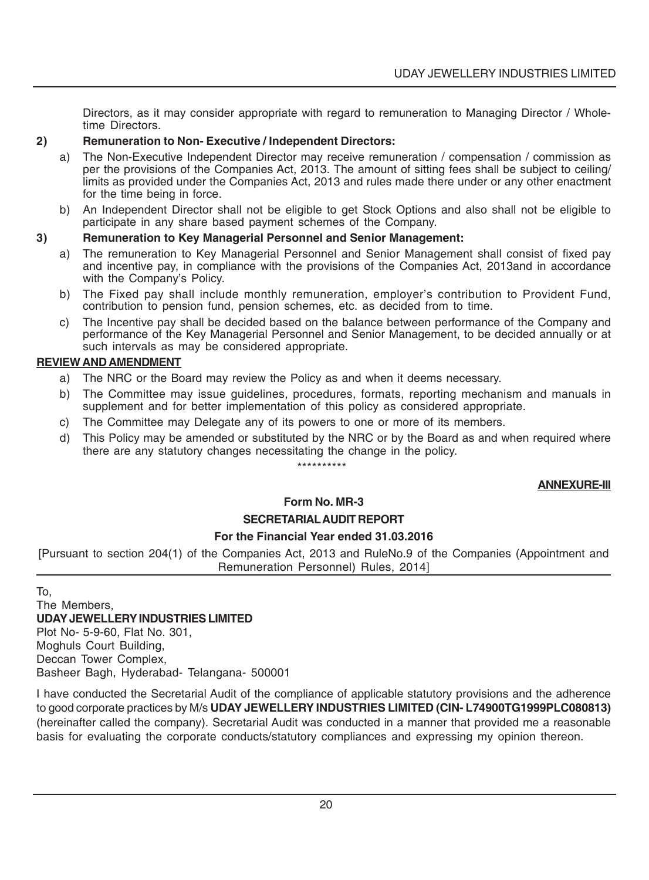Directors, as it may consider appropriate with regard to remuneration to Managing Director / Whole-time Directors.

**2) Remuneration to Non- Executive / Independent Directors:**

a) The Non-Executive Independent Director may receive remuneration / compensation / commission as per the provisions of the Companies Act, 2013. The amount of sitting fees shall be subject to ceiling/ limits as provided under the Companies Act, 2013 and rules made there under or any other enactment for the time being in force.

b) An Independent Director shall not be eligible to get Stock Options and also shall not be eligible to participate in any share based payment schemes of the Company.

**3) Remuneration to Key Managerial Personnel and Senior Management:**

a) The remuneration to Key Managerial Personnel and Senior Management shall consist of fixed pay and incentive pay, in compliance with the provisions of the Companies Act, 2013and in accordance with the Company's Policy.

b) The Fixed pay shall include monthly remuneration, employer's contribution to Provident Fund, contribution to pension fund, pension schemes, etc. as decided from to time.

c) The Incentive pay shall be decided based on the balance between performance of the Company and performance of the Key Managerial Personnel and Senior Management, to be decided annually or at such intervals as may be considered appropriate.

**REVIEW AND AMENDMENT**

a) The NRC or the Board may review the Policy as and when it deems necessary.

b) The Committee may issue guidelines, procedures, formats, reporting mechanism and manuals in supplement and for better implementation of this policy as considered appropriate.

c) The Committee may Delegate any of its powers to one or more of its members.

d) This Policy may be amended or substituted by the NRC or by the Board as and when required where there are any statutory changes necessitating the change in the policy.

**********

**ANNEXURE-III**

**Form No. MR-3**

**SECRETARIAL AUDIT REPORT**

**For the Financial Year ended 31.03.2016**

[Pursuant to section 204(1) of the Companies Act, 2013 and RuleNo.9 of the Companies (Appointment and Remuneration Personnel) Rules, 2014]

To,
The Members,
**UDAY JEWELLERY INDUSTRIES LIMITED**
Plot No- 5-9-60, Flat No. 301,
Moghuls Court Building,
Deccan Tower Complex,
Basheer Bagh, Hyderabad- Telangana- 500001

I have conducted the Secretarial Audit of the compliance of applicable statutory provisions and the adherence to good corporate practices by M/s **UDAY JEWELLERY INDUSTRIES LIMITED (CIN- L74900TG1999PLC080813)** (hereinafter called the company). Secretarial Audit was conducted in a manner that provided me a reasonable basis for evaluating the corporate conducts/statutory compliances and expressing my opinion thereon.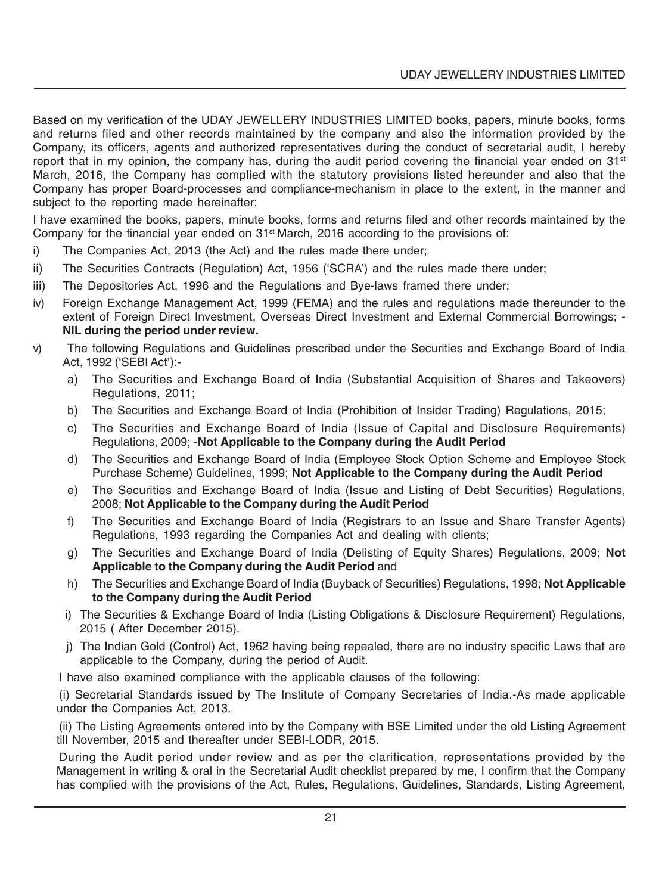Based on my verification of the UDAY JEWELLERY INDUSTRIES LIMITED books, papers, minute books, forms and returns filed and other records maintained by the company and also the information provided by the Company, its officers, agents and authorized representatives during the conduct of secretarial audit, I hereby report that in my opinion, the company has, during the audit period covering the financial year ended on 31st March, 2016, the Company has complied with the statutory provisions listed hereunder and also that the Company has proper Board-processes and compliance-mechanism in place to the extent, in the manner and subject to the reporting made hereinafter:

I have examined the books, papers, minute books, forms and returns filed and other records maintained by the Company for the financial year ended on 31st March, 2016 according to the provisions of:

i) The Companies Act, 2013 (the Act) and the rules made there under;

ii) The Securities Contracts (Regulation) Act, 1956 ('SCRA') and the rules made there under;

iii) The Depositories Act, 1996 and the Regulations and Bye-laws framed there under;

iv) Foreign Exchange Management Act, 1999 (FEMA) and the rules and regulations made thereunder to the extent of Foreign Direct Investment, Overseas Direct Investment and External Commercial Borrowings; - **NIL during the period under review.**

v) The following Regulations and Guidelines prescribed under the Securities and Exchange Board of India Act, 1992 ('SEBI Act'):-

   a) The Securities and Exchange Board of India (Substantial Acquisition of Shares and Takeovers) Regulations, 2011;

   b) The Securities and Exchange Board of India (Prohibition of Insider Trading) Regulations, 2015;

   c) The Securities and Exchange Board of India (Issue of Capital and Disclosure Requirements) Regulations, 2009; -**Not Applicable to the Company during the Audit Period**

   d) The Securities and Exchange Board of India (Employee Stock Option Scheme and Employee Stock Purchase Scheme) Guidelines, 1999; **Not Applicable to the Company during the Audit Period**

   e) The Securities and Exchange Board of India (Issue and Listing of Debt Securities) Regulations, 2008; **Not Applicable to the Company during the Audit Period**

   f) The Securities and Exchange Board of India (Registrars to an Issue and Share Transfer Agents) Regulations, 1993 regarding the Companies Act and dealing with clients;

   g) The Securities and Exchange Board of India (Delisting of Equity Shares) Regulations, 2009; **Not Applicable to the Company during the Audit Period** and

   h) The Securities and Exchange Board of India (Buyback of Securities) Regulations, 1998; **Not Applicable to the Company during the Audit Period**

   i) The Securities & Exchange Board of India (Listing Obligations & Disclosure Requirement) Regulations, 2015 ( After December 2015).

   j) The Indian Gold (Control) Act, 1962 having being repealed, there are no industry specific Laws that are applicable to the Company, during the period of Audit.

I have also examined compliance with the applicable clauses of the following:

(i) Secretarial Standards issued by The Institute of Company Secretaries of India.-As made applicable under the Companies Act, 2013.

(ii) The Listing Agreements entered into by the Company with BSE Limited under the old Listing Agreement till November, 2015 and thereafter under SEBI-LODR, 2015.

During the Audit period under review and as per the clarification, representations provided by the Management in writing & oral in the Secretarial Audit checklist prepared by me, I confirm that the Company has complied with the provisions of the Act, Rules, Regulations, Guidelines, Standards, Listing Agreement,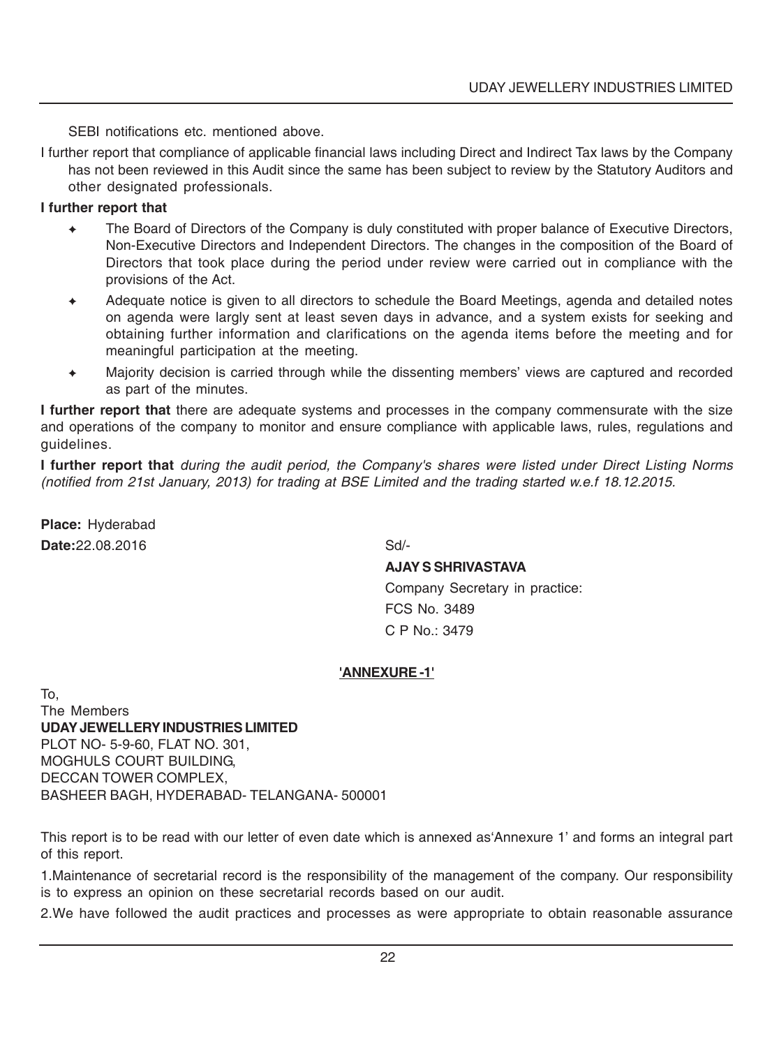SEBI notifications etc. mentioned above.

I further report that compliance of applicable financial laws including Direct and Indirect Tax laws by the Company has not been reviewed in this Audit since the same has been subject to review by the Statutory Auditors and other designated professionals.

**I further report that**

- The Board of Directors of the Company is duly constituted with proper balance of Executive Directors, Non-Executive Directors and Independent Directors. The changes in the composition of the Board of Directors that took place during the period under review were carried out in compliance with the provisions of the Act.
- Adequate notice is given to all directors to schedule the Board Meetings, agenda and detailed notes on agenda were largly sent at least seven days in advance, and a system exists for seeking and obtaining further information and clarifications on the agenda items before the meeting and for meaningful participation at the meeting.
- Majority decision is carried through while the dissenting members' views are captured and recorded as part of the minutes.

**I further report that** there are adequate systems and processes in the company commensurate with the size and operations of the company to monitor and ensure compliance with applicable laws, rules, regulations and guidelines.

**I further report that** *during the audit period, the Company's shares were listed under Direct Listing Norms (notified from 21st January, 2013) for trading at BSE Limited and the trading started w.e.f 18.12.2015.*

**Place:** Hyderabad
**Date:**22.08.2016

Sd/-
**AJAY S SHRIVASTAVA**
Company Secretary in practice:
FCS No. 3489
C P No.: 3479

**'ANNEXURE -1'**

To,
The Members
**UDAY JEWELLERY INDUSTRIES LIMITED**
PLOT NO- 5-9-60, FLAT NO. 301,
MOGHULS COURT BUILDING,
DECCAN TOWER COMPLEX,
BASHEER BAGH, HYDERABAD- TELANGANA- 500001

This report is to be read with our letter of even date which is annexed as'Annexure 1' and forms an integral part of this report.

1.Maintenance of secretarial record is the responsibility of the management of the company. Our responsibility is to express an opinion on these secretarial records based on our audit.

2.We have followed the audit practices and processes as were appropriate to obtain reasonable assurance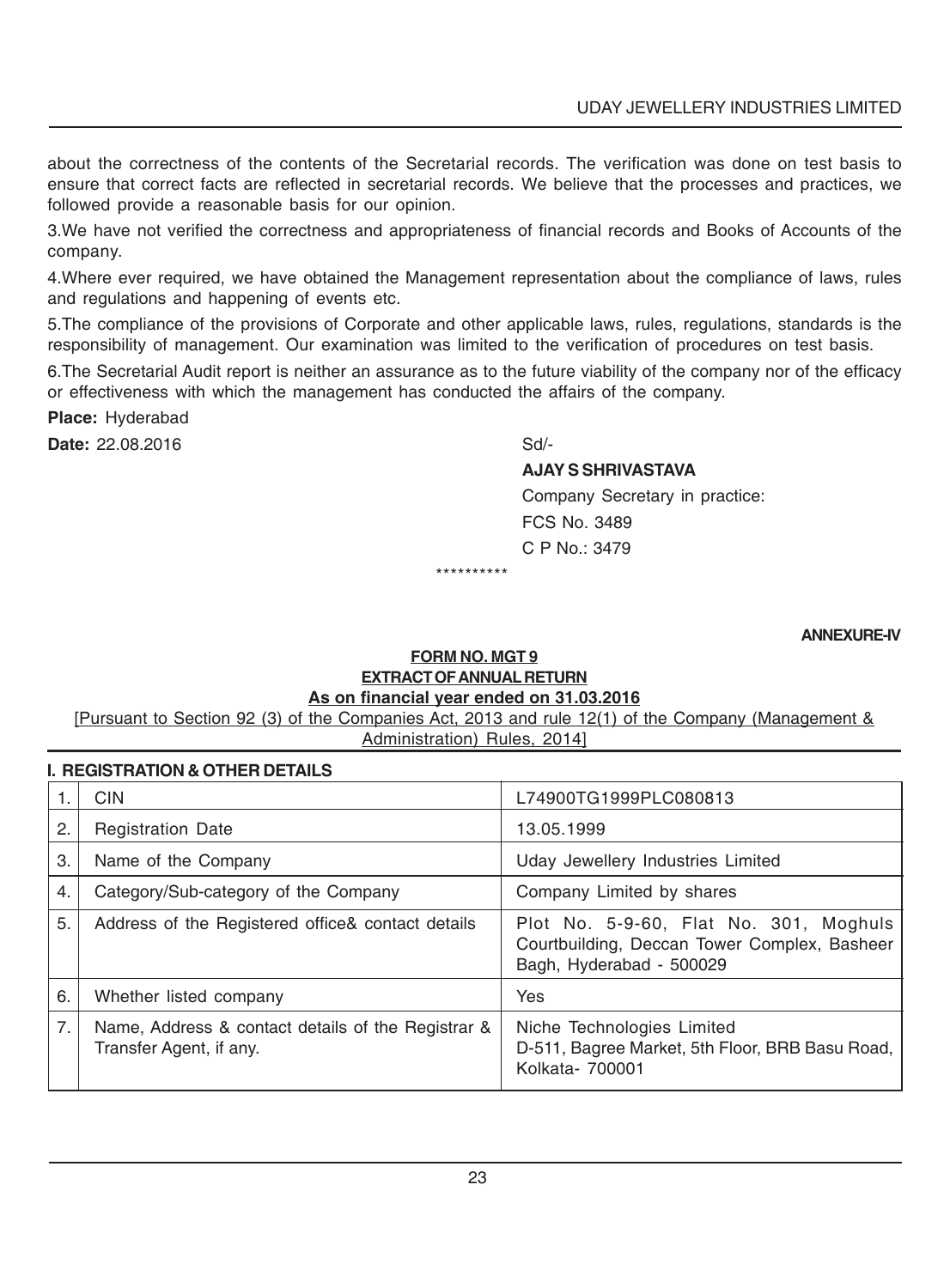about the correctness of the contents of the Secretarial records. The verification was done on test basis to ensure that correct facts are reflected in secretarial records. We believe that the processes and practices, we followed provide a reasonable basis for our opinion.

3.We have not verified the correctness and appropriateness of financial records and Books of Accounts of the company.

4.Where ever required, we have obtained the Management representation about the compliance of laws, rules and regulations and happening of events etc.

5.The compliance of the provisions of Corporate and other applicable laws, rules, regulations, standards is the responsibility of management. Our examination was limited to the verification of procedures on test basis.

6.The Secretarial Audit report is neither an assurance as to the future viability of the company nor of the efficacy or effectiveness with which the management has conducted the affairs of the company.

**Place:** Hyderabad

**Date:** 22.08.2016

Sd/-

**AJAY S SHRIVASTAVA**

Company Secretary in practice:

FCS No. 3489

C P No.: 3479

**********

**ANNEXURE-IV**

## FORM NO. MGT 9
## EXTRACT OF ANNUAL RETURN
### As on financial year ended on 31.03.2016

[Pursuant to Section 92 (3) of the Companies Act, 2013 and rule 12(1) of the Company (Management & Administration) Rules, 2014]

### I. REGISTRATION & OTHER DETAILS

| | | |
|---|---|---|
| 1. | CIN | L74900TG1999PLC080813 |
| 2. | Registration Date | 13.05.1999 |
| 3. | Name of the Company | Uday Jewellery Industries Limited |
| 4. | Category/Sub-category of the Company | Company Limited by shares |
| 5. | Address of the Registered office& contact details | Plot No. 5-9-60, Flat No. 301, Moghuls Courtbuilding, Deccan Tower Complex, Basheer Bagh, Hyderabad - 500029 |
| 6. | Whether listed company | Yes |
| 7. | Name, Address & contact details of the Registrar & Transfer Agent, if any. | Niche Technologies Limited D-511, Bagree Market, 5th Floor, BRB Basu Road, Kolkata- 700001 |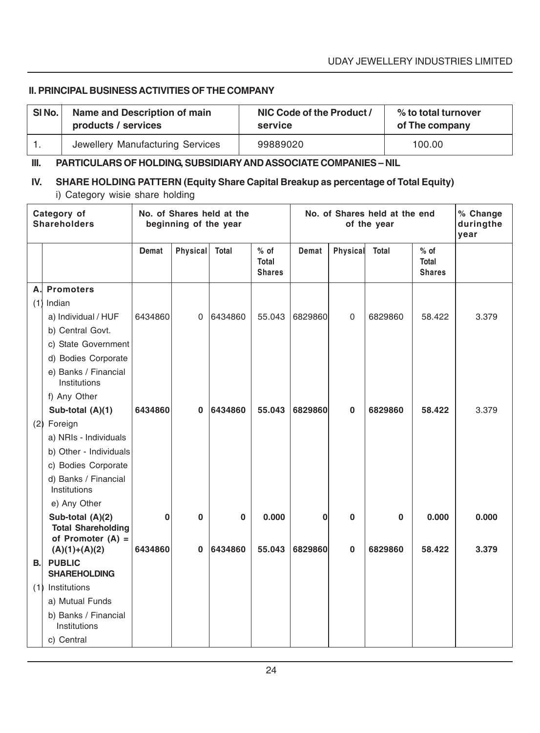## II. PRINCIPAL BUSINESS ACTIVITIES OF THE COMPANY

| Sl No. | Name and Description of main products / services | NIC Code of the Product / service | % to total turnover of The company |
|---|---|---|---|
| 1. | Jewellery Manufacturing Services | 99889020 | 100.00 |

## III. PARTICULARS OF HOLDING, SUBSIDIARY AND ASSOCIATE COMPANIES – NIL

## IV. SHARE HOLDING PATTERN (Equity Share Capital Breakup as percentage of Total Equity)

i) Category wisie share holding

| | Category of Shareholders | No. of Shares held at the beginning of the year | | | | No. of Shares held at the end of the year | | | | % Change duringthe year |
|---|---|---|---|---|---|---|---|---|---|---|
| | | Demat | Physical | Total | % of Total Shares | Demat | Physical | Total | % of Total Shares | |
| A. | **Promoters** | | | | | | | | | |
| (1) | Indian | | | | | | | | | |
| | a) Individual / HUF | 6434860 | 0 | 6434860 | 55.043 | 6829860 | 0 | 6829860 | 58.422 | 3.379 |
| | b) Central Govt. | | | | | | | | | |
| | c) State Government | | | | | | | | | |
| | d) Bodies Corporate | | | | | | | | | |
| | e) Banks / Financial Institutions | | | | | | | | | |
| | f) Any Other | | | | | | | | | |
| | **Sub-total (A)(1)** | **6434860** | **0** | **6434860** | **55.043** | **6829860** | **0** | **6829860** | **58.422** | 3.379 |
| (2) | Foreign | | | | | | | | | |
| | a) NRIs - Individuals | | | | | | | | | |
| | b) Other - Individuals | | | | | | | | | |
| | c) Bodies Corporate | | | | | | | | | |
| | d) Banks / Financial Institutions | | | | | | | | | |
| | e) Any Other | | | | | | | | | |
| | **Sub-total (A)(2)** | **0** | **0** | **0** | **0.000** | **0** | **0** | **0** | **0.000** | **0.000** |
| | **Total Shareholding of Promoter (A) = (A)(1)+(A)(2)** | **6434860** | **0** | **6434860** | **55.043** | **6829860** | **0** | **6829860** | **58.422** | **3.379** |
| B. | **PUBLIC SHAREHOLDING** | | | | | | | | | |
| (1) | Institutions | | | | | | | | | |
| | a) Mutual Funds | | | | | | | | | |
| | b) Banks / Financial Institutions | | | | | | | | | |
| | c) Central | | | | | | | | | |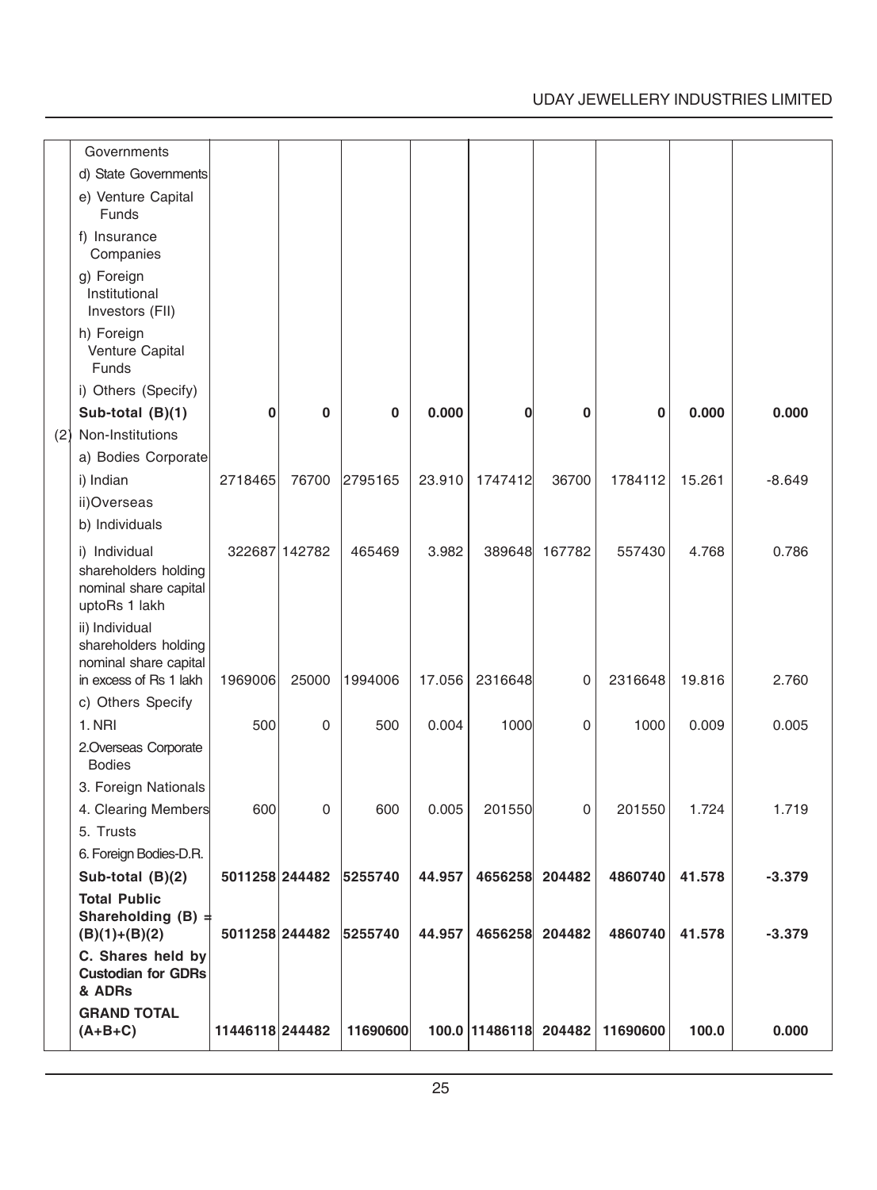| | | | | | | | | | | |
|---|---|---|---|---|---|---|---|---|---|---|
| | Governments | | | | | | | | | |
| | d) State Governments | | | | | | | | | |
| | e) Venture Capital Funds | | | | | | | | | |
| | f) Insurance Companies | | | | | | | | | |
| | g) Foreign Institutional Investors (FII) | | | | | | | | | |
| | h) Foreign Venture Capital Funds | | | | | | | | | |
| | i) Others (Specify) | | | | | | | | | |
| | **Sub-total (B)(1)** | **0** | **0** | **0** | **0.000** | **0** | **0** | **0** | **0.000** | **0.000** |
| (2) | Non-Institutions | | | | | | | | | |
| | a) Bodies Corporate | | | | | | | | | |
| | i) Indian | 2718465 | 76700 | 2795165 | 23.910 | 1747412 | 36700 | 1784112 | 15.261 | -8.649 |
| | ii)Overseas | | | | | | | | | |
| | b) Individuals | | | | | | | | | |
| | i) Individual shareholders holding nominal share capital uptoRs 1 lakh | 322687 | 142782 | 465469 | 3.982 | 389648 | 167782 | 557430 | 4.768 | 0.786 |
| | ii) Individual shareholders holding nominal share capital in excess of Rs 1 lakh | 1969006 | 25000 | 1994006 | 17.056 | 2316648 | 0 | 2316648 | 19.816 | 2.760 |
| | c) Others Specify | | | | | | | | | |
| | 1. NRI | 500 | 0 | 500 | 0.004 | 1000 | 0 | 1000 | 0.009 | 0.005 |
| | 2.Overseas Corporate Bodies | | | | | | | | | |
| | 3. Foreign Nationals | | | | | | | | | |
| | 4. Clearing Members | 600 | 0 | 600 | 0.005 | 201550 | 0 | 201550 | 1.724 | 1.719 |
| | 5. Trusts | | | | | | | | | |
| | 6. Foreign Bodies-D.R. | | | | | | | | | |
| | **Sub-total (B)(2)** | **5011258** | **244482** | **5255740** | **44.957** | **4656258** | **204482** | **4860740** | **41.578** | **-3.379** |
| | **Total Public Shareholding (B) = (B)(1)+(B)(2)** | **5011258** | **244482** | **5255740** | **44.957** | **4656258** | **204482** | **4860740** | **41.578** | **-3.379** |
| | **C. Shares held by Custodian for GDRs & ADRs** | | | | | | | | | |
| | **GRAND TOTAL (A+B+C)** | **11446118** | **244482** | **11690600** | **100.0** | **11486118** | **204482** | **11690600** | **100.0** | **0.000** |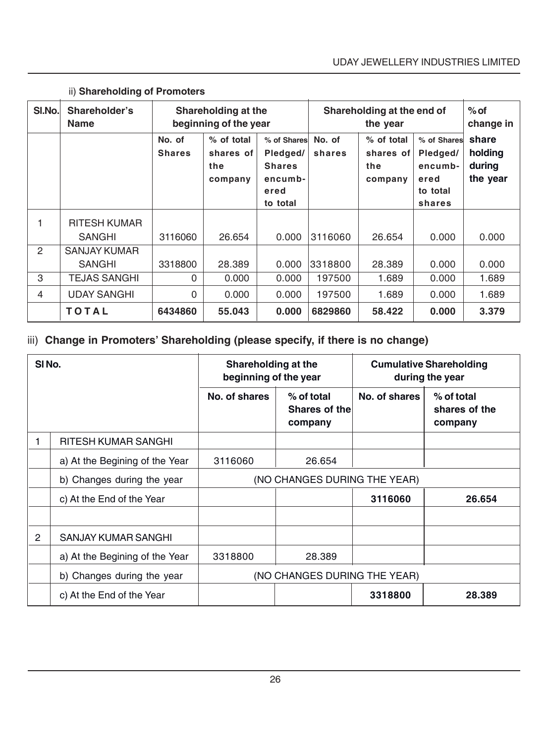ii) **Shareholding of Promoters**

| Sl.No. | Shareholder's Name | Shareholding at the beginning of the year | | | Shareholding at the end of the year | | | % of change in share holding during the year |
|---|---|---|---|---|---|---|---|---|
| | | No. of Shares | % of total shares of the company | % of Shares Pledged/ Shares encumbered to total | No. of shares | % of total shares of the company | % of Shares Pledged/ encumbered to total shares | |
| 1 | RITESH KUMAR SANGHI | 3116060 | 26.654 | 0.000 | 3116060 | 26.654 | 0.000 | 0.000 |
| 2 | SANJAY KUMAR SANGHI | 3318800 | 28.389 | 0.000 | 3318800 | 28.389 | 0.000 | 0.000 |
| 3 | TEJAS SANGHI | 0 | 0.000 | 0.000 | 197500 | 1.689 | 0.000 | 1.689 |
| 4 | UDAY SANGHI | 0 | 0.000 | 0.000 | 197500 | 1.689 | 0.000 | 1.689 |
| | **TOTAL** | **6434860** | **55.043** | **0.000** | **6829860** | **58.422** | **0.000** | **3.379** |

iii) **Change in Promoters' Shareholding (please specify, if there is no change)**

| Sl No. | | Shareholding at the beginning of the year | | Cumulative Shareholding during the year | |
|---|---|---|---|---|---|
| | | No. of shares | % of total Shares of the company | No. of shares | % of total shares of the company |
| 1 | RITESH KUMAR SANGHI | | | | |
| | a) At the Begining of the Year | 3116060 | 26.654 | | |
| | b) Changes during the year | (NO CHANGES DURING THE YEAR) | | | |
| | c) At the End of the Year | | | **3116060** | **26.654** |
| | | | | | |
| 2 | SANJAY KUMAR SANGHI | | | | |
| | a) At the Begining of the Year | 3318800 | 28.389 | | |
| | b) Changes during the year | (NO CHANGES DURING THE YEAR) | | | |
| | c) At the End of the Year | | | **3318800** | **28.389** |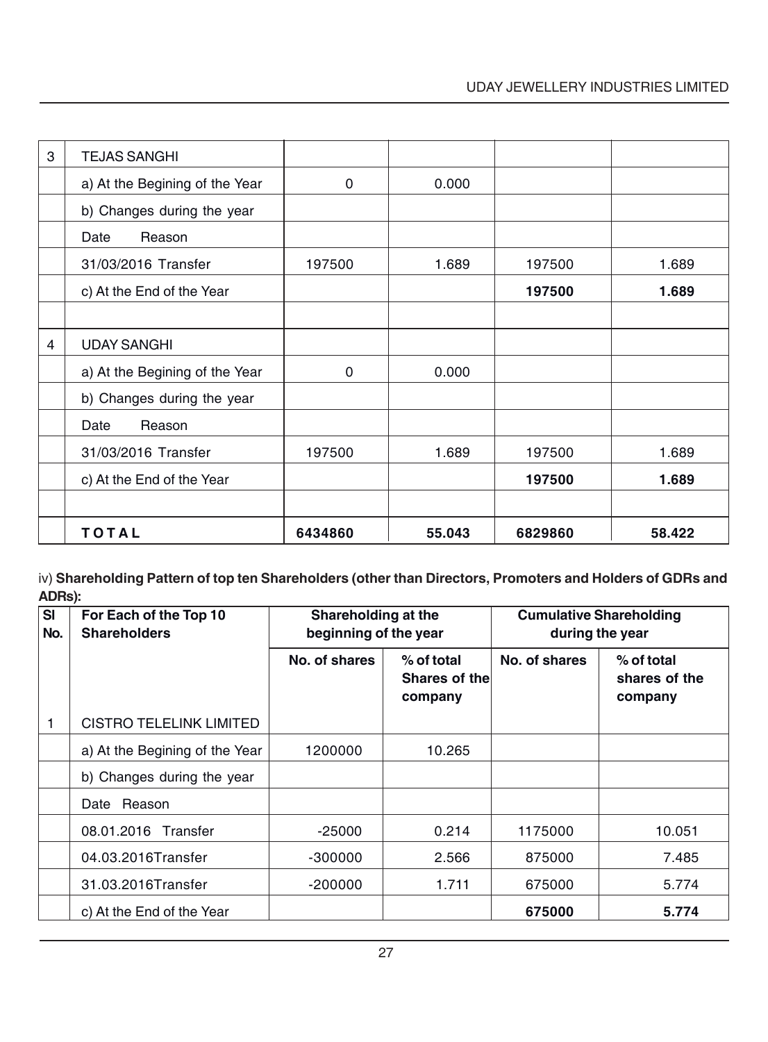| 3 | TEJAS SANGHI | | | | |
|---|---|---|---|---|---|
| | a) At the Begining of the Year | 0 | 0.000 | | |
| | b) Changes during the year | | | | |
| | Date Reason | | | | |
| | 31/03/2016 Transfer | 197500 | 1.689 | 197500 | 1.689 |
| | c) At the End of the Year | | | **197500** | **1.689** |
| | | | | | |
| 4 | UDAY SANGHI | | | | |
| | a) At the Begining of the Year | 0 | 0.000 | | |
| | b) Changes during the year | | | | |
| | Date Reason | | | | |
| | 31/03/2016 Transfer | 197500 | 1.689 | 197500 | 1.689 |
| | c) At the End of the Year | | | **197500** | **1.689** |
| | | | | | |
| | **TOTAL** | **6434860** | **55.043** | **6829860** | **58.422** |

iv) **Shareholding Pattern of top ten Shareholders (other than Directors, Promoters and Holders of GDRs and ADRs):**

| Sl No. | For Each of the Top 10 Shareholders | Shareholding at the beginning of the year | | Cumulative Shareholding during the year | |
|---|---|---|---|---|---|
| | | No. of shares | % of total Shares of the company | No. of shares | % of total shares of the company |
| 1 | CISTRO TELELINK LIMITED | | | | |
| | a) At the Begining of the Year | 1200000 | 10.265 | | |
| | b) Changes during the year | | | | |
| | Date Reason | | | | |
| | 08.01.2016 Transfer | -25000 | 0.214 | 1175000 | 10.051 |
| | 04.03.2016Transfer | -300000 | 2.566 | 875000 | 7.485 |
| | 31.03.2016Transfer | -200000 | 1.711 | 675000 | 5.774 |
| | c) At the End of the Year | | | **675000** | **5.774** |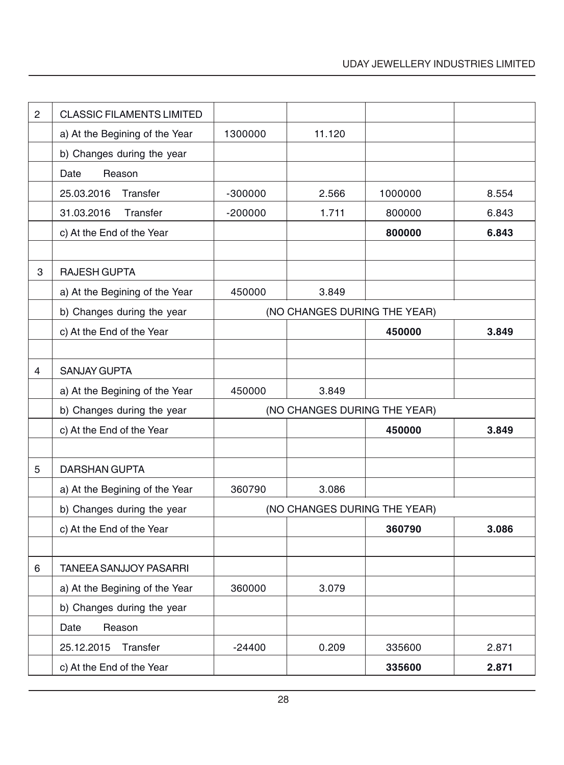| | | | | | |
|---|---|---|---|---|---|
| 2 | CLASSIC FILAMENTS LIMITED | | | | |
| | a) At the Begining of the Year | 1300000 | 11.120 | | |
| | b) Changes during the year | | | | |
| | Date Reason | | | | |
| | 25.03.2016 Transfer | -300000 | 2.566 | 1000000 | 8.554 |
| | 31.03.2016 Transfer | -200000 | 1.711 | 800000 | 6.843 |
| | c) At the End of the Year | | | **800000** | **6.843** |
| | | | | | |
| 3 | RAJESH GUPTA | | | | |
| | a) At the Begining of the Year | 450000 | 3.849 | | |
| | b) Changes during the year | (NO CHANGES DURING THE YEAR) | | | |
| | c) At the End of the Year | | | **450000** | **3.849** |
| | | | | | |
| 4 | SANJAY GUPTA | | | | |
| | a) At the Begining of the Year | 450000 | 3.849 | | |
| | b) Changes during the year | (NO CHANGES DURING THE YEAR) | | | |
| | c) At the End of the Year | | | **450000** | **3.849** |
| | | | | | |
| 5 | DARSHAN GUPTA | | | | |
| | a) At the Begining of the Year | 360790 | 3.086 | | |
| | b) Changes during the year | (NO CHANGES DURING THE YEAR) | | | |
| | c) At the End of the Year | | | **360790** | **3.086** |
| | | | | | |
| 6 | TANEEA SANJJOY PASARRI | | | | |
| | a) At the Begining of the Year | 360000 | 3.079 | | |
| | b) Changes during the year | | | | |
| | Date Reason | | | | |
| | 25.12.2015 Transfer | -24400 | 0.209 | 335600 | 2.871 |
| | c) At the End of the Year | | | **335600** | **2.871** |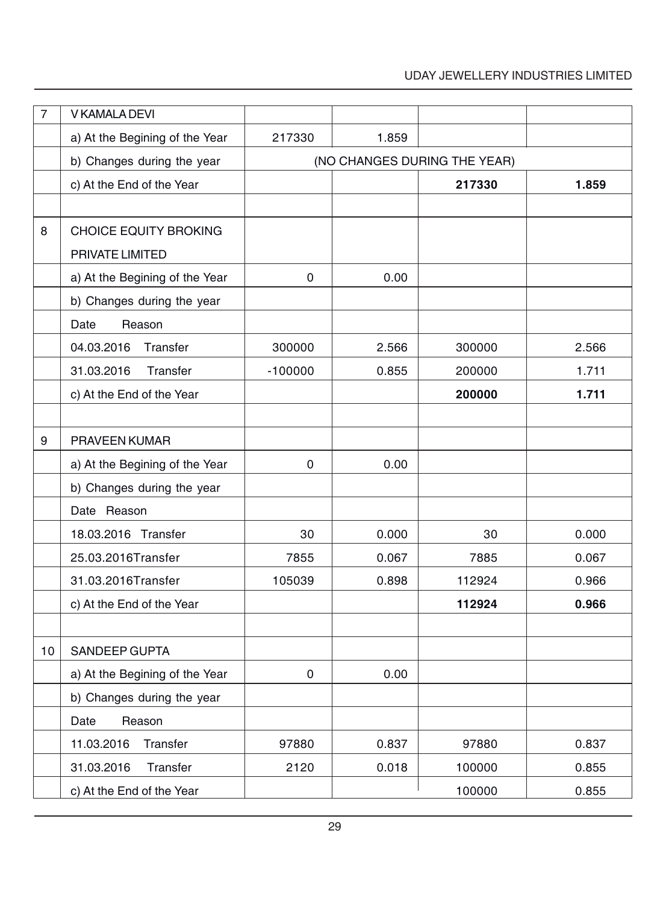| 7 | V KAMALA DEVI | | | | |
|---|---|---|---|---|---|
| | a) At the Begining of the Year | 217330 | 1.859 | | |
| | b) Changes during the year | (NO CHANGES DURING THE YEAR) | | | |
| | c) At the End of the Year | | | **217330** | **1.859** |
| | | | | | |
| 8 | CHOICE EQUITY BROKING PRIVATE LIMITED | | | | |
| | a) At the Begining of the Year | 0 | 0.00 | | |
| | b) Changes during the year | | | | |
| | Date Reason | | | | |
| | 04.03.2016 Transfer | 300000 | 2.566 | 300000 | 2.566 |
| | 31.03.2016 Transfer | -100000 | 0.855 | 200000 | 1.711 |
| | c) At the End of the Year | | | **200000** | **1.711** |
| | | | | | |
| 9 | PRAVEEN KUMAR | | | | |
| | a) At the Begining of the Year | 0 | 0.00 | | |
| | b) Changes during the year | | | | |
| | Date Reason | | | | |
| | 18.03.2016 Transfer | 30 | 0.000 | 30 | 0.000 |
| | 25.03.2016Transfer | 7855 | 0.067 | 7885 | 0.067 |
| | 31.03.2016Transfer | 105039 | 0.898 | 112924 | 0.966 |
| | c) At the End of the Year | | | **112924** | **0.966** |
| | | | | | |
| 10 | SANDEEP GUPTA | | | | |
| | a) At the Begining of the Year | 0 | 0.00 | | |
| | b) Changes during the year | | | | |
| | Date Reason | | | | |
| | 11.03.2016 Transfer | 97880 | 0.837 | 97880 | 0.837 |
| | 31.03.2016 Transfer | 2120 | 0.018 | 100000 | 0.855 |
| | c) At the End of the Year | | | 100000 | 0.855 |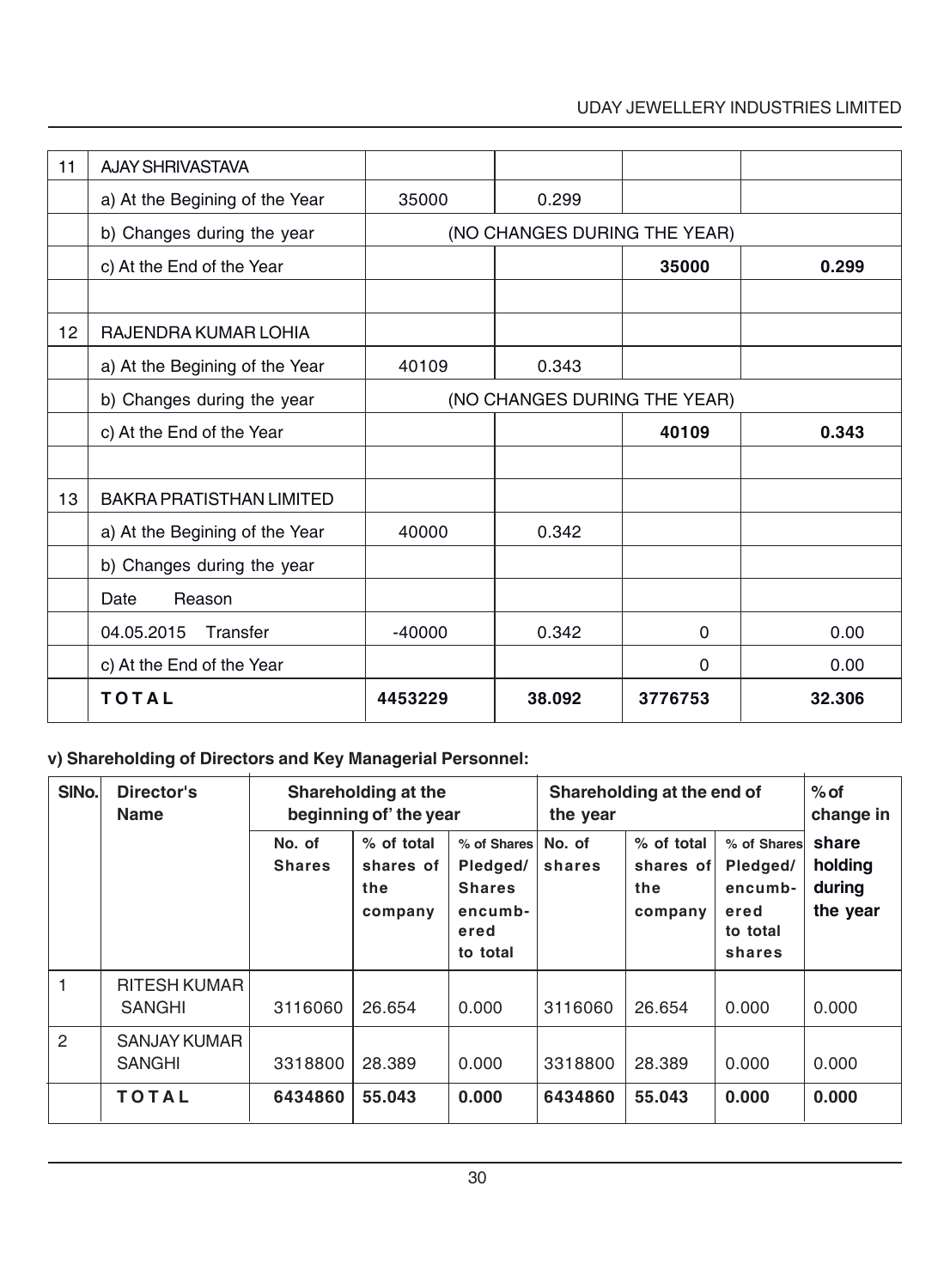| 11 | AJAY SHRIVASTAVA | | | | |
|---|---|---|---|---|---|
| | a) At the Begining of the Year | 35000 | 0.299 | | |
| | b) Changes during the year | (NO CHANGES DURING THE YEAR) | | | |
| | c) At the End of the Year | | | **35000** | **0.299** |
| | | | | | |
| 12 | RAJENDRA KUMAR LOHIA | | | | |
| | a) At the Begining of the Year | 40109 | 0.343 | | |
| | b) Changes during the year | (NO CHANGES DURING THE YEAR) | | | |
| | c) At the End of the Year | | | **40109** | **0.343** |
| | | | | | |
| 13 | BAKRA PRATISTHAN LIMITED | | | | |
| | a) At the Begining of the Year | 40000 | 0.342 | | |
| | b) Changes during the year | | | | |
| | Date Reason | | | | |
| | 04.05.2015 Transfer | -40000 | 0.342 | 0 | 0.00 |
| | c) At the End of the Year | | | 0 | 0.00 |
| | **TOTAL** | **4453229** | **38.092** | **3776753** | **32.306** |

**v) Shareholding of Directors and Key Managerial Personnel:**

| SlNo. | Director's Name | Shareholding at the beginning of' the year | | | Shareholding at the end of the year | | | % of change in |
|---|---|---|---|---|---|---|---|---|
| | | No. of Shares | % of total shares of the company | % of Shares Pledged/ Shares encumbered to total | No. of shares | % of total shares of the company | % of Shares Pledged/ encumbered to total shares | share holding during the year |
| 1 | RITESH KUMAR SANGHI | 3116060 | 26.654 | 0.000 | 3116060 | 26.654 | 0.000 | 0.000 |
| 2 | SANJAY KUMAR SANGHI | 3318800 | 28.389 | 0.000 | 3318800 | 28.389 | 0.000 | 0.000 |
| | **TOTAL** | **6434860** | **55.043** | **0.000** | **6434860** | **55.043** | **0.000** | **0.000** |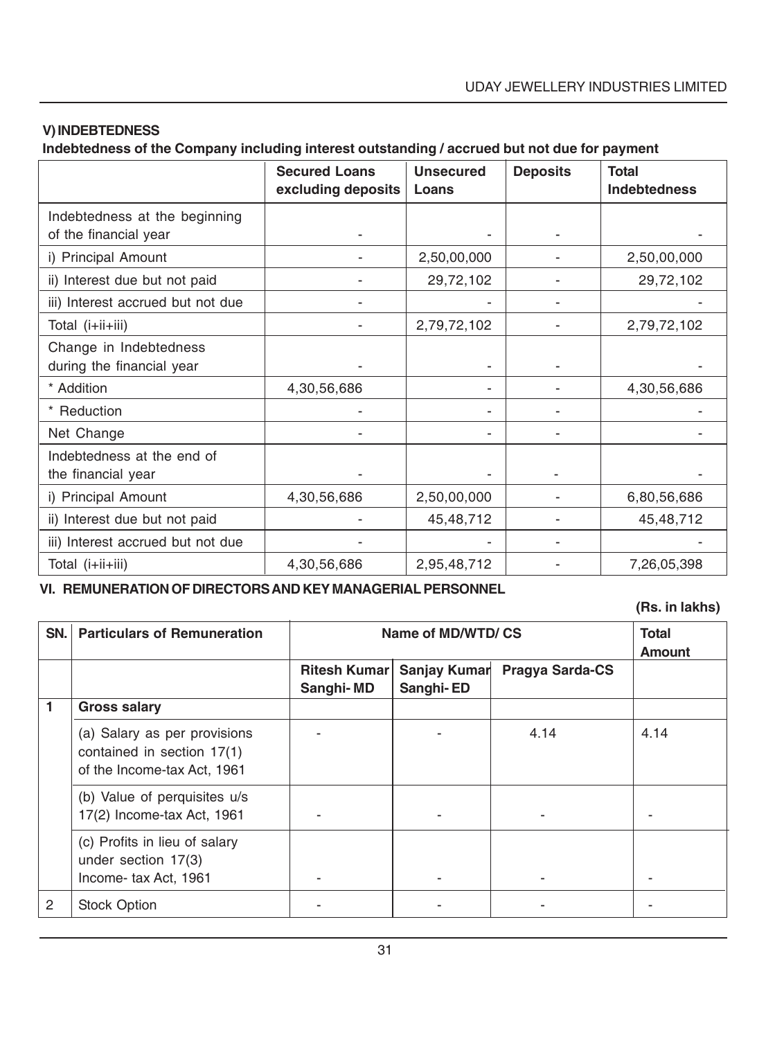### V) INDEBTEDNESS

**Indebtedness of the Company including interest outstanding / accrued but not due for payment**

| | Secured Loans excluding deposits | Unsecured Loans | Deposits | Total Indebtedness |
|---|---|---|---|---|
| Indebtedness at the beginning of the financial year | - | - | - | - |
| i) Principal Amount | - | 2,50,00,000 | - | 2,50,00,000 |
| ii) Interest due but not paid | - | 29,72,102 | - | 29,72,102 |
| iii) Interest accrued but not due | - | - | - | - |
| Total (i+ii+iii) | - | 2,79,72,102 | - | 2,79,72,102 |
| Change in Indebtedness during the financial year | - | - | - | - |
| * Addition | 4,30,56,686 | - | - | 4,30,56,686 |
| * Reduction | - | - | - | - |
| Net Change | - | - | - | - |
| Indebtedness at the end of the financial year | - | - | - | - |
| i) Principal Amount | 4,30,56,686 | 2,50,00,000 | - | 6,80,56,686 |
| ii) Interest due but not paid | - | 45,48,712 | - | 45,48,712 |
| iii) Interest accrued but not due | - | - | - | - |
| Total (i+ii+iii) | 4,30,56,686 | 2,95,48,712 | - | 7,26,05,398 |

### VI. REMUNERATION OF DIRECTORS AND KEY MANAGERIAL PERSONNEL

**(Rs. in lakhs)**

| SN. | Particulars of Remuneration | Name of MD/WTD/ CS | | | Total Amount |
|---|---|---|---|---|---|
| | | Ritesh Kumar Sanghi- MD | Sanjay Kumar Sanghi- ED | Pragya Sarda-CS | |
| 1 | **Gross salary** | | | | |
| | (a) Salary as per provisions contained in section 17(1) of the Income-tax Act, 1961 | - | - | 4.14 | 4.14 |
| | (b) Value of perquisites u/s 17(2) Income-tax Act, 1961 | - | - | - | - |
| | (c) Profits in lieu of salary under section 17(3) Income- tax Act, 1961 | - | - | - | - |
| 2 | Stock Option | - | - | - | - |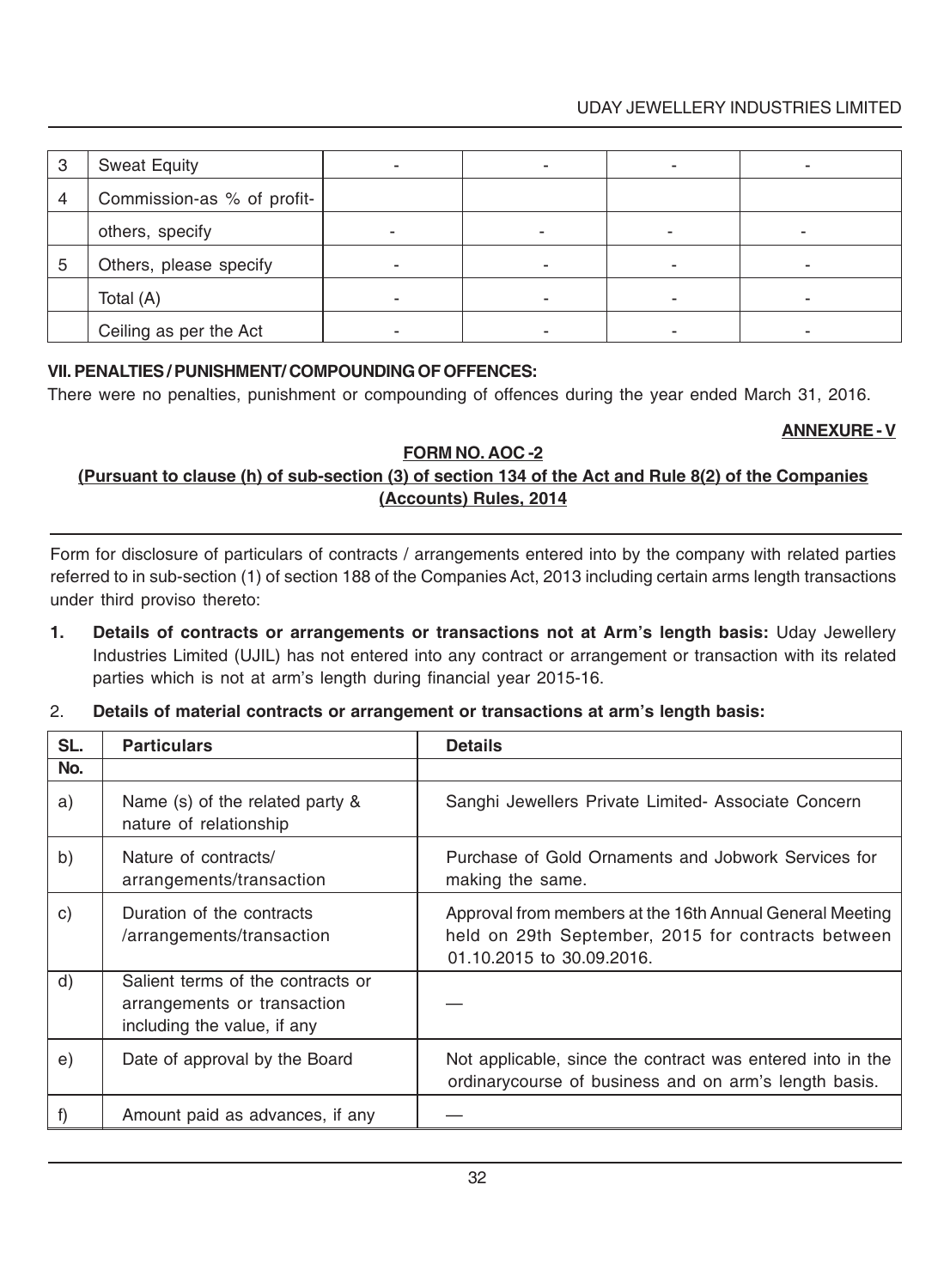| 3 | Sweat Equity | - | - | - | - |
|---|---|---|---|---|---|
| 4 | Commission-as % of profit- | | | | |
| | others, specify | - | - | - | - |
| 5 | Others, please specify | - | - | - | - |
| | Total (A) | - | - | - | - |
| | Ceiling as per the Act | - | - | - | - |

**VII. PENALTIES / PUNISHMENT/ COMPOUNDING OF OFFENCES:**

There were no penalties, punishment or compounding of offences during the year ended March 31, 2016.

**ANNEXURE - V**

**FORM NO. AOC -2**

**(Pursuant to clause (h) of sub-section (3) of section 134 of the Act and Rule 8(2) of the Companies (Accounts) Rules, 2014**

Form for disclosure of particulars of contracts / arrangements entered into by the company with related parties referred to in sub-section (1) of section 188 of the Companies Act, 2013 including certain arms length transactions under third proviso thereto:

1. **Details of contracts or arrangements or transactions not at Arm's length basis:** Uday Jewellery Industries Limited (UJIL) has not entered into any contract or arrangement or transaction with its related parties which is not at arm's length during financial year 2015-16.

2. **Details of material contracts or arrangement or transactions at arm's length basis:**

| SL. No. | Particulars | Details |
|---|---|---|
| a) | Name (s) of the related party & nature of relationship | Sanghi Jewellers Private Limited- Associate Concern |
| b) | Nature of contracts/ arrangements/transaction | Purchase of Gold Ornaments and Jobwork Services for making the same. |
| c) | Duration of the contracts /arrangements/transaction | Approval from members at the 16th Annual General Meeting held on 29th September, 2015 for contracts between 01.10.2015 to 30.09.2016. |
| d) | Salient terms of the contracts or arrangements or transaction including the value, if any | — |
| e) | Date of approval by the Board | Not applicable, since the contract was entered into in the ordinarycourse of business and on arm's length basis. |
| f) | Amount paid as advances, if any | — |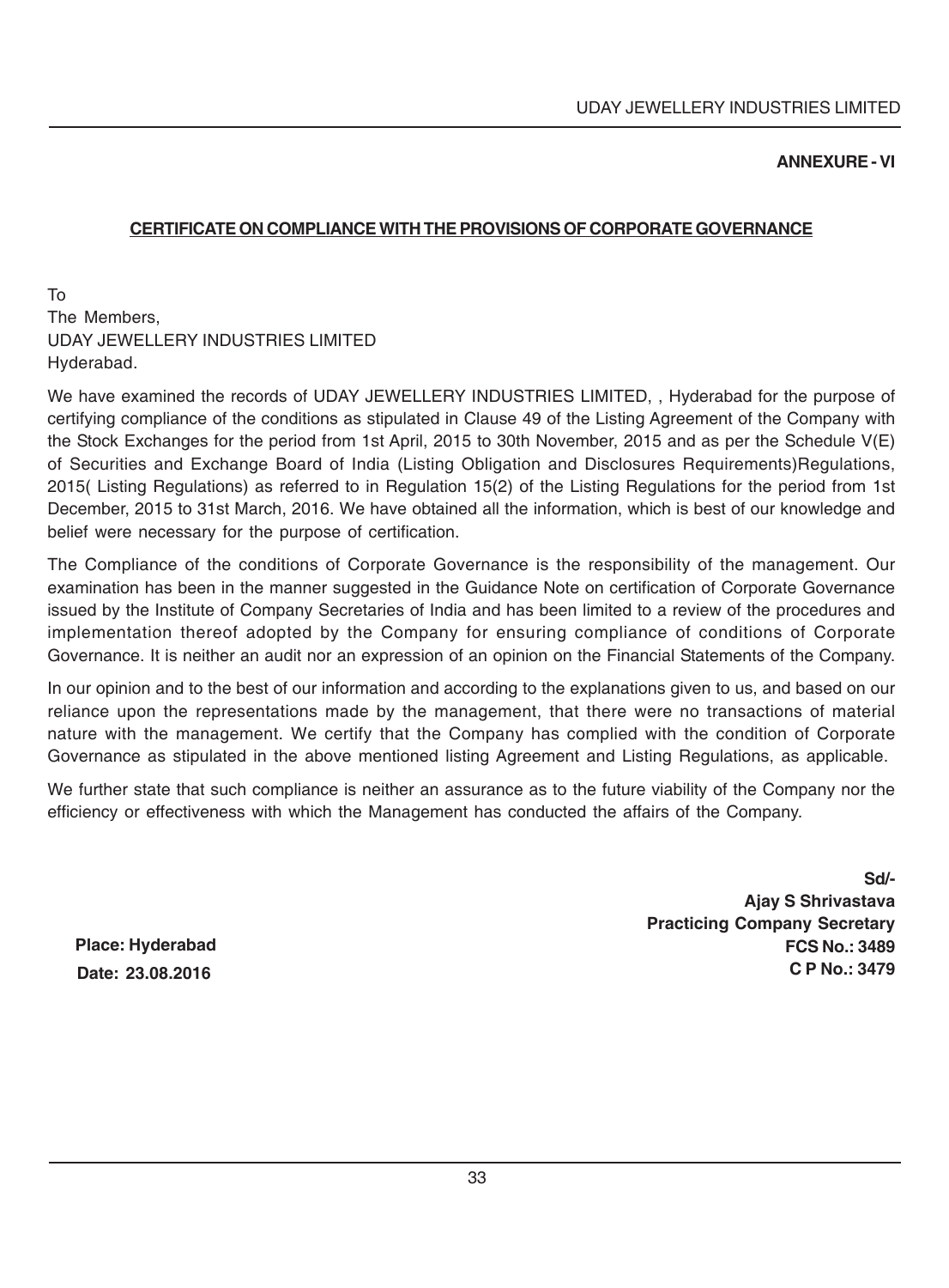**ANNEXURE - VI**

## CERTIFICATE ON COMPLIANCE WITH THE PROVISIONS OF CORPORATE GOVERNANCE

To
The Members,
UDAY JEWELLERY INDUSTRIES LIMITED
Hyderabad.

We have examined the records of UDAY JEWELLERY INDUSTRIES LIMITED, , Hyderabad for the purpose of certifying compliance of the conditions as stipulated in Clause 49 of the Listing Agreement of the Company with the Stock Exchanges for the period from 1st April, 2015 to 30th November, 2015 and as per the Schedule V(E) of Securities and Exchange Board of India (Listing Obligation and Disclosures Requirements)Regulations, 2015( Listing Regulations) as referred to in Regulation 15(2) of the Listing Regulations for the period from 1st December, 2015 to 31st March, 2016. We have obtained all the information, which is best of our knowledge and belief were necessary for the purpose of certification.

The Compliance of the conditions of Corporate Governance is the responsibility of the management. Our examination has been in the manner suggested in the Guidance Note on certification of Corporate Governance issued by the Institute of Company Secretaries of India and has been limited to a review of the procedures and implementation thereof adopted by the Company for ensuring compliance of conditions of Corporate Governance. It is neither an audit nor an expression of an opinion on the Financial Statements of the Company.

In our opinion and to the best of our information and according to the explanations given to us, and based on our reliance upon the representations made by the management, that there were no transactions of material nature with the management. We certify that the Company has complied with the condition of Corporate Governance as stipulated in the above mentioned listing Agreement and Listing Regulations, as applicable.

We further state that such compliance is neither an assurance as to the future viability of the Company nor the efficiency or effectiveness with which the Management has conducted the affairs of the Company.

**Sd/-**
**Ajay S Shrivastava**
**Practicing Company Secretary**
**FCS No.: 3489**
**C P No.: 3479**

**Place: Hyderabad**
**Date: 23.08.2016**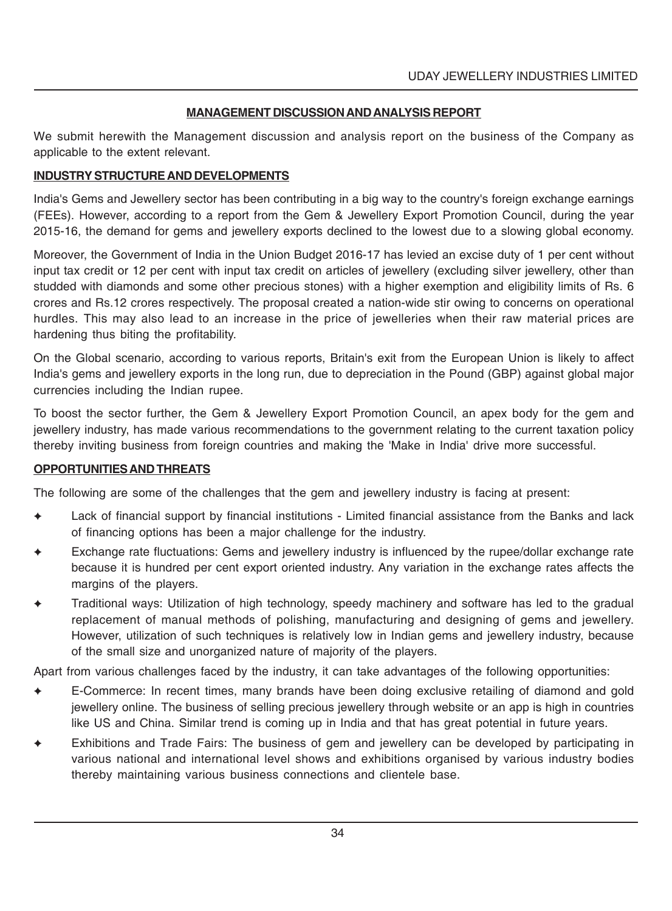## MANAGEMENT DISCUSSION AND ANALYSIS REPORT

We submit herewith the Management discussion and analysis report on the business of the Company as applicable to the extent relevant.

### INDUSTRY STRUCTURE AND DEVELOPMENTS

India's Gems and Jewellery sector has been contributing in a big way to the country's foreign exchange earnings (FEEs). However, according to a report from the Gem & Jewellery Export Promotion Council, during the year 2015-16, the demand for gems and jewellery exports declined to the lowest due to a slowing global economy.

Moreover, the Government of India in the Union Budget 2016-17 has levied an excise duty of 1 per cent without input tax credit or 12 per cent with input tax credit on articles of jewellery (excluding silver jewellery, other than studded with diamonds and some other precious stones) with a higher exemption and eligibility limits of Rs. 6 crores and Rs.12 crores respectively. The proposal created a nation-wide stir owing to concerns on operational hurdles. This may also lead to an increase in the price of jewelleries when their raw material prices are hardening thus biting the profitability.

On the Global scenario, according to various reports, Britain's exit from the European Union is likely to affect India's gems and jewellery exports in the long run, due to depreciation in the Pound (GBP) against global major currencies including the Indian rupee.

To boost the sector further, the Gem & Jewellery Export Promotion Council, an apex body for the gem and jewellery industry, has made various recommendations to the government relating to the current taxation policy thereby inviting business from foreign countries and making the 'Make in India' drive more successful.

### OPPORTUNITIES AND THREATS

The following are some of the challenges that the gem and jewellery industry is facing at present:

- Lack of financial support by financial institutions - Limited financial assistance from the Banks and lack of financing options has been a major challenge for the industry.
- Exchange rate fluctuations: Gems and jewellery industry is influenced by the rupee/dollar exchange rate because it is hundred per cent export oriented industry. Any variation in the exchange rates affects the margins of the players.
- Traditional ways: Utilization of high technology, speedy machinery and software has led to the gradual replacement of manual methods of polishing, manufacturing and designing of gems and jewellery. However, utilization of such techniques is relatively low in Indian gems and jewellery industry, because of the small size and unorganized nature of majority of the players.

Apart from various challenges faced by the industry, it can take advantages of the following opportunities:

- E-Commerce: In recent times, many brands have been doing exclusive retailing of diamond and gold jewellery online. The business of selling precious jewellery through website or an app is high in countries like US and China. Similar trend is coming up in India and that has great potential in future years.
- Exhibitions and Trade Fairs: The business of gem and jewellery can be developed by participating in various national and international level shows and exhibitions organised by various industry bodies thereby maintaining various business connections and clientele base.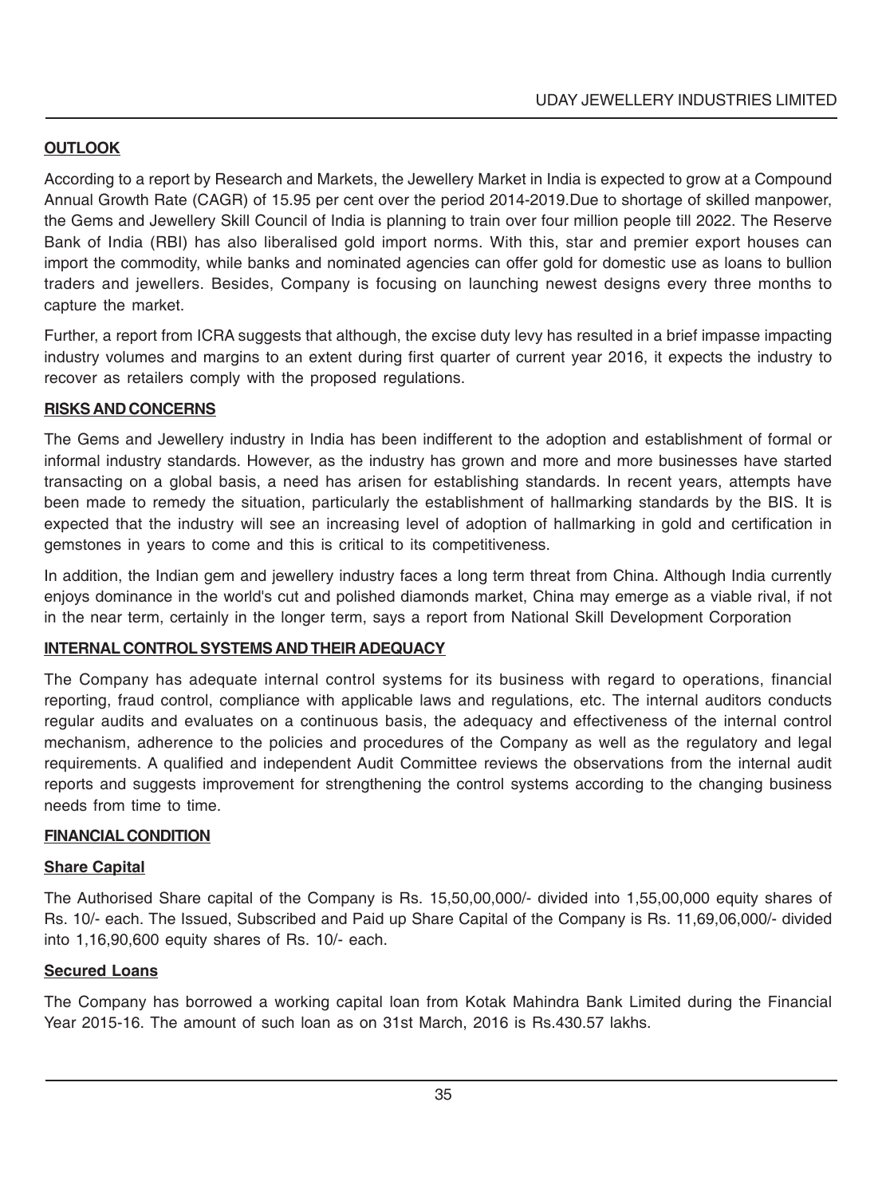## OUTLOOK

According to a report by Research and Markets, the Jewellery Market in India is expected to grow at a Compound Annual Growth Rate (CAGR) of 15.95 per cent over the period 2014-2019.Due to shortage of skilled manpower, the Gems and Jewellery Skill Council of India is planning to train over four million people till 2022. The Reserve Bank of India (RBI) has also liberalised gold import norms. With this, star and premier export houses can import the commodity, while banks and nominated agencies can offer gold for domestic use as loans to bullion traders and jewellers. Besides, Company is focusing on launching newest designs every three months to capture the market.

Further, a report from ICRA suggests that although, the excise duty levy has resulted in a brief impasse impacting industry volumes and margins to an extent during first quarter of current year 2016, it expects the industry to recover as retailers comply with the proposed regulations.

## RISKS AND CONCERNS

The Gems and Jewellery industry in India has been indifferent to the adoption and establishment of formal or informal industry standards. However, as the industry has grown and more and more businesses have started transacting on a global basis, a need has arisen for establishing standards. In recent years, attempts have been made to remedy the situation, particularly the establishment of hallmarking standards by the BIS. It is expected that the industry will see an increasing level of adoption of hallmarking in gold and certification in gemstones in years to come and this is critical to its competitiveness.

In addition, the Indian gem and jewellery industry faces a long term threat from China. Although India currently enjoys dominance in the world's cut and polished diamonds market, China may emerge as a viable rival, if not in the near term, certainly in the longer term, says a report from National Skill Development Corporation

## INTERNAL CONTROL SYSTEMS AND THEIR ADEQUACY

The Company has adequate internal control systems for its business with regard to operations, financial reporting, fraud control, compliance with applicable laws and regulations, etc. The internal auditors conducts regular audits and evaluates on a continuous basis, the adequacy and effectiveness of the internal control mechanism, adherence to the policies and procedures of the Company as well as the regulatory and legal requirements. A qualified and independent Audit Committee reviews the observations from the internal audit reports and suggests improvement for strengthening the control systems according to the changing business needs from time to time.

## FINANCIAL CONDITION

### Share Capital

The Authorised Share capital of the Company is Rs. 15,50,00,000/- divided into 1,55,00,000 equity shares of Rs. 10/- each. The Issued, Subscribed and Paid up Share Capital of the Company is Rs. 11,69,06,000/- divided into 1,16,90,600 equity shares of Rs. 10/- each.

### Secured Loans

The Company has borrowed a working capital loan from Kotak Mahindra Bank Limited during the Financial Year 2015-16. The amount of such loan as on 31st March, 2016 is Rs.430.57 lakhs.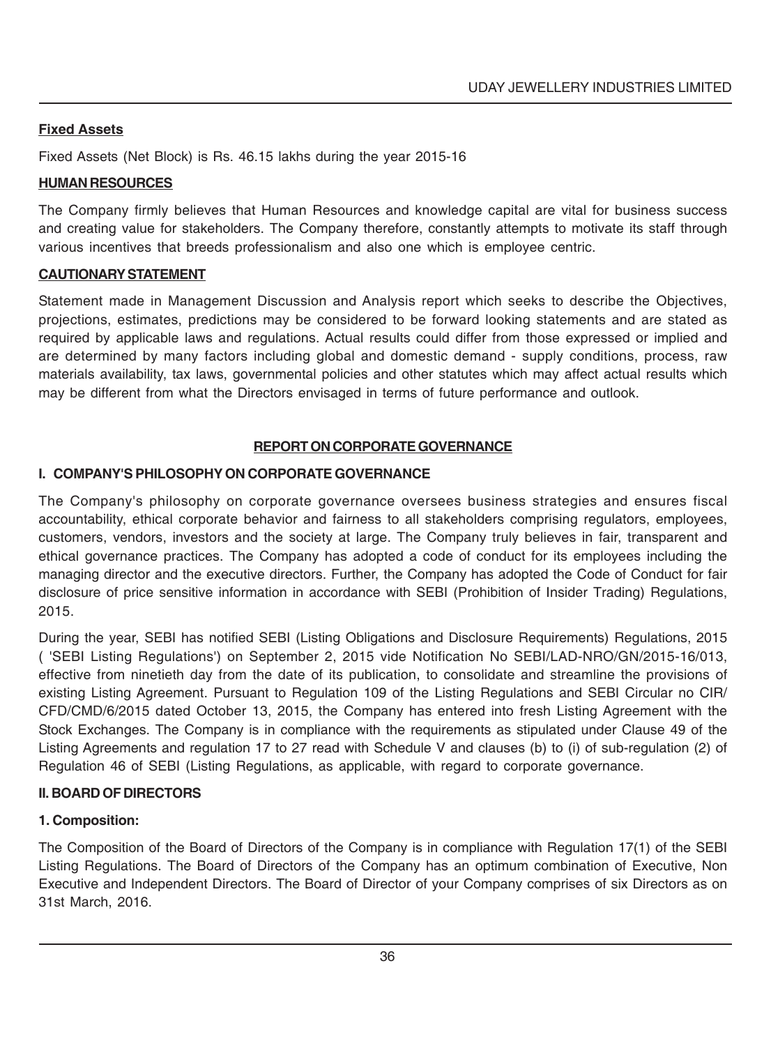**Fixed Assets**

Fixed Assets (Net Block) is Rs. 46.15 lakhs during the year 2015-16

**HUMAN RESOURCES**

The Company firmly believes that Human Resources and knowledge capital are vital for business success and creating value for stakeholders. The Company therefore, constantly attempts to motivate its staff through various incentives that breeds professionalism and also one which is employee centric.

**CAUTIONARY STATEMENT**

Statement made in Management Discussion and Analysis report which seeks to describe the Objectives, projections, estimates, predictions may be considered to be forward looking statements and are stated as required by applicable laws and regulations. Actual results could differ from those expressed or implied and are determined by many factors including global and domestic demand - supply conditions, process, raw materials availability, tax laws, governmental policies and other statutes which may affect actual results which may be different from what the Directors envisaged in terms of future performance and outlook.

## REPORT ON CORPORATE GOVERNANCE

### I. COMPANY'S PHILOSOPHY ON CORPORATE GOVERNANCE

The Company's philosophy on corporate governance oversees business strategies and ensures fiscal accountability, ethical corporate behavior and fairness to all stakeholders comprising regulators, employees, customers, vendors, investors and the society at large. The Company truly believes in fair, transparent and ethical governance practices. The Company has adopted a code of conduct for its employees including the managing director and the executive directors. Further, the Company has adopted the Code of Conduct for fair disclosure of price sensitive information in accordance with SEBI (Prohibition of Insider Trading) Regulations, 2015.

During the year, SEBI has notified SEBI (Listing Obligations and Disclosure Requirements) Regulations, 2015 ( 'SEBI Listing Regulations') on September 2, 2015 vide Notification No SEBI/LAD-NRO/GN/2015-16/013, effective from ninetieth day from the date of its publication, to consolidate and streamline the provisions of existing Listing Agreement. Pursuant to Regulation 109 of the Listing Regulations and SEBI Circular no CIR/CFD/CMD/6/2015 dated October 13, 2015, the Company has entered into fresh Listing Agreement with the Stock Exchanges. The Company is in compliance with the requirements as stipulated under Clause 49 of the Listing Agreements and regulation 17 to 27 read with Schedule V and clauses (b) to (i) of sub-regulation (2) of Regulation 46 of SEBI (Listing Regulations, as applicable, with regard to corporate governance.

### II. BOARD OF DIRECTORS

**1. Composition:**

The Composition of the Board of Directors of the Company is in compliance with Regulation 17(1) of the SEBI Listing Regulations. The Board of Directors of the Company has an optimum combination of Executive, Non Executive and Independent Directors. The Board of Director of your Company comprises of six Directors as on 31st March, 2016.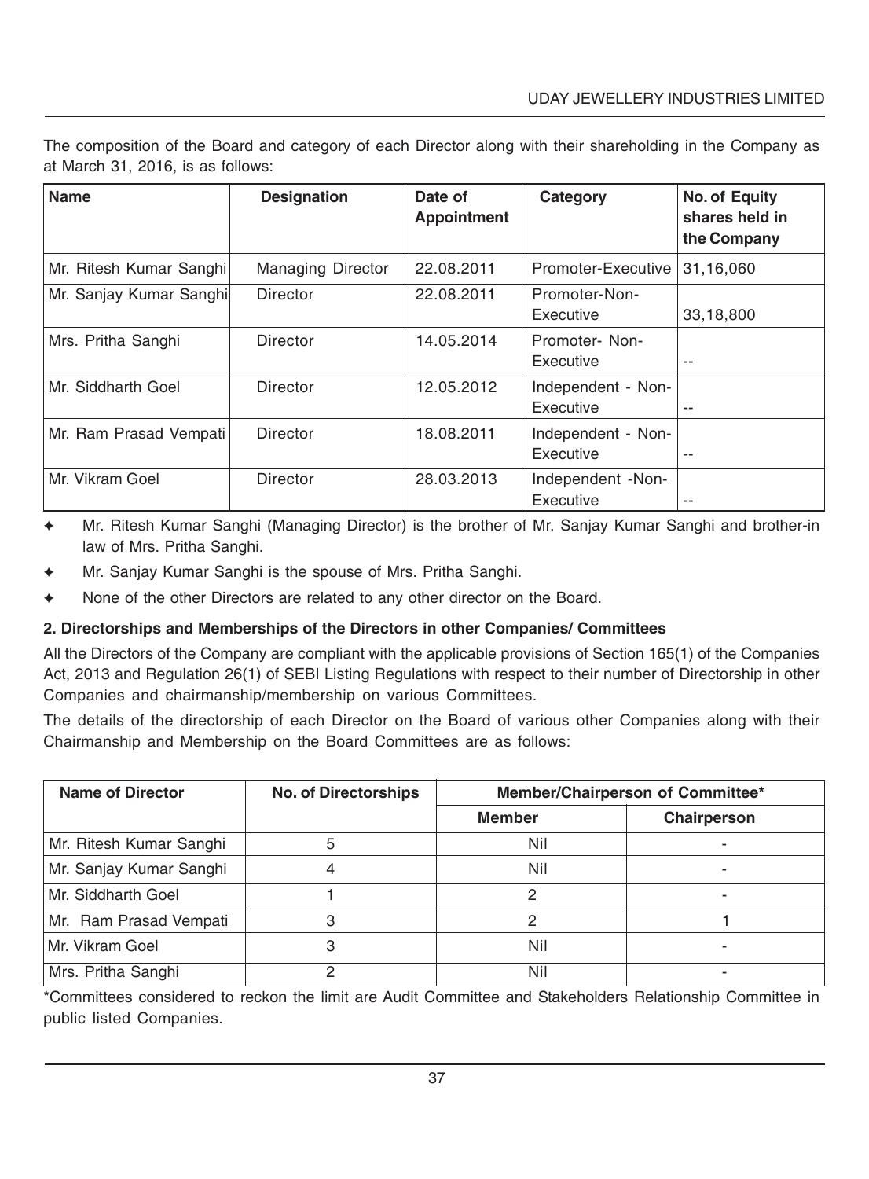The composition of the Board and category of each Director along with their shareholding in the Company as at March 31, 2016, is as follows:

| Name | Designation | Date of Appointment | Category | No. of Equity shares held in the Company |
|---|---|---|---|---|
| Mr. Ritesh Kumar Sanghi | Managing Director | 22.08.2011 | Promoter-Executive | 31,16,060 |
| Mr. Sanjay Kumar Sanghi | Director | 22.08.2011 | Promoter-Non-Executive | 33,18,800 |
| Mrs. Pritha Sanghi | Director | 14.05.2014 | Promoter- Non-Executive | -- |
| Mr. Siddharth Goel | Director | 12.05.2012 | Independent - Non-Executive | -- |
| Mr. Ram Prasad Vempati | Director | 18.08.2011 | Independent - Non-Executive | -- |
| Mr. Vikram Goel | Director | 28.03.2013 | Independent -Non-Executive | -- |

- Mr. Ritesh Kumar Sanghi (Managing Director) is the brother of Mr. Sanjay Kumar Sanghi and brother-in law of Mrs. Pritha Sanghi.
- Mr. Sanjay Kumar Sanghi is the spouse of Mrs. Pritha Sanghi.
- None of the other Directors are related to any other director on the Board.

**2. Directorships and Memberships of the Directors in other Companies/ Committees**

All the Directors of the Company are compliant with the applicable provisions of Section 165(1) of the Companies Act, 2013 and Regulation 26(1) of SEBI Listing Regulations with respect to their number of Directorship in other Companies and chairmanship/membership on various Committees.

The details of the directorship of each Director on the Board of various other Companies along with their Chairmanship and Membership on the Board Committees are as follows:

| Name of Director | No. of Directorships | Member/Chairperson of Committee* | |
|---|---|---|---|
| | | Member | Chairperson |
| Mr. Ritesh Kumar Sanghi | 5 | Nil | - |
| Mr. Sanjay Kumar Sanghi | 4 | Nil | - |
| Mr. Siddharth Goel | 1 | 2 | - |
| Mr. Ram Prasad Vempati | 3 | 2 | 1 |
| Mr. Vikram Goel | 3 | Nil | - |
| Mrs. Pritha Sanghi | 2 | Nil | - |

*Committees considered to reckon the limit are Audit Committee and Stakeholders Relationship Committee in public listed Companies.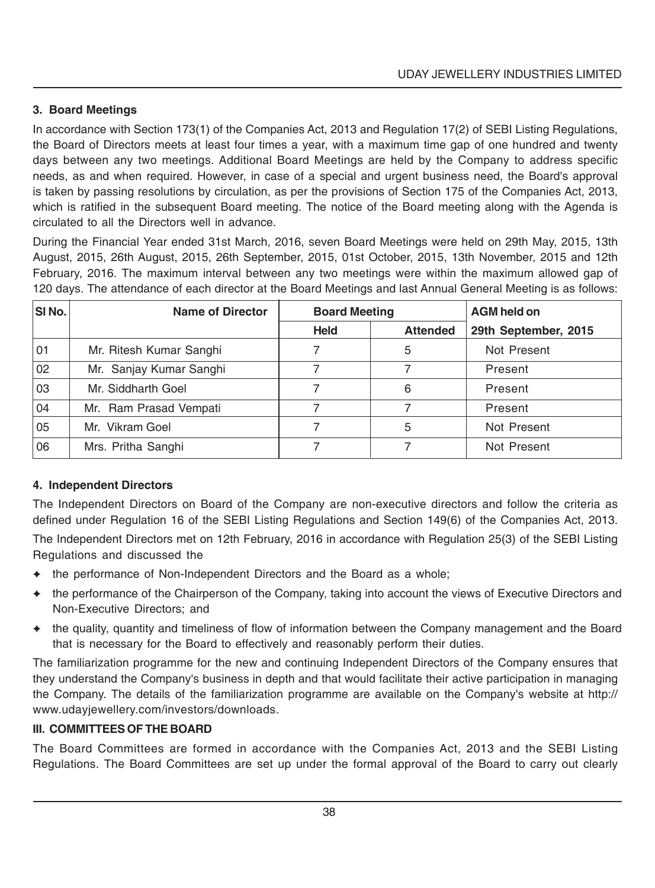### 3. Board Meetings

In accordance with Section 173(1) of the Companies Act, 2013 and Regulation 17(2) of SEBI Listing Regulations, the Board of Directors meets at least four times a year, with a maximum time gap of one hundred and twenty days between any two meetings. Additional Board Meetings are held by the Company to address specific needs, as and when required. However, in case of a special and urgent business need, the Board's approval is taken by passing resolutions by circulation, as per the provisions of Section 175 of the Companies Act, 2013, which is ratified in the subsequent Board meeting. The notice of the Board meeting along with the Agenda is circulated to all the Directors well in advance.

During the Financial Year ended 31st March, 2016, seven Board Meetings were held on 29th May, 2015, 13th August, 2015, 26th August, 2015, 26th September, 2015, 01st October, 2015, 13th November, 2015 and 12th February, 2016. The maximum interval between any two meetings were within the maximum allowed gap of 120 days. The attendance of each director at the Board Meetings and last Annual General Meeting is as follows:

| Sl No. | Name of Director | Board Meeting | | AGM held on |
|---|---|---|---|---|
| | | Held | Attended | 29th September, 2015 |
| 01 | Mr. Ritesh Kumar Sanghi | 7 | 5 | Not Present |
| 02 | Mr. Sanjay Kumar Sanghi | 7 | 7 | Present |
| 03 | Mr. Siddharth Goel | 7 | 6 | Present |
| 04 | Mr. Ram Prasad Vempati | 7 | 7 | Present |
| 05 | Mr. Vikram Goel | 7 | 5 | Not Present |
| 06 | Mrs. Pritha Sanghi | 7 | 7 | Not Present |

### 4. Independent Directors

The Independent Directors on Board of the Company are non-executive directors and follow the criteria as defined under Regulation 16 of the SEBI Listing Regulations and Section 149(6) of the Companies Act, 2013.

The Independent Directors met on 12th February, 2016 in accordance with Regulation 25(3) of the SEBI Listing Regulations and discussed the

- the performance of Non-Independent Directors and the Board as a whole;
- the performance of the Chairperson of the Company, taking into account the views of Executive Directors and Non-Executive Directors; and
- the quality, quantity and timeliness of flow of information between the Company management and the Board that is necessary for the Board to effectively and reasonably perform their duties.

The familiarization programme for the new and continuing Independent Directors of the Company ensures that they understand the Company's business in depth and that would facilitate their active participation in managing the Company. The details of the familiarization programme are available on the Company's website at http://www.udayjewellery.com/investors/downloads.

## III. COMMITTEES OF THE BOARD

The Board Committees are formed in accordance with the Companies Act, 2013 and the SEBI Listing Regulations. The Board Committees are set up under the formal approval of the Board to carry out clearly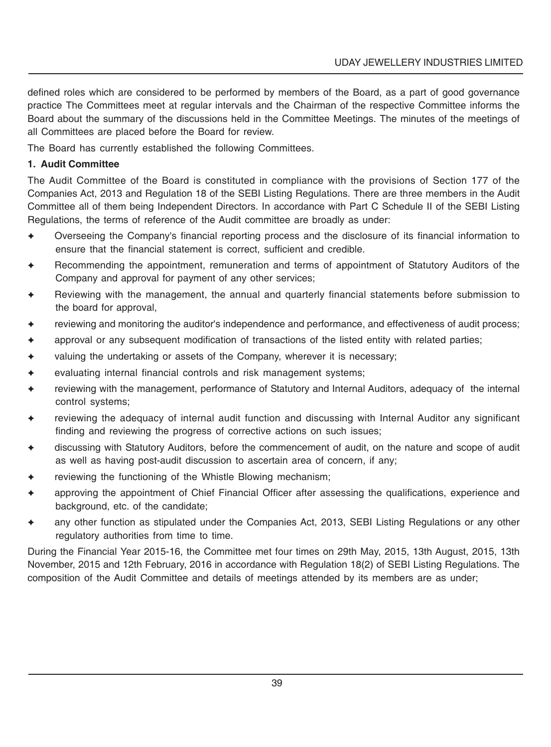defined roles which are considered to be performed by members of the Board, as a part of good governance practice The Committees meet at regular intervals and the Chairman of the respective Committee informs the Board about the summary of the discussions held in the Committee Meetings. The minutes of the meetings of all Committees are placed before the Board for review.

The Board has currently established the following Committees.

**1. Audit Committee**

The Audit Committee of the Board is constituted in compliance with the provisions of Section 177 of the Companies Act, 2013 and Regulation 18 of the SEBI Listing Regulations. There are three members in the Audit Committee all of them being Independent Directors. In accordance with Part C Schedule II of the SEBI Listing Regulations, the terms of reference of the Audit committee are broadly as under:

- Overseeing the Company's financial reporting process and the disclosure of its financial information to ensure that the financial statement is correct, sufficient and credible.
- Recommending the appointment, remuneration and terms of appointment of Statutory Auditors of the Company and approval for payment of any other services;
- Reviewing with the management, the annual and quarterly financial statements before submission to the board for approval,
- reviewing and monitoring the auditor's independence and performance, and effectiveness of audit process;
- approval or any subsequent modification of transactions of the listed entity with related parties;
- valuing the undertaking or assets of the Company, wherever it is necessary;
- evaluating internal financial controls and risk management systems;
- reviewing with the management, performance of Statutory and Internal Auditors, adequacy of the internal control systems;
- reviewing the adequacy of internal audit function and discussing with Internal Auditor any significant finding and reviewing the progress of corrective actions on such issues;
- discussing with Statutory Auditors, before the commencement of audit, on the nature and scope of audit as well as having post-audit discussion to ascertain area of concern, if any;
- reviewing the functioning of the Whistle Blowing mechanism;
- approving the appointment of Chief Financial Officer after assessing the qualifications, experience and background, etc. of the candidate;
- any other function as stipulated under the Companies Act, 2013, SEBI Listing Regulations or any other regulatory authorities from time to time.

During the Financial Year 2015-16, the Committee met four times on 29th May, 2015, 13th August, 2015, 13th November, 2015 and 12th February, 2016 in accordance with Regulation 18(2) of SEBI Listing Regulations. The composition of the Audit Committee and details of meetings attended by its members are as under;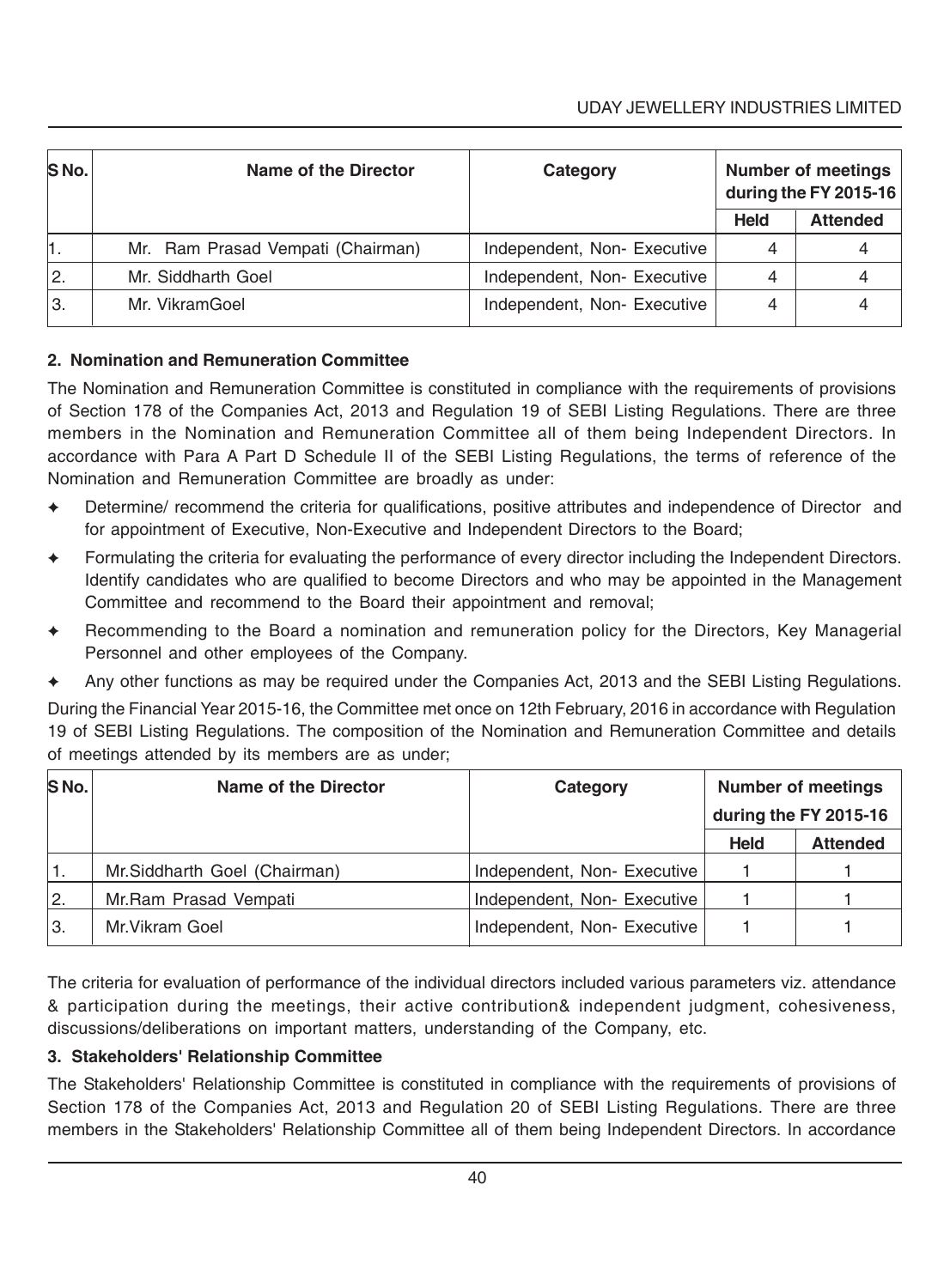| S No. | Name of the Director | Category | Number of meetings during the FY 2015-16 | |
|---|---|---|---|---|
| | | | Held | Attended |
| 1. | Mr. Ram Prasad Vempati (Chairman) | Independent, Non- Executive | 4 | 4 |
| 2. | Mr. Siddharth Goel | Independent, Non- Executive | 4 | 4 |
| 3. | Mr. VikramGoel | Independent, Non- Executive | 4 | 4 |

**2. Nomination and Remuneration Committee**

The Nomination and Remuneration Committee is constituted in compliance with the requirements of provisions of Section 178 of the Companies Act, 2013 and Regulation 19 of SEBI Listing Regulations. There are three members in the Nomination and Remuneration Committee all of them being Independent Directors. In accordance with Para A Part D Schedule II of the SEBI Listing Regulations, the terms of reference of the Nomination and Remuneration Committee are broadly as under:

- Determine/ recommend the criteria for qualifications, positive attributes and independence of Director and for appointment of Executive, Non-Executive and Independent Directors to the Board;
- Formulating the criteria for evaluating the performance of every director including the Independent Directors. Identify candidates who are qualified to become Directors and who may be appointed in the Management Committee and recommend to the Board their appointment and removal;
- Recommending to the Board a nomination and remuneration policy for the Directors, Key Managerial Personnel and other employees of the Company.
- Any other functions as may be required under the Companies Act, 2013 and the SEBI Listing Regulations.

During the Financial Year 2015-16, the Committee met once on 12th February, 2016 in accordance with Regulation 19 of SEBI Listing Regulations. The composition of the Nomination and Remuneration Committee and details of meetings attended by its members are as under;

| S No. | Name of the Director | Category | Number of meetings during the FY 2015-16 | |
|---|---|---|---|---|
| | | | Held | Attended |
| 1. | Mr.Siddharth Goel (Chairman) | Independent, Non- Executive | 1 | 1 |
| 2. | Mr.Ram Prasad Vempati | Independent, Non- Executive | 1 | 1 |
| 3. | Mr.Vikram Goel | Independent, Non- Executive | 1 | 1 |

The criteria for evaluation of performance of the individual directors included various parameters viz. attendance & participation during the meetings, their active contribution& independent judgment, cohesiveness, discussions/deliberations on important matters, understanding of the Company, etc.

**3. Stakeholders' Relationship Committee**

The Stakeholders' Relationship Committee is constituted in compliance with the requirements of provisions of Section 178 of the Companies Act, 2013 and Regulation 20 of SEBI Listing Regulations. There are three members in the Stakeholders' Relationship Committee all of them being Independent Directors. In accordance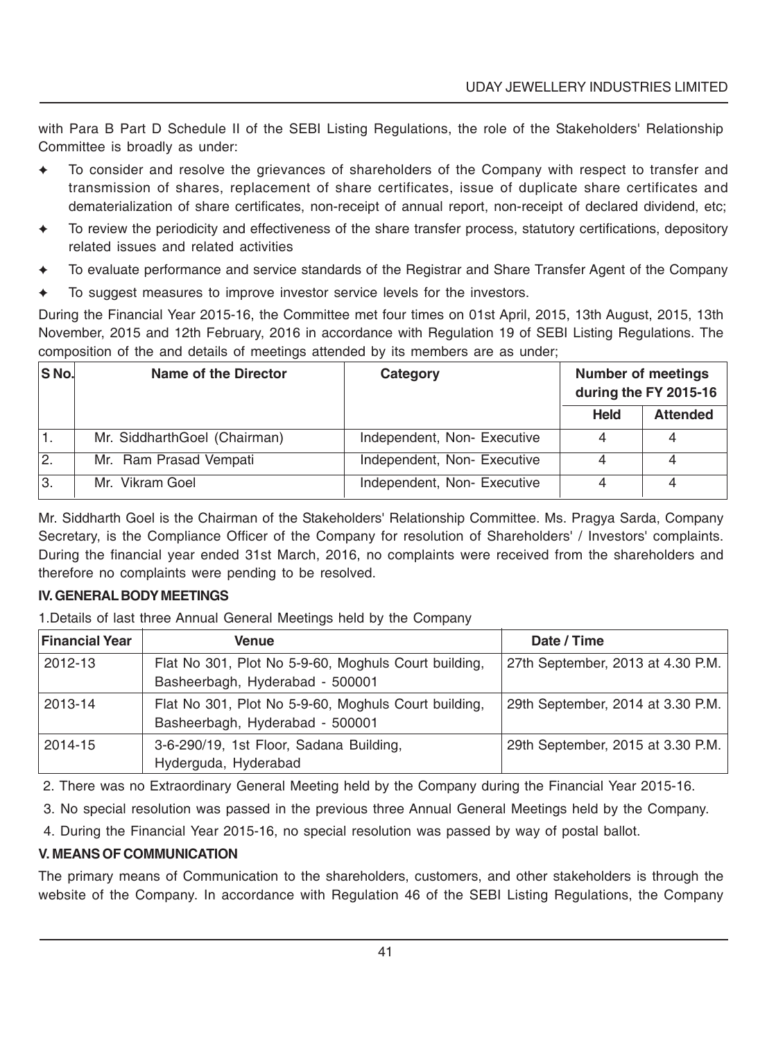with Para B Part D Schedule II of the SEBI Listing Regulations, the role of the Stakeholders' Relationship Committee is broadly as under:

- To consider and resolve the grievances of shareholders of the Company with respect to transfer and transmission of shares, replacement of share certificates, issue of duplicate share certificates and dematerialization of share certificates, non-receipt of annual report, non-receipt of declared dividend, etc;
- To review the periodicity and effectiveness of the share transfer process, statutory certifications, depository related issues and related activities
- To evaluate performance and service standards of the Registrar and Share Transfer Agent of the Company
- To suggest measures to improve investor service levels for the investors.

During the Financial Year 2015-16, the Committee met four times on 01st April, 2015, 13th August, 2015, 13th November, 2015 and 12th February, 2016 in accordance with Regulation 19 of SEBI Listing Regulations. The composition of the and details of meetings attended by its members are as under;

| S No. | Name of the Director | Category | Number of meetings during the FY 2015-16 | |
|---|---|---|---|---|
| | | | Held | Attended |
| 1. | Mr. SiddharthGoel (Chairman) | Independent, Non- Executive | 4 | 4 |
| 2. | Mr. Ram Prasad Vempati | Independent, Non- Executive | 4 | 4 |
| 3. | Mr. Vikram Goel | Independent, Non- Executive | 4 | 4 |

Mr. Siddharth Goel is the Chairman of the Stakeholders' Relationship Committee. Ms. Pragya Sarda, Company Secretary, is the Compliance Officer of the Company for resolution of Shareholders' / Investors' complaints. During the financial year ended 31st March, 2016, no complaints were received from the shareholders and therefore no complaints were pending to be resolved.

**IV. GENERAL BODY MEETINGS**

1.Details of last three Annual General Meetings held by the Company

| Financial Year | Venue | Date / Time |
|---|---|---|
| 2012-13 | Flat No 301, Plot No 5-9-60, Moghuls Court building, Basheerbagh, Hyderabad - 500001 | 27th September, 2013 at 4.30 P.M. |
| 2013-14 | Flat No 301, Plot No 5-9-60, Moghuls Court building, Basheerbagh, Hyderabad - 500001 | 29th September, 2014 at 3.30 P.M. |
| 2014-15 | 3-6-290/19, 1st Floor, Sadana Building, Hyderguda, Hyderabad | 29th September, 2015 at 3.30 P.M. |

2. There was no Extraordinary General Meeting held by the Company during the Financial Year 2015-16.

3. No special resolution was passed in the previous three Annual General Meetings held by the Company.

4. During the Financial Year 2015-16, no special resolution was passed by way of postal ballot.

**V. MEANS OF COMMUNICATION**

The primary means of Communication to the shareholders, customers, and other stakeholders is through the website of the Company. In accordance with Regulation 46 of the SEBI Listing Regulations, the Company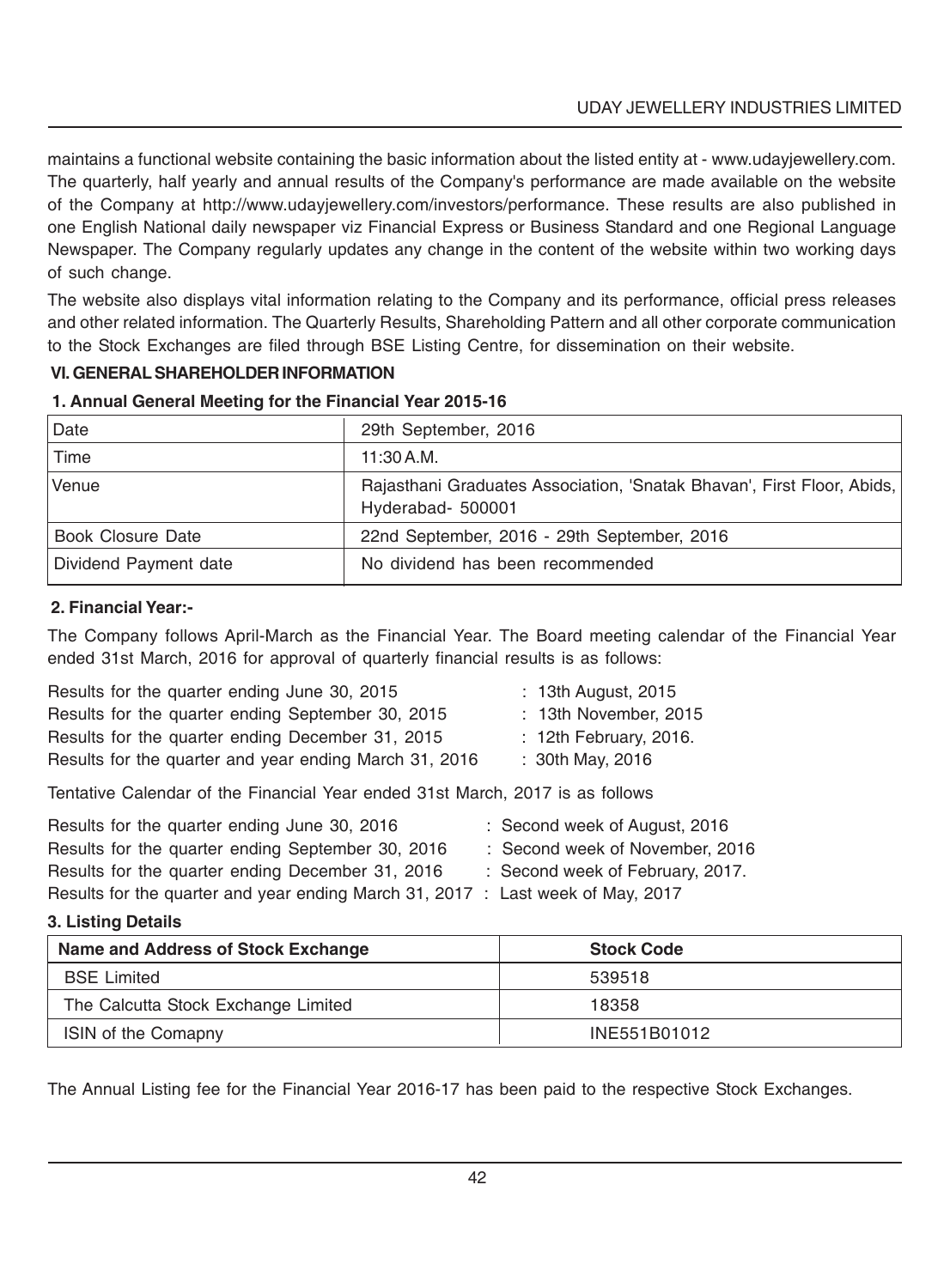maintains a functional website containing the basic information about the listed entity at - www.udayjewellery.com. The quarterly, half yearly and annual results of the Company's performance are made available on the website of the Company at http://www.udayjewellery.com/investors/performance. These results are also published in one English National daily newspaper viz Financial Express or Business Standard and one Regional Language Newspaper. The Company regularly updates any change in the content of the website within two working days of such change.

The website also displays vital information relating to the Company and its performance, official press releases and other related information. The Quarterly Results, Shareholding Pattern and all other corporate communication to the Stock Exchanges are filed through BSE Listing Centre, for dissemination on their website.

## VI. GENERAL SHAREHOLDER INFORMATION

### 1. Annual General Meeting for the Financial Year 2015-16

| Date | 29th September, 2016 |
|---|---|
| Time | 11:30 A.M. |
| Venue | Rajasthani Graduates Association, 'Snatak Bhavan', First Floor, Abids, Hyderabad- 500001 |
| Book Closure Date | 22nd September, 2016 - 29th September, 2016 |
| Dividend Payment date | No dividend has been recommended |

### 2. Financial Year:-

The Company follows April-March as the Financial Year. The Board meeting calendar of the Financial Year ended 31st March, 2016 for approval of quarterly financial results is as follows:

Results for the quarter ending June 30, 2015 : 13th August, 2015
Results for the quarter ending September 30, 2015 : 13th November, 2015
Results for the quarter ending December 31, 2015 : 12th February, 2016.
Results for the quarter and year ending March 31, 2016 : 30th May, 2016

Tentative Calendar of the Financial Year ended 31st March, 2017 is as follows

Results for the quarter ending June 30, 2016 : Second week of August, 2016
Results for the quarter ending September 30, 2016 : Second week of November, 2016
Results for the quarter ending December 31, 2016 : Second week of February, 2017.
Results for the quarter and year ending March 31, 2017 : Last week of May, 2017

### 3. Listing Details

| Name and Address of Stock Exchange | Stock Code |
|---|---|
| BSE Limited | 539518 |
| The Calcutta Stock Exchange Limited | 18358 |
| ISIN of the Comapny | INE551B01012 |

The Annual Listing fee for the Financial Year 2016-17 has been paid to the respective Stock Exchanges.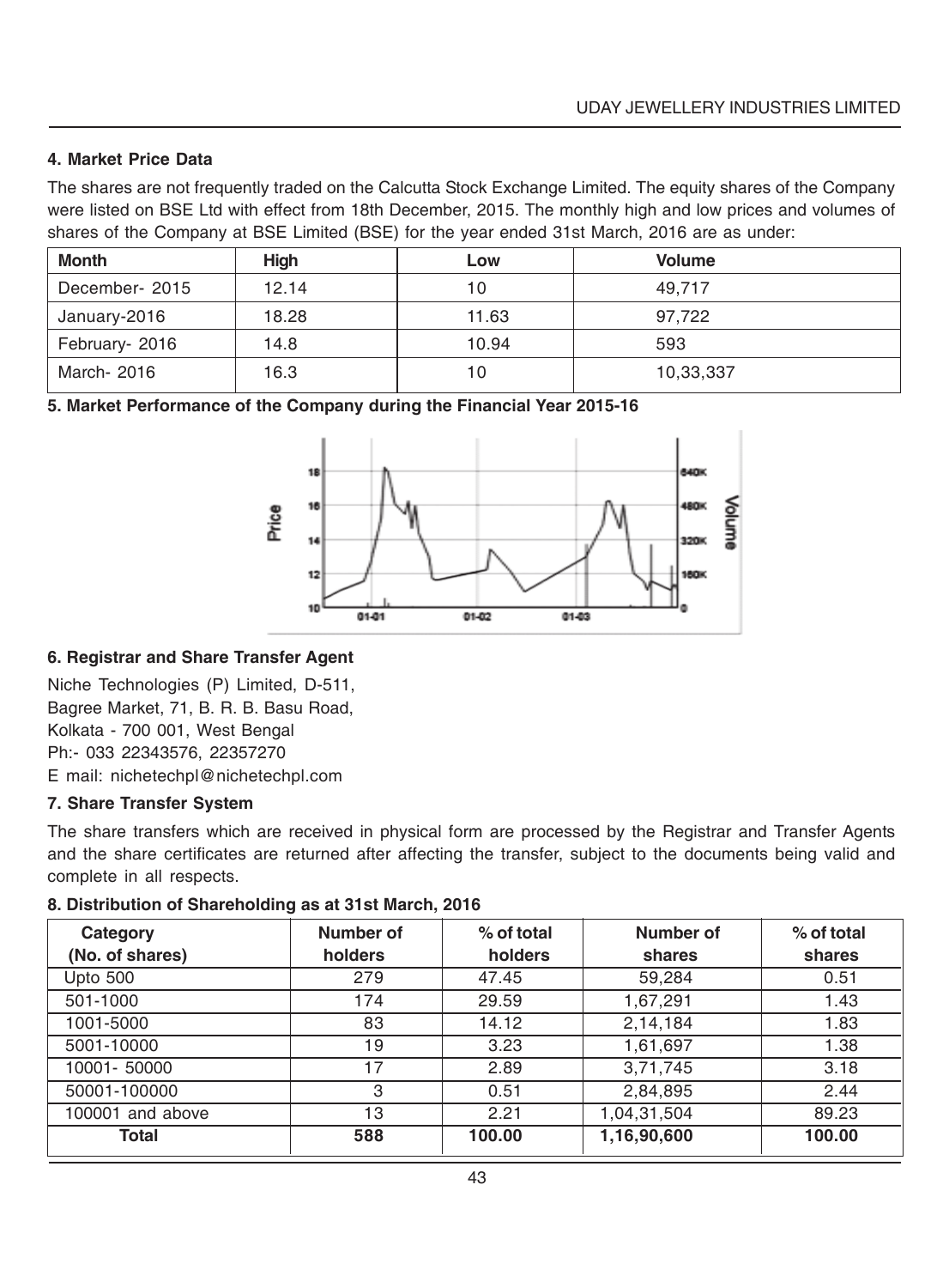**4. Market Price Data**

The shares are not frequently traded on the Calcutta Stock Exchange Limited. The equity shares of the Company were listed on BSE Ltd with effect from 18th December, 2015. The monthly high and low prices and volumes of shares of the Company at BSE Limited (BSE) for the year ended 31st March, 2016 are as under:

| Month | High | Low | Volume |
|---|---|---|---|
| December- 2015 | 12.14 | 10 | 49,717 |
| January-2016 | 18.28 | 11.63 | 97,722 |
| February- 2016 | 14.8 | 10.94 | 593 |
| March- 2016 | 16.3 | 10 | 10,33,337 |

**5. Market Performance of the Company during the Financial Year 2015-16**

**6. Registrar and Share Transfer Agent**

Niche Technologies (P) Limited, D-511,
Bagree Market, 71, B. R. B. Basu Road,
Kolkata - 700 001, West Bengal
Ph:- 033 22343576, 22357270
E mail: nichetechpl@nichetechpl.com

**7. Share Transfer System**

The share transfers which are received in physical form are processed by the Registrar and Transfer Agents and the share certificates are returned after affecting the transfer, subject to the documents being valid and complete in all respects.

**8. Distribution of Shareholding as at 31st March, 2016**

| Category (No. of shares) | Number of holders | % of total holders | Number of shares | % of total shares |
|---|---|---|---|---|
| Upto 500 | 279 | 47.45 | 59,284 | 0.51 |
| 501-1000 | 174 | 29.59 | 1,67,291 | 1.43 |
| 1001-5000 | 83 | 14.12 | 2,14,184 | 1.83 |
| 5001-10000 | 19 | 3.23 | 1,61,697 | 1.38 |
| 10001- 50000 | 17 | 2.89 | 3,71,745 | 3.18 |
| 50001-100000 | 3 | 0.51 | 2,84,895 | 2.44 |
| 100001 and above | 13 | 2.21 | 1,04,31,504 | 89.23 |
| **Total** | **588** | **100.00** | **1,16,90,600** | **100.00** |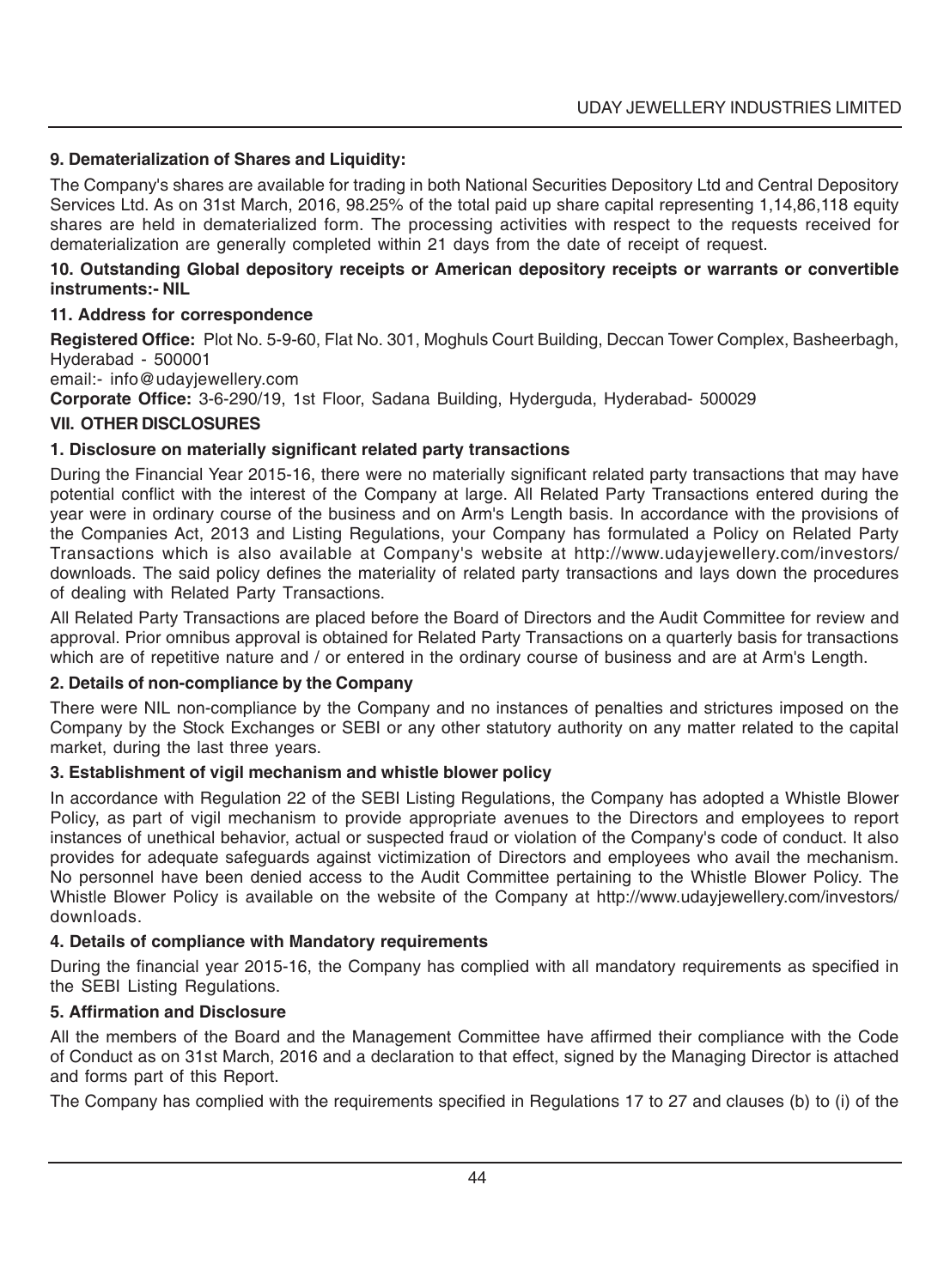**9. Dematerialization of Shares and Liquidity:**

The Company's shares are available for trading in both National Securities Depository Ltd and Central Depository Services Ltd. As on 31st March, 2016, 98.25% of the total paid up share capital representing 1,14,86,118 equity shares are held in dematerialized form. The processing activities with respect to the requests received for dematerialization are generally completed within 21 days from the date of receipt of request.

**10. Outstanding Global depository receipts or American depository receipts or warrants or convertible instruments:- NIL**

**11. Address for correspondence**

**Registered Office:** Plot No. 5-9-60, Flat No. 301, Moghuls Court Building, Deccan Tower Complex, Basheerbagh, Hyderabad - 500001

email:- info@udayjewellery.com

**Corporate Office:** 3-6-290/19, 1st Floor, Sadana Building, Hyderguda, Hyderabad- 500029

## VII. OTHER DISCLOSURES

**1. Disclosure on materially significant related party transactions**

During the Financial Year 2015-16, there were no materially significant related party transactions that may have potential conflict with the interest of the Company at large. All Related Party Transactions entered during the year were in ordinary course of the business and on Arm's Length basis. In accordance with the provisions of the Companies Act, 2013 and Listing Regulations, your Company has formulated a Policy on Related Party Transactions which is also available at Company's website at http://www.udayjewellery.com/investors/downloads. The said policy defines the materiality of related party transactions and lays down the procedures of dealing with Related Party Transactions.

All Related Party Transactions are placed before the Board of Directors and the Audit Committee for review and approval. Prior omnibus approval is obtained for Related Party Transactions on a quarterly basis for transactions which are of repetitive nature and / or entered in the ordinary course of business and are at Arm's Length.

**2. Details of non-compliance by the Company**

There were NIL non-compliance by the Company and no instances of penalties and strictures imposed on the Company by the Stock Exchanges or SEBI or any other statutory authority on any matter related to the capital market, during the last three years.

**3. Establishment of vigil mechanism and whistle blower policy**

In accordance with Regulation 22 of the SEBI Listing Regulations, the Company has adopted a Whistle Blower Policy, as part of vigil mechanism to provide appropriate avenues to the Directors and employees to report instances of unethical behavior, actual or suspected fraud or violation of the Company's code of conduct. It also provides for adequate safeguards against victimization of Directors and employees who avail the mechanism. No personnel have been denied access to the Audit Committee pertaining to the Whistle Blower Policy. The Whistle Blower Policy is available on the website of the Company at http://www.udayjewellery.com/investors/downloads.

**4. Details of compliance with Mandatory requirements**

During the financial year 2015-16, the Company has complied with all mandatory requirements as specified in the SEBI Listing Regulations.

**5. Affirmation and Disclosure**

All the members of the Board and the Management Committee have affirmed their compliance with the Code of Conduct as on 31st March, 2016 and a declaration to that effect, signed by the Managing Director is attached and forms part of this Report.

The Company has complied with the requirements specified in Regulations 17 to 27 and clauses (b) to (i) of the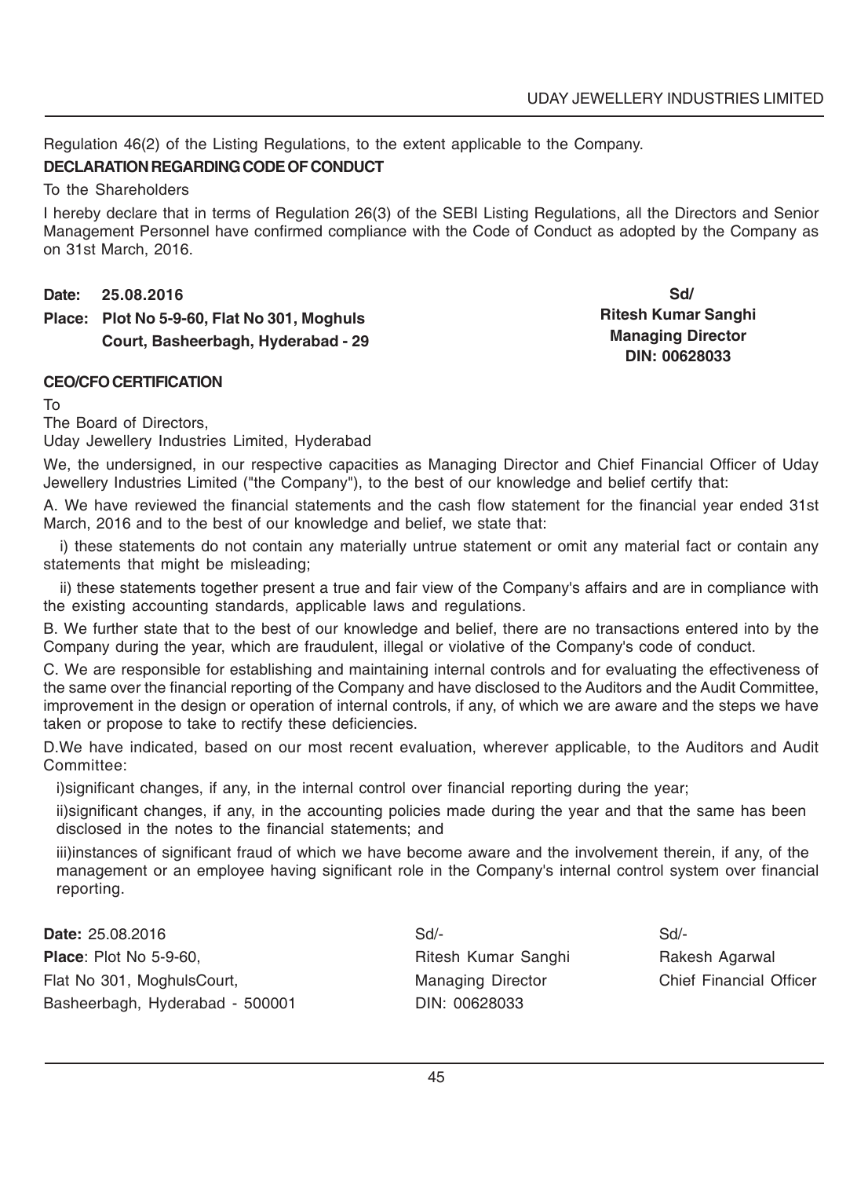Regulation 46(2) of the Listing Regulations, to the extent applicable to the Company.

**DECLARATION REGARDING CODE OF CONDUCT**

To the Shareholders

I hereby declare that in terms of Regulation 26(3) of the SEBI Listing Regulations, all the Directors and Senior Management Personnel have confirmed compliance with the Code of Conduct as adopted by the Company as on 31st March, 2016.

**Date: 25.08.2016**

**Place: Plot No 5-9-60, Flat No 301, Moghuls Court, Basheerbagh, Hyderabad - 29**

**Sd/**
**Ritesh Kumar Sanghi**
**Managing Director**
**DIN: 00628033**

**CEO/CFO CERTIFICATION**

To
The Board of Directors,
Uday Jewellery Industries Limited, Hyderabad

We, the undersigned, in our respective capacities as Managing Director and Chief Financial Officer of Uday Jewellery Industries Limited ("the Company"), to the best of our knowledge and belief certify that:

A. We have reviewed the financial statements and the cash flow statement for the financial year ended 31st March, 2016 and to the best of our knowledge and belief, we state that:

i) these statements do not contain any materially untrue statement or omit any material fact or contain any statements that might be misleading;

ii) these statements together present a true and fair view of the Company's affairs and are in compliance with the existing accounting standards, applicable laws and regulations.

B. We further state that to the best of our knowledge and belief, there are no transactions entered into by the Company during the year, which are fraudulent, illegal or violative of the Company's code of conduct.

C. We are responsible for establishing and maintaining internal controls and for evaluating the effectiveness of the same over the financial reporting of the Company and have disclosed to the Auditors and the Audit Committee, improvement in the design or operation of internal controls, if any, of which we are aware and the steps we have taken or propose to take to rectify these deficiencies.

D.We have indicated, based on our most recent evaluation, wherever applicable, to the Auditors and Audit Committee:

i)significant changes, if any, in the internal control over financial reporting during the year;

ii)significant changes, if any, in the accounting policies made during the year and that the same has been disclosed in the notes to the financial statements; and

iii)instances of significant fraud of which we have become aware and the involvement therein, if any, of the management or an employee having significant role in the Company's internal control system over financial reporting.

**Date:** 25.08.2016
**Place**: Plot No 5-9-60,
Flat No 301, MoghulsCourt,
Basheerbagh, Hyderabad - 500001

Sd/-
Ritesh Kumar Sanghi
Managing Director
DIN: 00628033

Sd/-
Rakesh Agarwal
Chief Financial Officer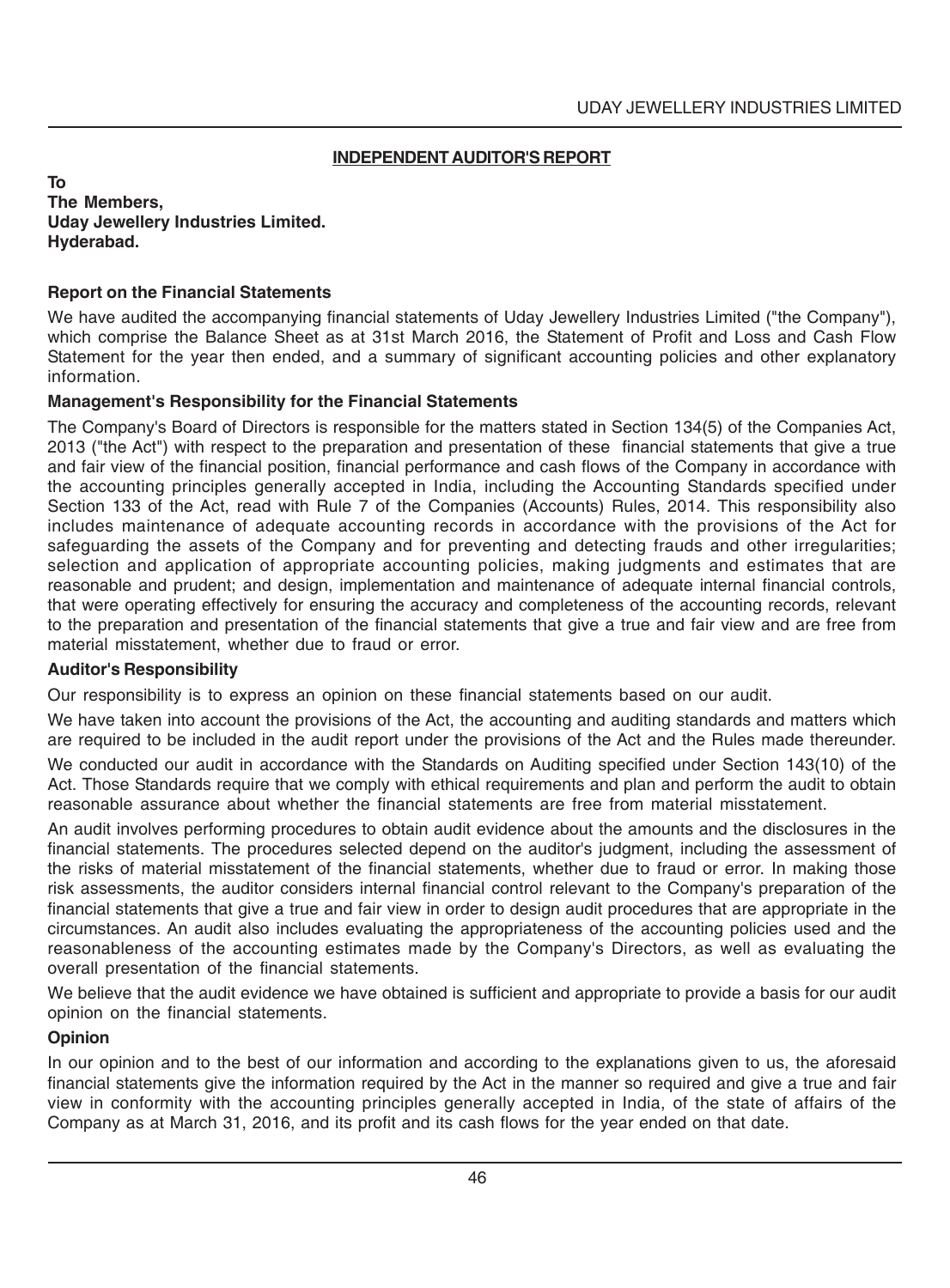## INDEPENDENT AUDITOR'S REPORT

**To**
**The Members,**
**Uday Jewellery Industries Limited.**
**Hyderabad.**

### Report on the Financial Statements

We have audited the accompanying financial statements of Uday Jewellery Industries Limited ("the Company"), which comprise the Balance Sheet as at 31st March 2016, the Statement of Profit and Loss and Cash Flow Statement for the year then ended, and a summary of significant accounting policies and other explanatory information.

### Management's Responsibility for the Financial Statements

The Company's Board of Directors is responsible for the matters stated in Section 134(5) of the Companies Act, 2013 ("the Act") with respect to the preparation and presentation of these financial statements that give a true and fair view of the financial position, financial performance and cash flows of the Company in accordance with the accounting principles generally accepted in India, including the Accounting Standards specified under Section 133 of the Act, read with Rule 7 of the Companies (Accounts) Rules, 2014. This responsibility also includes maintenance of adequate accounting records in accordance with the provisions of the Act for safeguarding the assets of the Company and for preventing and detecting frauds and other irregularities; selection and application of appropriate accounting policies, making judgments and estimates that are reasonable and prudent; and design, implementation and maintenance of adequate internal financial controls, that were operating effectively for ensuring the accuracy and completeness of the accounting records, relevant to the preparation and presentation of the financial statements that give a true and fair view and are free from material misstatement, whether due to fraud or error.

### Auditor's Responsibility

Our responsibility is to express an opinion on these financial statements based on our audit.

We have taken into account the provisions of the Act, the accounting and auditing standards and matters which are required to be included in the audit report under the provisions of the Act and the Rules made thereunder.

We conducted our audit in accordance with the Standards on Auditing specified under Section 143(10) of the Act. Those Standards require that we comply with ethical requirements and plan and perform the audit to obtain reasonable assurance about whether the financial statements are free from material misstatement.

An audit involves performing procedures to obtain audit evidence about the amounts and the disclosures in the financial statements. The procedures selected depend on the auditor's judgment, including the assessment of the risks of material misstatement of the financial statements, whether due to fraud or error. In making those risk assessments, the auditor considers internal financial control relevant to the Company's preparation of the financial statements that give a true and fair view in order to design audit procedures that are appropriate in the circumstances. An audit also includes evaluating the appropriateness of the accounting policies used and the reasonableness of the accounting estimates made by the Company's Directors, as well as evaluating the overall presentation of the financial statements.

We believe that the audit evidence we have obtained is sufficient and appropriate to provide a basis for our audit opinion on the financial statements.

### Opinion

In our opinion and to the best of our information and according to the explanations given to us, the aforesaid financial statements give the information required by the Act in the manner so required and give a true and fair view in conformity with the accounting principles generally accepted in India, of the state of affairs of the Company as at March 31, 2016, and its profit and its cash flows for the year ended on that date.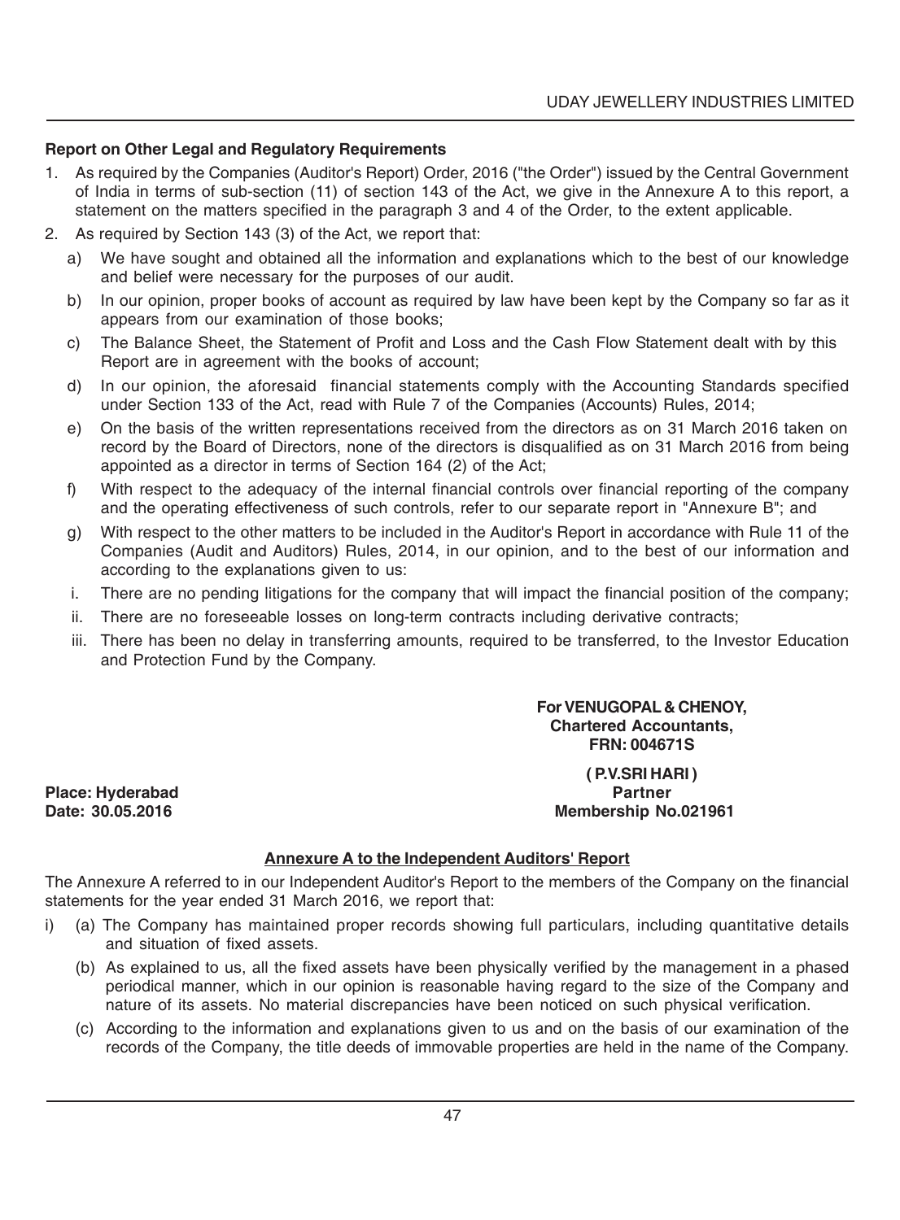### Report on Other Legal and Regulatory Requirements

1. As required by the Companies (Auditor's Report) Order, 2016 ("the Order") issued by the Central Government of India in terms of sub-section (11) of section 143 of the Act, we give in the Annexure A to this report, a statement on the matters specified in the paragraph 3 and 4 of the Order, to the extent applicable.
2. As required by Section 143 (3) of the Act, we report that:
   a) We have sought and obtained all the information and explanations which to the best of our knowledge and belief were necessary for the purposes of our audit.
   b) In our opinion, proper books of account as required by law have been kept by the Company so far as it appears from our examination of those books;
   c) The Balance Sheet, the Statement of Profit and Loss and the Cash Flow Statement dealt with by this Report are in agreement with the books of account;
   d) In our opinion, the aforesaid financial statements comply with the Accounting Standards specified under Section 133 of the Act, read with Rule 7 of the Companies (Accounts) Rules, 2014;
   e) On the basis of the written representations received from the directors as on 31 March 2016 taken on record by the Board of Directors, none of the directors is disqualified as on 31 March 2016 from being appointed as a director in terms of Section 164 (2) of the Act;
   f) With respect to the adequacy of the internal financial controls over financial reporting of the company and the operating effectiveness of such controls, refer to our separate report in "Annexure B"; and
   g) With respect to the other matters to be included in the Auditor's Report in accordance with Rule 11 of the Companies (Audit and Auditors) Rules, 2014, in our opinion, and to the best of our information and according to the explanations given to us:
   i. There are no pending litigations for the company that will impact the financial position of the company;
   ii. There are no foreseeable losses on long-term contracts including derivative contracts;
   iii. There has been no delay in transferring amounts, required to be transferred, to the Investor Education and Protection Fund by the Company.

**For VENUGOPAL & CHENOY,**
**Chartered Accountants,**
**FRN: 004671S**

**( P.V.SRI HARI )**
**Partner**
**Membership No.021961**

**Place: Hyderabad**
**Date: 30.05.2016**

## Annexure A to the Independent Auditors' Report

The Annexure A referred to in our Independent Auditor's Report to the members of the Company on the financial statements for the year ended 31 March 2016, we report that:

i) (a) The Company has maintained proper records showing full particulars, including quantitative details and situation of fixed assets.

   (b) As explained to us, all the fixed assets have been physically verified by the management in a phased periodical manner, which in our opinion is reasonable having regard to the size of the Company and nature of its assets. No material discrepancies have been noticed on such physical verification.

   (c) According to the information and explanations given to us and on the basis of our examination of the records of the Company, the title deeds of immovable properties are held in the name of the Company.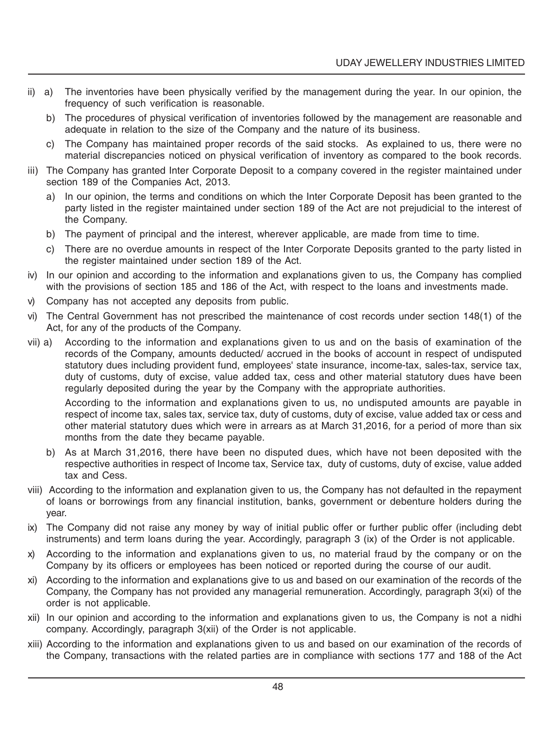ii) a) The inventories have been physically verified by the management during the year. In our opinion, the frequency of such verification is reasonable.

b) The procedures of physical verification of inventories followed by the management are reasonable and adequate in relation to the size of the Company and the nature of its business.

c) The Company has maintained proper records of the said stocks. As explained to us, there were no material discrepancies noticed on physical verification of inventory as compared to the book records.

iii) The Company has granted Inter Corporate Deposit to a company covered in the register maintained under section 189 of the Companies Act, 2013.

a) In our opinion, the terms and conditions on which the Inter Corporate Deposit has been granted to the party listed in the register maintained under section 189 of the Act are not prejudicial to the interest of the Company.

b) The payment of principal and the interest, wherever applicable, are made from time to time.

c) There are no overdue amounts in respect of the Inter Corporate Deposits granted to the party listed in the register maintained under section 189 of the Act.

iv) In our opinion and according to the information and explanations given to us, the Company has complied with the provisions of section 185 and 186 of the Act, with respect to the loans and investments made.

v) Company has not accepted any deposits from public.

vi) The Central Government has not prescribed the maintenance of cost records under section 148(1) of the Act, for any of the products of the Company.

vii) a) According to the information and explanations given to us and on the basis of examination of the records of the Company, amounts deducted/ accrued in the books of account in respect of undisputed statutory dues including provident fund, employees' state insurance, income-tax, sales-tax, service tax, duty of customs, duty of excise, value added tax, cess and other material statutory dues have been regularly deposited during the year by the Company with the appropriate authorities.

According to the information and explanations given to us, no undisputed amounts are payable in respect of income tax, sales tax, service tax, duty of customs, duty of excise, value added tax or cess and other material statutory dues which were in arrears as at March 31,2016, for a period of more than six months from the date they became payable.

b) As at March 31,2016, there have been no disputed dues, which have not been deposited with the respective authorities in respect of Income tax, Service tax, duty of customs, duty of excise, value added tax and Cess.

viii) According to the information and explanation given to us, the Company has not defaulted in the repayment of loans or borrowings from any financial institution, banks, government or debenture holders during the year.

ix) The Company did not raise any money by way of initial public offer or further public offer (including debt instruments) and term loans during the year. Accordingly, paragraph 3 (ix) of the Order is not applicable.

x) According to the information and explanations given to us, no material fraud by the company or on the Company by its officers or employees has been noticed or reported during the course of our audit.

xi) According to the information and explanations give to us and based on our examination of the records of the Company, the Company has not provided any managerial remuneration. Accordingly, paragraph 3(xi) of the order is not applicable.

xii) In our opinion and according to the information and explanations given to us, the Company is not a nidhi company. Accordingly, paragraph 3(xii) of the Order is not applicable.

xiii) According to the information and explanations given to us and based on our examination of the records of the Company, transactions with the related parties are in compliance with sections 177 and 188 of the Act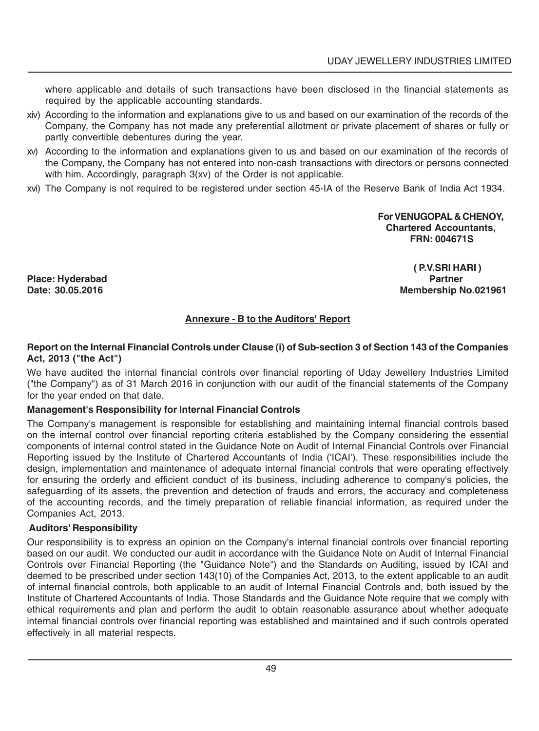where applicable and details of such transactions have been disclosed in the financial statements as required by the applicable accounting standards.

xiv) According to the information and explanations give to us and based on our examination of the records of the Company, the Company has not made any preferential allotment or private placement of shares or fully or partly convertible debentures during the year.

xv) According to the information and explanations given to us and based on our examination of the records of the Company, the Company has not entered into non-cash transactions with directors or persons connected with him. Accordingly, paragraph 3(xv) of the Order is not applicable.

xvi) The Company is not required to be registered under section 45-IA of the Reserve Bank of India Act 1934.

**For VENUGOPAL & CHENOY,**
**Chartered Accountants,**
**FRN: 004671S**

**( P.V.SRI HARI )**
**Partner**
**Membership No.021961**

**Place: Hyderabad**
**Date: 30.05.2016**

## Annexure - B to the Auditors' Report

**Report on the Internal Financial Controls under Clause (i) of Sub-section 3 of Section 143 of the Companies Act, 2013 ("the Act")**

We have audited the internal financial controls over financial reporting of Uday Jewellery Industries Limited ("the Company") as of 31 March 2016 in conjunction with our audit of the financial statements of the Company for the year ended on that date.

**Management's Responsibility for Internal Financial Controls**

The Company's management is responsible for establishing and maintaining internal financial controls based on the internal control over financial reporting criteria established by the Company considering the essential components of internal control stated in the Guidance Note on Audit of Internal Financial Controls over Financial Reporting issued by the Institute of Chartered Accountants of India ('ICAI'). These responsibilities include the design, implementation and maintenance of adequate internal financial controls that were operating effectively for ensuring the orderly and efficient conduct of its business, including adherence to company's policies, the safeguarding of its assets, the prevention and detection of frauds and errors, the accuracy and completeness of the accounting records, and the timely preparation of reliable financial information, as required under the Companies Act, 2013.

**Auditors' Responsibility**

Our responsibility is to express an opinion on the Company's internal financial controls over financial reporting based on our audit. We conducted our audit in accordance with the Guidance Note on Audit of Internal Financial Controls over Financial Reporting (the "Guidance Note") and the Standards on Auditing, issued by ICAI and deemed to be prescribed under section 143(10) of the Companies Act, 2013, to the extent applicable to an audit of internal financial controls, both applicable to an audit of Internal Financial Controls and, both issued by the Institute of Chartered Accountants of India. Those Standards and the Guidance Note require that we comply with ethical requirements and plan and perform the audit to obtain reasonable assurance about whether adequate internal financial controls over financial reporting was established and maintained and if such controls operated effectively in all material respects.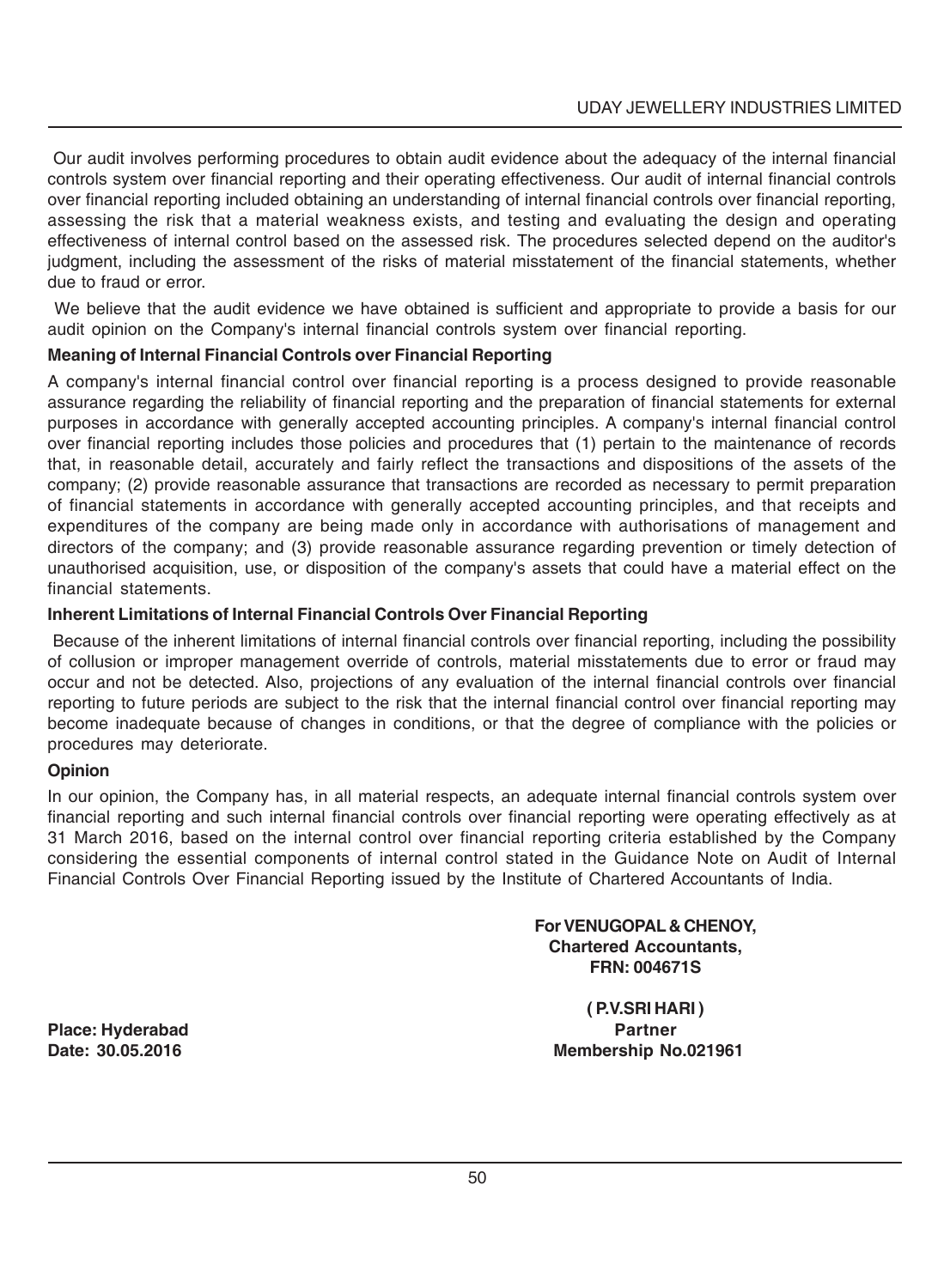Our audit involves performing procedures to obtain audit evidence about the adequacy of the internal financial controls system over financial reporting and their operating effectiveness. Our audit of internal financial controls over financial reporting included obtaining an understanding of internal financial controls over financial reporting, assessing the risk that a material weakness exists, and testing and evaluating the design and operating effectiveness of internal control based on the assessed risk. The procedures selected depend on the auditor's judgment, including the assessment of the risks of material misstatement of the financial statements, whether due to fraud or error.

We believe that the audit evidence we have obtained is sufficient and appropriate to provide a basis for our audit opinion on the Company's internal financial controls system over financial reporting.

**Meaning of Internal Financial Controls over Financial Reporting**

A company's internal financial control over financial reporting is a process designed to provide reasonable assurance regarding the reliability of financial reporting and the preparation of financial statements for external purposes in accordance with generally accepted accounting principles. A company's internal financial control over financial reporting includes those policies and procedures that (1) pertain to the maintenance of records that, in reasonable detail, accurately and fairly reflect the transactions and dispositions of the assets of the company; (2) provide reasonable assurance that transactions are recorded as necessary to permit preparation of financial statements in accordance with generally accepted accounting principles, and that receipts and expenditures of the company are being made only in accordance with authorisations of management and directors of the company; and (3) provide reasonable assurance regarding prevention or timely detection of unauthorised acquisition, use, or disposition of the company's assets that could have a material effect on the financial statements.

**Inherent Limitations of Internal Financial Controls Over Financial Reporting**

Because of the inherent limitations of internal financial controls over financial reporting, including the possibility of collusion or improper management override of controls, material misstatements due to error or fraud may occur and not be detected. Also, projections of any evaluation of the internal financial controls over financial reporting to future periods are subject to the risk that the internal financial control over financial reporting may become inadequate because of changes in conditions, or that the degree of compliance with the policies or procedures may deteriorate.

**Opinion**

In our opinion, the Company has, in all material respects, an adequate internal financial controls system over financial reporting and such internal financial controls over financial reporting were operating effectively as at 31 March 2016, based on the internal control over financial reporting criteria established by the Company considering the essential components of internal control stated in the Guidance Note on Audit of Internal Financial Controls Over Financial Reporting issued by the Institute of Chartered Accountants of India.

**For VENUGOPAL & CHENOY,**
**Chartered Accountants,**
**FRN: 004671S**

**( P.V.SRI HARI )**
**Partner**
**Membership No.021961**

**Place: Hyderabad**
**Date: 30.05.2016**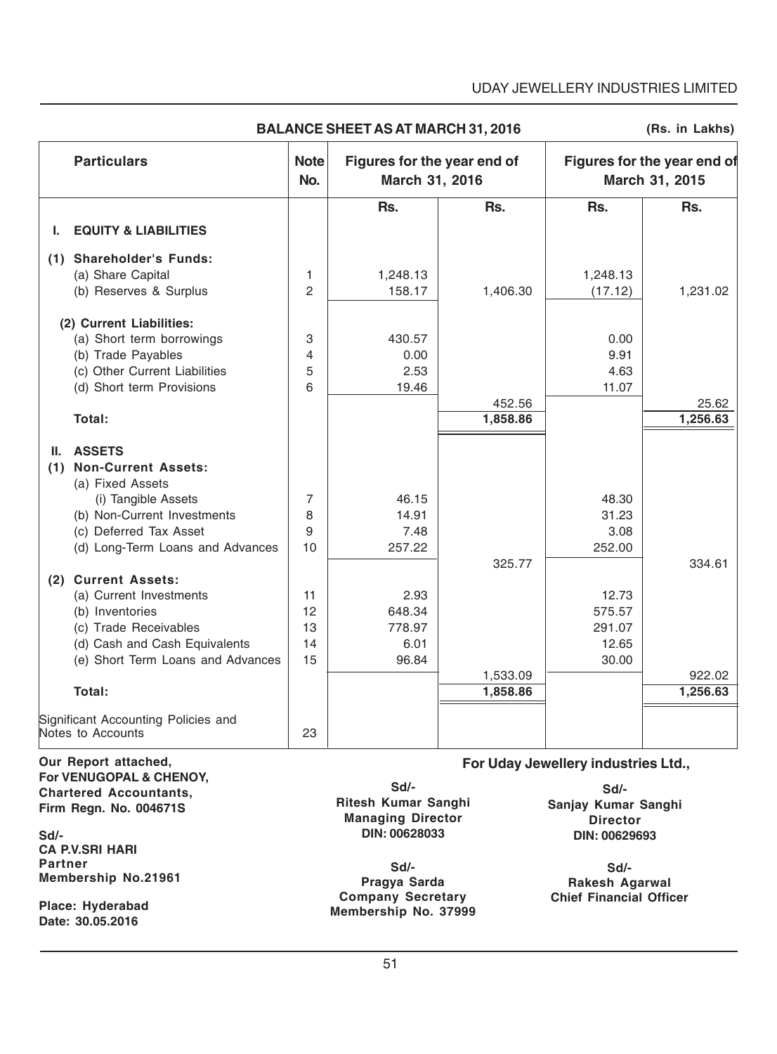UDAY JEWELLERY INDUSTRIES LIMITED

## BALANCE SHEET AS AT MARCH 31, 2016

(Rs. in Lakhs)

| Particulars | Note No. | Figures for the year end of March 31, 2016 | | Figures for the year end of March 31, 2015 | |
|---|---|---|---|---|---|
| | | Rs. | Rs. | Rs. | Rs. |
| **I. EQUITY & LIABILITIES** | | | | | |
| **(1) Shareholder's Funds:** | | | | | |
| (a) Share Capital | 1 | 1,248.13 | | 1,248.13 | |
| (b) Reserves & Surplus | 2 | 158.17 | 1,406.30 | (17.12) | 1,231.02 |
| **(2) Current Liabilities:** | | | | | |
| (a) Short term borrowings | 3 | 430.57 | | 0.00 | |
| (b) Trade Payables | 4 | 0.00 | | 9.91 | |
| (c) Other Current Liabilities | 5 | 2.53 | | 4.63 | |
| (d) Short term Provisions | 6 | 19.46 | | 11.07 | |
| | | | 452.56 | | 25.62 |
| **Total:** | | | **1,858.86** | | **1,256.63** |
| **II. ASSETS** | | | | | |
| **(1) Non-Current Assets:** | | | | | |
| (a) Fixed Assets | | | | | |
| (i) Tangible Assets | 7 | 46.15 | | 48.30 | |
| (b) Non-Current Investments | 8 | 14.91 | | 31.23 | |
| (c) Deferred Tax Asset | 9 | 7.48 | | 3.08 | |
| (d) Long-Term Loans and Advances | 10 | 257.22 | | 252.00 | |
| | | | 325.77 | | 334.61 |
| **(2) Current Assets:** | | | | | |
| (a) Current Investments | 11 | 2.93 | | 12.73 | |
| (b) Inventories | 12 | 648.34 | | 575.57 | |
| (c) Trade Receivables | 13 | 778.97 | | 291.07 | |
| (d) Cash and Cash Equivalents | 14 | 6.01 | | 12.65 | |
| (e) Short Term Loans and Advances | 15 | 96.84 | | 30.00 | |
| | | | 1,533.09 | | 922.02 |
| **Total:** | | | **1,858.86** | | **1,256.63** |
| Significant Accounting Policies and Notes to Accounts | 23 | | | | |

**Our Report attached,**
**For VENUGOPAL & CHENOY,**
**Chartered Accountants,**
**Firm Regn. No. 004671S**

**Sd/-**
**CA P.V.SRI HARI**
**Partner**
**Membership No.21961**

**Place: Hyderabad**
**Date: 30.05.2016**

**For Uday Jewellery industries Ltd.,**

**Sd/-**
**Ritesh Kumar Sanghi**
**Managing Director**
**DIN: 00628033**

**Sd/-**
**Sanjay Kumar Sanghi**
**Director**
**DIN: 00629693**

**Sd/-**
**Pragya Sarda**
**Company Secretary**
**Membership No. 37999**

**Sd/-**
**Rakesh Agarwal**
**Chief Financial Officer**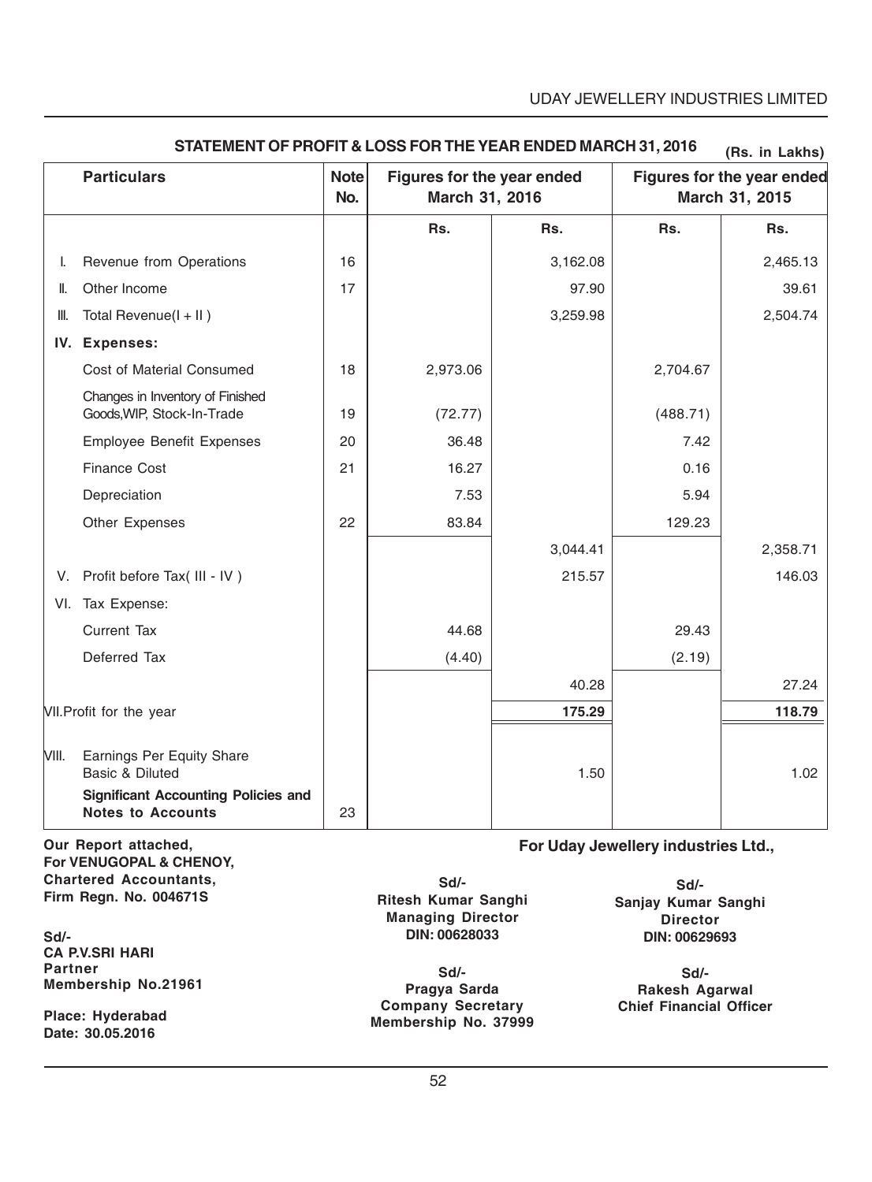## STATEMENT OF PROFIT & LOSS FOR THE YEAR ENDED MARCH 31, 2016

(Rs. in Lakhs)

| | Particulars | Note No. | Figures for the year ended March 31, 2016 | | Figures for the year ended March 31, 2015 | |
|---|---|---|---|---|---|---|
| | | | Rs. | Rs. | Rs. | Rs. |
| I. | Revenue from Operations | 16 | | 3,162.08 | | 2,465.13 |
| II. | Other Income | 17 | | 97.90 | | 39.61 |
| III. | Total Revenue(I + II ) | | | 3,259.98 | | 2,504.74 |
| IV. | **Expenses:** | | | | | |
| | Cost of Material Consumed | 18 | 2,973.06 | | 2,704.67 | |
| | Changes in Inventory of Finished Goods,WIP, Stock-In-Trade | 19 | (72.77) | | (488.71) | |
| | Employee Benefit Expenses | 20 | 36.48 | | 7.42 | |
| | Finance Cost | 21 | 16.27 | | 0.16 | |
| | Depreciation | | 7.53 | | 5.94 | |
| | Other Expenses | 22 | 83.84 | | 129.23 | |
| | | | | 3,044.41 | | 2,358.71 |
| V. | Profit before Tax( III - IV ) | | | 215.57 | | 146.03 |
| VI. | Tax Expense: | | | | | |
| | Current Tax | | 44.68 | | 29.43 | |
| | Deferred Tax | | (4.40) | | (2.19) | |
| | | | | 40.28 | | 27.24 |
| VII. | Profit for the year | | | **175.29** | | **118.79** |
| VIII. | Earnings Per Equity Share Basic & Diluted | | | 1.50 | | 1.02 |
| | **Significant Accounting Policies and Notes to Accounts** | 23 | | | | |

**Our Report attached,**
**For VENUGOPAL & CHENOY,**
**Chartered Accountants,**
**Firm Regn. No. 004671S**

**Sd/-**
**CA P.V.SRI HARI**
**Partner**
**Membership No.21961**

**Place: Hyderabad**
**Date: 30.05.2016**

**For Uday Jewellery industries Ltd.,**

**Sd/-**
**Ritesh Kumar Sanghi**
**Managing Director**
**DIN: 00628033**

**Sd/-**
**Sanjay Kumar Sanghi**
**Director**
**DIN: 00629693**

**Sd/-**
**Pragya Sarda**
**Company Secretary**
**Membership No. 37999**

**Sd/-**
**Rakesh Agarwal**
**Chief Financial Officer**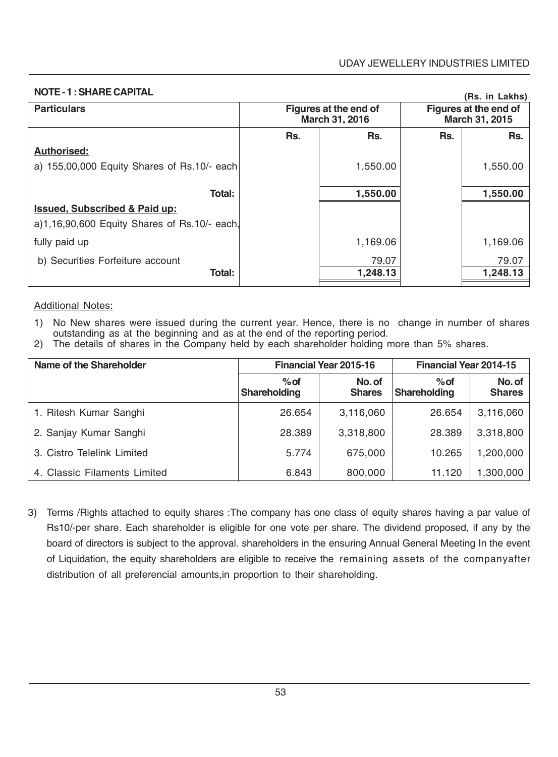## NOTE - 1 : SHARE CAPITAL

(Rs. in Lakhs)

| Particulars | Figures at the end of March 31, 2016 | | Figures at the end of March 31, 2015 | |
|---|---|---|---|---|
| | Rs. | Rs. | Rs. | Rs. |
| **Authorised:** | | | | |
| a) 155,00,000 Equity Shares of Rs.10/- each | | 1,550.00 | | 1,550.00 |
| **Total:** | | **1,550.00** | | **1,550.00** |
| **Issued, Subscribed & Paid up:** | | | | |
| a)1,16,90,600 Equity Shares of Rs.10/- each, fully paid up | | 1,169.06 | | 1,169.06 |
| b) Securities Forfeiture account | | 79.07 | | 79.07 |
| **Total:** | | **1,248.13** | | **1,248.13** |

Additional Notes:

1) No New shares were issued during the current year. Hence, there is no change in number of shares outstanding as at the beginning and as at the end of the reporting period.
2) The details of shares in the Company held by each shareholder holding more than 5% shares.

| Name of the Shareholder | Financial Year 2015-16 | | Financial Year 2014-15 | |
|---|---|---|---|---|
| | % of Shareholding | No. of Shares | % of Shareholding | No. of Shares |
| 1. Ritesh Kumar Sanghi | 26.654 | 3,116,060 | 26.654 | 3,116,060 |
| 2. Sanjay Kumar Sanghi | 28.389 | 3,318,800 | 28.389 | 3,318,800 |
| 3. Cistro Telelink Limited | 5.774 | 675,000 | 10.265 | 1,200,000 |
| 4. Classic Filaments Limited | 6.843 | 800,000 | 11.120 | 1,300,000 |

3) Terms /Rights attached to equity shares :The company has one class of equity shares having a par value of Rs10/-per share. Each shareholder is eligible for one vote per share. The dividend proposed, if any by the board of directors is subject to the approval. shareholders in the ensuring Annual General Meeting In the event of Liquidation, the equity shareholders are eligible to receive the remaining assets of the companyafter distribution of all preferencial amounts,in proportion to their shareholding.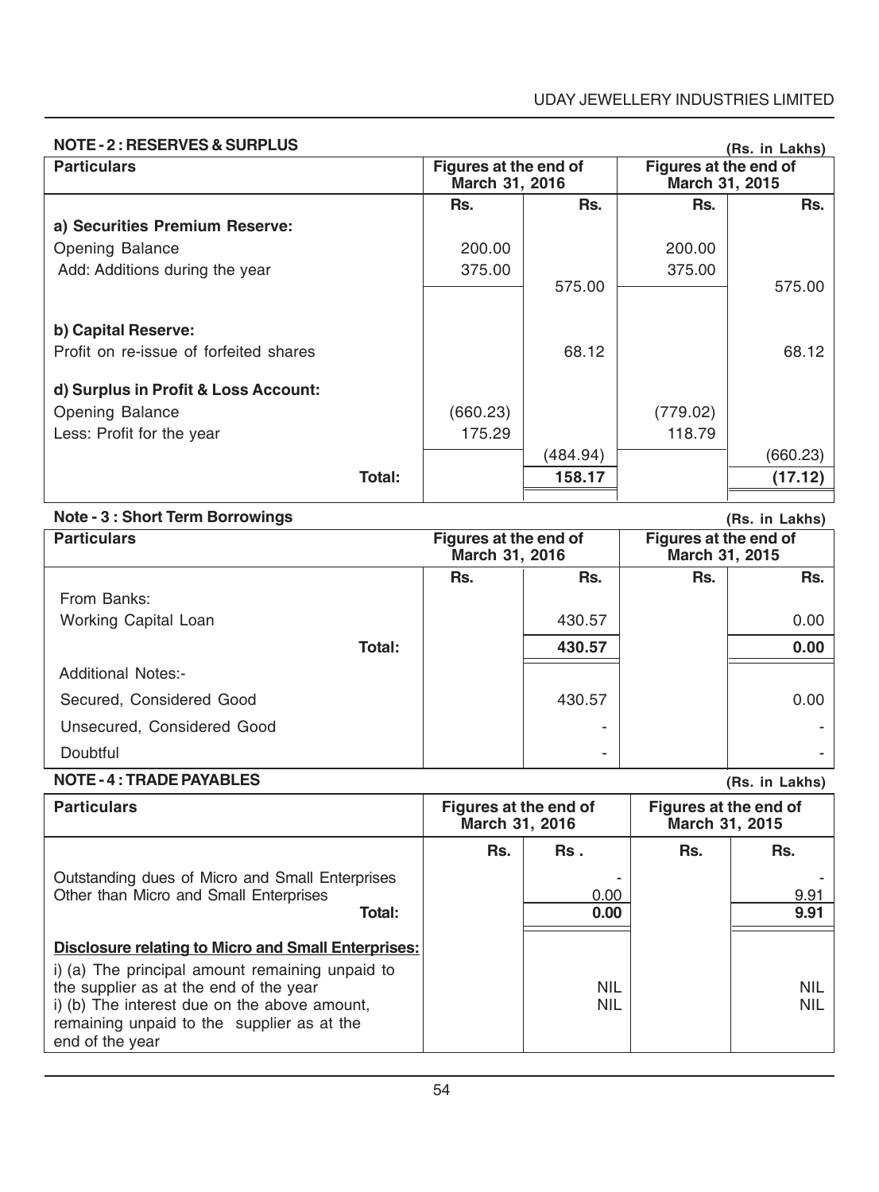### NOTE - 2 : RESERVES & SURPLUS

(Rs. in Lakhs)

| Particulars | Figures at the end of March 31, 2016 | | Figures at the end of March 31, 2015 | |
|---|---|---|---|---|
| | Rs. | Rs. | Rs. | Rs. |
| **a) Securities Premium Reserve:** | | | | |
| Opening Balance | 200.00 | | 200.00 | |
| Add: Additions during the year | 375.00 | | 375.00 | |
| | | 575.00 | | 575.00 |
| **b) Capital Reserve:** | | | | |
| Profit on re-issue of forfeited shares | | 68.12 | | 68.12 |
| **d) Surplus in Profit & Loss Account:** | | | | |
| Opening Balance | (660.23) | | (779.02) | |
| Less: Profit for the year | 175.29 | | 118.79 | |
| | | (484.94) | | (660.23) |
| **Total:** | | **158.17** | | **(17.12)** |

### Note - 3 : Short Term Borrowings

(Rs. in Lakhs)

| Particulars | Figures at the end of March 31, 2016 | | Figures at the end of March 31, 2015 | |
|---|---|---|---|---|
| | Rs. | Rs. | Rs. | Rs. |
| From Banks: | | | | |
| Working Capital Loan | | 430.57 | | 0.00 |
| **Total:** | | **430.57** | | **0.00** |
| Additional Notes:- | | | | |
| Secured, Considered Good | | 430.57 | | 0.00 |
| Unsecured, Considered Good | | - | | - |
| Doubtful | | - | | - |

### NOTE - 4 : TRADE PAYABLES

(Rs. in Lakhs)

| Particulars | Figures at the end of March 31, 2016 | | Figures at the end of March 31, 2015 | |
|---|---|---|---|---|
| | Rs. | Rs. | Rs. | Rs. |
| Outstanding dues of Micro and Small Enterprises | | - | | - |
| Other than Micro and Small Enterprises | | 0.00 | | 9.91 |
| **Total:** | | **0.00** | | **9.91** |
| **Disclosure relating to Micro and Small Enterprises:** | | | | |
| i) (a) The principal amount remaining unpaid to the supplier as at the end of the year | | NIL | | NIL |
| i) (b) The interest due on the above amount, remaining unpaid to the supplier as at the end of the year | | NIL | | NIL |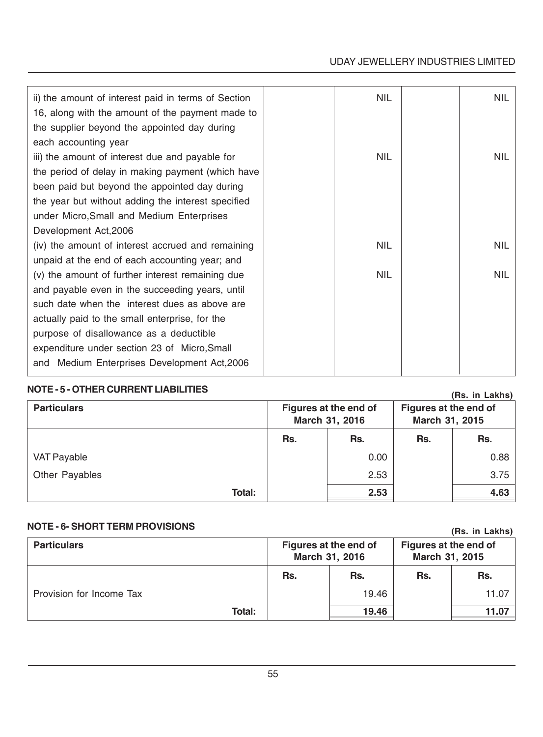| | | | | |
|---|---|---|---|---|
| ii) the amount of interest paid in terms of Section 16, along with the amount of the payment made to the supplier beyond the appointed day during each accounting year | | NIL | | NIL |
| iii) the amount of interest due and payable for the period of delay in making payment (which have been paid but beyond the appointed day during the year but without adding the interest specified under Micro,Small and Medium Enterprises Development Act,2006 | | NIL | | NIL |
| (iv) the amount of interest accrued and remaining unpaid at the end of each accounting year; and | | NIL | | NIL |
| (v) the amount of further interest remaining due and payable even in the succeeding years, until such date when the interest dues as above are actually paid to the small enterprise, for the purpose of disallowance as a deductible expenditure under section 23 of Micro,Small and Medium Enterprises Development Act,2006 | | NIL | | NIL |

**NOTE - 5 - OTHER CURRENT LIABILITIES**

**(Rs. in Lakhs)**

| Particulars | Figures at the end of March 31, 2016 | | Figures at the end of March 31, 2015 | |
|---|---|---|---|---|
| | Rs. | Rs. | Rs. | Rs. |
| VAT Payable | | 0.00 | | 0.88 |
| Other Payables | | 2.53 | | 3.75 |
| **Total:** | | **2.53** | | **4.63** |

**NOTE - 6- SHORT TERM PROVISIONS**

**(Rs. in Lakhs)**

| Particulars | Figures at the end of March 31, 2016 | | Figures at the end of March 31, 2015 | |
|---|---|---|---|---|
| | Rs. | Rs. | Rs. | Rs. |
| Provision for Income Tax | | 19.46 | | 11.07 |
| **Total:** | | **19.46** | | **11.07** |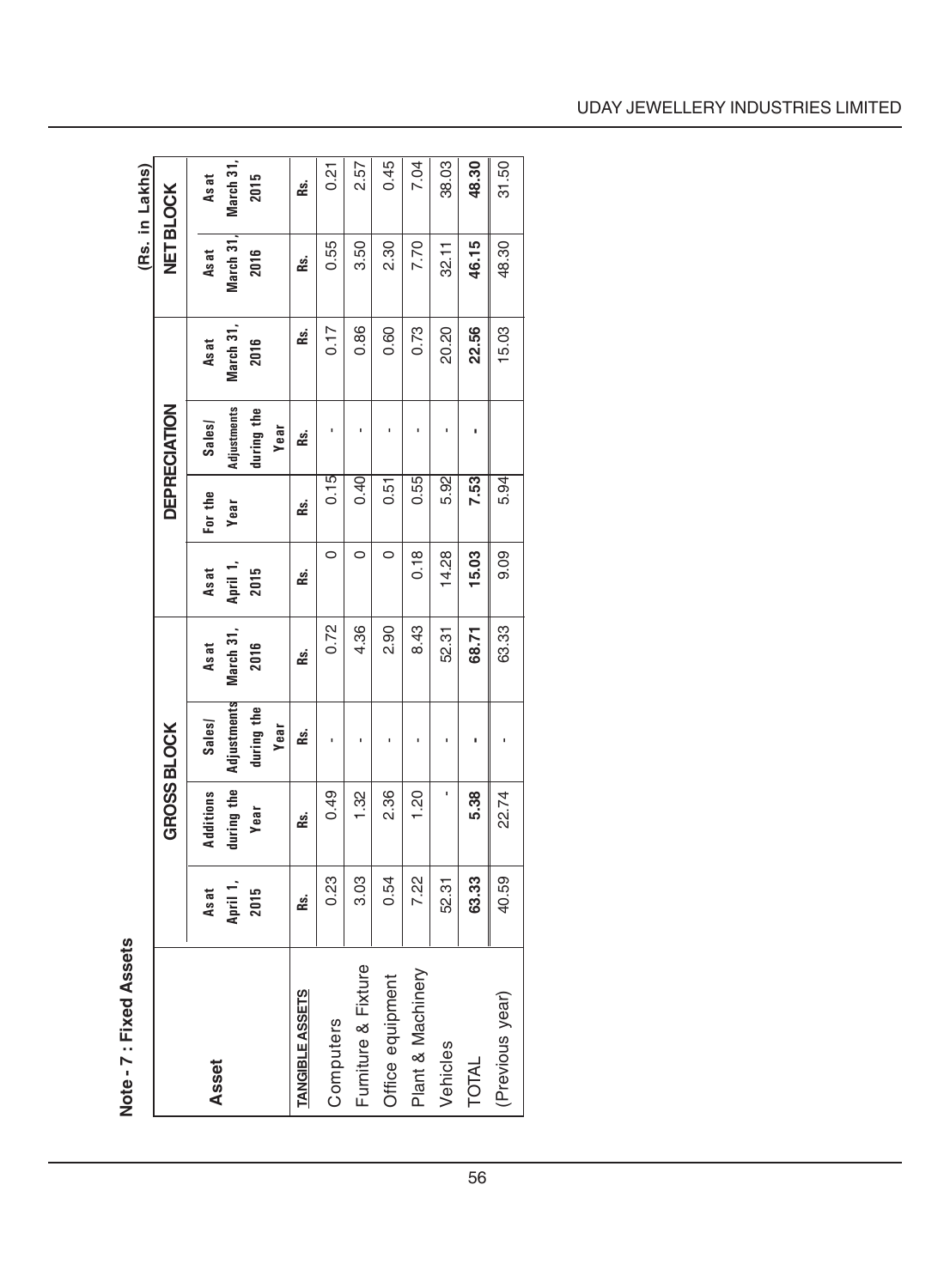**Note - 7 : Fixed Assets**

(Rs. in Lakhs)

| Asset | GROSS BLOCK | | | | DEPRECIATION | | | | NET BLOCK | |
|---|---|---|---|---|---|---|---|---|---|---|
| | As at April 1, 2015 | Additions during the Year | Sales/ Adjustments during the Year | As at March 31, 2016 | As at April 1, 2015 | For the Year | Sales/ Adjustments during the Year | As at March 31, 2016 | As at March 31, 2016 | As at March 31, 2015 |
| **TANGIBLE ASSETS** | Rs. | Rs. | Rs. | Rs. | Rs. | Rs. | Rs. | Rs. | Rs. | Rs. |
| Computers | 0.23 | 0.49 | - | 0.72 | 0 | 0.15 | - | 0.17 | 0.55 | 0.21 |
| Furniture & Fixture | 3.03 | 1.32 | - | 4.36 | 0 | 0.40 | - | 0.86 | 3.50 | 2.57 |
| Office equipment | 0.54 | 2.36 | - | 2.90 | 0 | 0.51 | - | 0.60 | 2.30 | 0.45 |
| Plant & Machinery | 7.22 | 1.20 | - | 8.43 | 0.18 | 0.55 | - | 0.73 | 7.70 | 7.04 |
| Vehicles | 52.31 | - | - | 52.31 | 14.28 | 5.92 | - | 20.20 | 32.11 | 38.03 |
| TOTAL | **63.33** | **5.38** | **-** | **68.71** | **15.03** | **7.53** | **-** | **22.56** | **46.15** | **48.30** |
| (Previous year) | 40.59 | 22.74 | - | 63.33 | 9.09 | 5.94 | | 15.03 | 48.30 | 31.50 |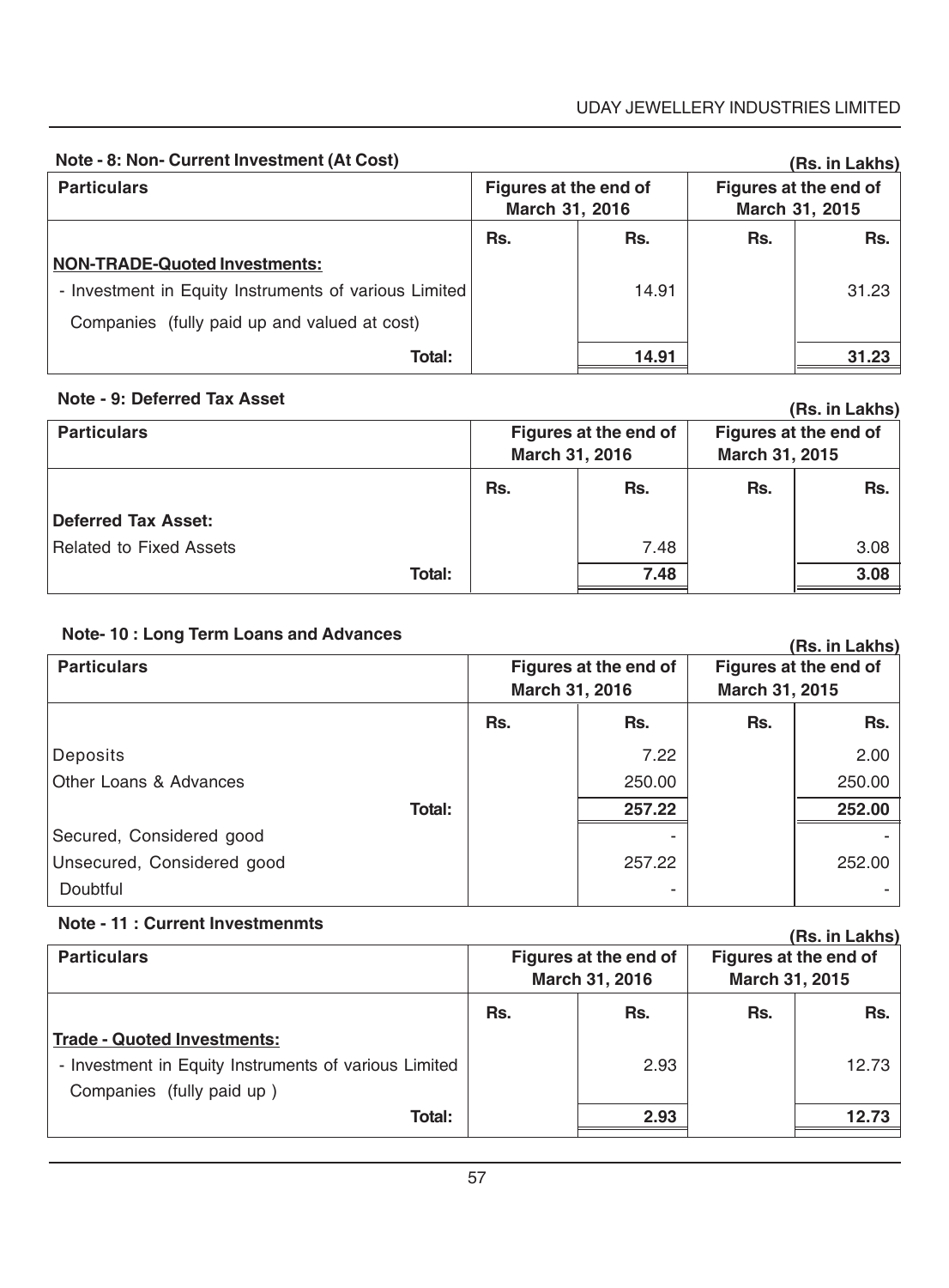### Note - 8: Non- Current Investment (At Cost)

(Rs. in Lakhs)

| Particulars | Figures at the end of March 31, 2016 | | Figures at the end of March 31, 2015 | |
|---|---|---|---|---|
| | Rs. | Rs. | Rs. | Rs. |
| **NON-TRADE-Quoted Investments:** | | | | |
| - Investment in Equity Instruments of various Limited Companies (fully paid up and valued at cost) | | 14.91 | | 31.23 |
| **Total:** | | **14.91** | | **31.23** |

### Note - 9: Deferred Tax Asset

(Rs. in Lakhs)

| Particulars | Figures at the end of March 31, 2016 | | Figures at the end of March 31, 2015 | |
|---|---|---|---|---|
| | Rs. | Rs. | Rs. | Rs. |
| **Deferred Tax Asset:** | | | | |
| Related to Fixed Assets | | 7.48 | | 3.08 |
| **Total:** | | **7.48** | | **3.08** |

### Note- 10 : Long Term Loans and Advances

(Rs. in Lakhs)

| Particulars | Figures at the end of March 31, 2016 | | Figures at the end of March 31, 2015 | |
|---|---|---|---|---|
| | Rs. | Rs. | Rs. | Rs. |
| Deposits | | 7.22 | | 2.00 |
| Other Loans & Advances | | 250.00 | | 250.00 |
| **Total:** | | **257.22** | | **252.00** |
| Secured, Considered good | | - | | - |
| Unsecured, Considered good | | 257.22 | | 252.00 |
| Doubtful | | - | | - |

### Note - 11 : Current Investmenmts

(Rs. in Lakhs)

| Particulars | Figures at the end of March 31, 2016 | | Figures at the end of March 31, 2015 | |
|---|---|---|---|---|
| | Rs. | Rs. | Rs. | Rs. |
| **Trade - Quoted Investments:** | | | | |
| - Investment in Equity Instruments of various Limited Companies (fully paid up ) | | 2.93 | | 12.73 |
| **Total:** | | **2.93** | | **12.73** |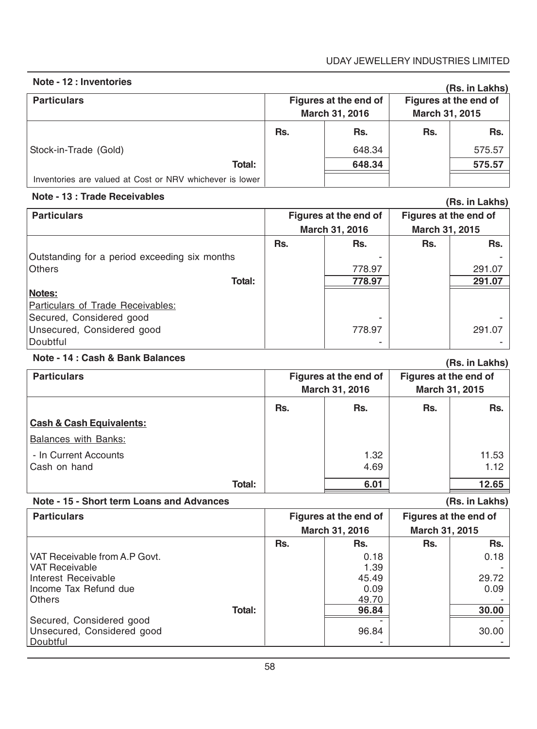## Note - 12 : Inventories

(Rs. in Lakhs)

| Particulars | Figures at the end of March 31, 2016 | | Figures at the end of March 31, 2015 | |
|---|---|---|---|---|
| | Rs. | Rs. | Rs. | Rs. |
| Stock-in-Trade (Gold) | | 648.34 | | 575.57 |
| Total: | | 648.34 | | 575.57 |
| Inventories are valued at Cost or NRV whichever is lower | | | | |

## Note - 13 : Trade Receivables

(Rs. in Lakhs)

| Particulars | Figures at the end of March 31, 2016 | | Figures at the end of March 31, 2015 | |
|---|---|---|---|---|
| | Rs. | Rs. | Rs. | Rs. |
| Outstanding for a period exceeding six months | | - | | - |
| Others | | 778.97 | | 291.07 |
| Total: | | 778.97 | | 291.07 |
| **Notes:** | | | | |
| Particulars of Trade Receivables: | | | | |
| Secured, Considered good | | - | | - |
| Unsecured, Considered good | | 778.97 | | 291.07 |
| Doubtful | | - | | - |

## Note - 14 : Cash & Bank Balances

(Rs. in Lakhs)

| Particulars | Figures at the end of March 31, 2016 | | Figures at the end of March 31, 2015 | |
|---|---|---|---|---|
| | Rs. | Rs. | Rs. | Rs. |
| **Cash & Cash Equivalents:** | | | | |
| Balances with Banks: | | | | |
| - In Current Accounts | | 1.32 | | 11.53 |
| Cash on hand | | 4.69 | | 1.12 |
| Total: | | 6.01 | | 12.65 |

## Note - 15 - Short term Loans and Advances

(Rs. in Lakhs)

| Particulars | Figures at the end of March 31, 2016 | | Figures at the end of March 31, 2015 | |
|---|---|---|---|---|
| | Rs. | Rs. | Rs. | Rs. |
| VAT Receivable from A.P Govt. | | 0.18 | | 0.18 |
| VAT Receivable | | 1.39 | | - |
| Interest Receivable | | 45.49 | | 29.72 |
| Income Tax Refund due | | 0.09 | | 0.09 |
| Others | | 49.70 | | - |
| Total: | | 96.84 | | 30.00 |
| Secured, Considered good | | - | | - |
| Unsecured, Considered good | | 96.84 | | 30.00 |
| Doubtful | | - | | - |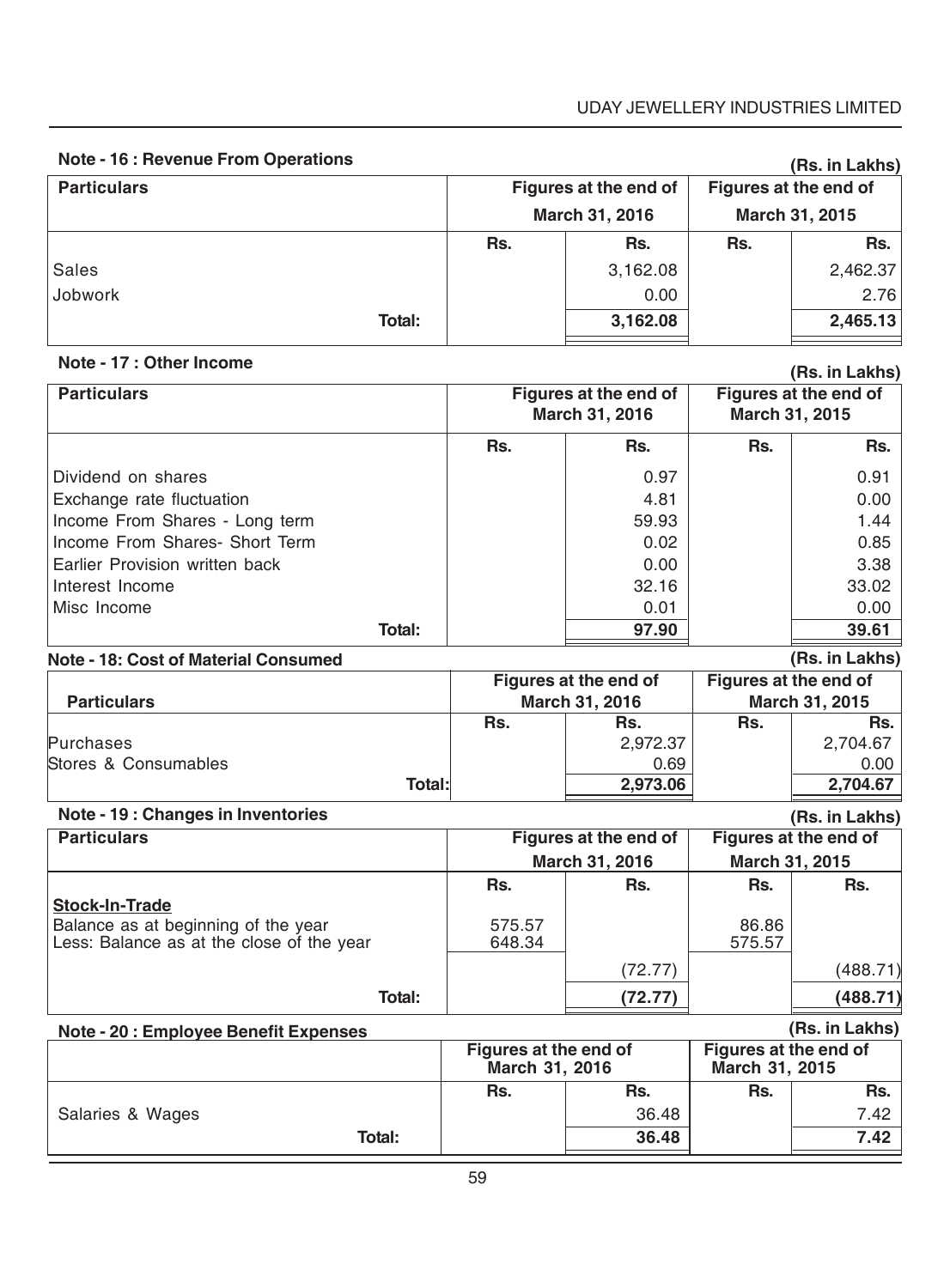## Note - 16 : Revenue From Operations

(Rs. in Lakhs)

| Particulars | Figures at the end of March 31, 2016 | | Figures at the end of March 31, 2015 | |
|---|---|---|---|---|
| | Rs. | Rs. | Rs. | Rs. |
| Sales | | 3,162.08 | | 2,462.37 |
| Jobwork | | 0.00 | | 2.76 |
| Total: | | 3,162.08 | | 2,465.13 |

## Note - 17 : Other Income

(Rs. in Lakhs)

| Particulars | Figures at the end of March 31, 2016 | | Figures at the end of March 31, 2015 | |
|---|---|---|---|---|
| | Rs. | Rs. | Rs. | Rs. |
| Dividend on shares | | 0.97 | | 0.91 |
| Exchange rate fluctuation | | 4.81 | | 0.00 |
| Income From Shares - Long term | | 59.93 | | 1.44 |
| Income From Shares- Short Term | | 0.02 | | 0.85 |
| Earlier Provision written back | | 0.00 | | 3.38 |
| Interest Income | | 32.16 | | 33.02 |
| Misc Income | | 0.01 | | 0.00 |
| Total: | | 97.90 | | 39.61 |

## Note - 18: Cost of Material Consumed

(Rs. in Lakhs)

| Particulars | Figures at the end of March 31, 2016 | | Figures at the end of March 31, 2015 | |
|---|---|---|---|---|
| | Rs. | Rs. | Rs. | Rs. |
| Purchases | | 2,972.37 | | 2,704.67 |
| Stores & Consumables | | 0.69 | | 0.00 |
| Total: | | 2,973.06 | | 2,704.67 |

## Note - 19 : Changes in Inventories

(Rs. in Lakhs)

| Particulars | Figures at the end of March 31, 2016 | | Figures at the end of March 31, 2015 | |
|---|---|---|---|---|
| | Rs. | Rs. | Rs. | Rs. |
| **Stock-In-Trade** | | | | |
| Balance as at beginning of the year | 575.57 | | 86.86 | |
| Less: Balance as at the close of the year | 648.34 | | 575.57 | |
| | | (72.77) | | (488.71) |
| Total: | | (72.77) | | (488.71) |

## Note - 20 : Employee Benefit Expenses

(Rs. in Lakhs)

| | Figures at the end of March 31, 2016 | | Figures at the end of March 31, 2015 | |
|---|---|---|---|---|
| | Rs. | Rs. | Rs. | Rs. |
| Salaries & Wages | | 36.48 | | 7.42 |
| Total: | | 36.48 | | 7.42 |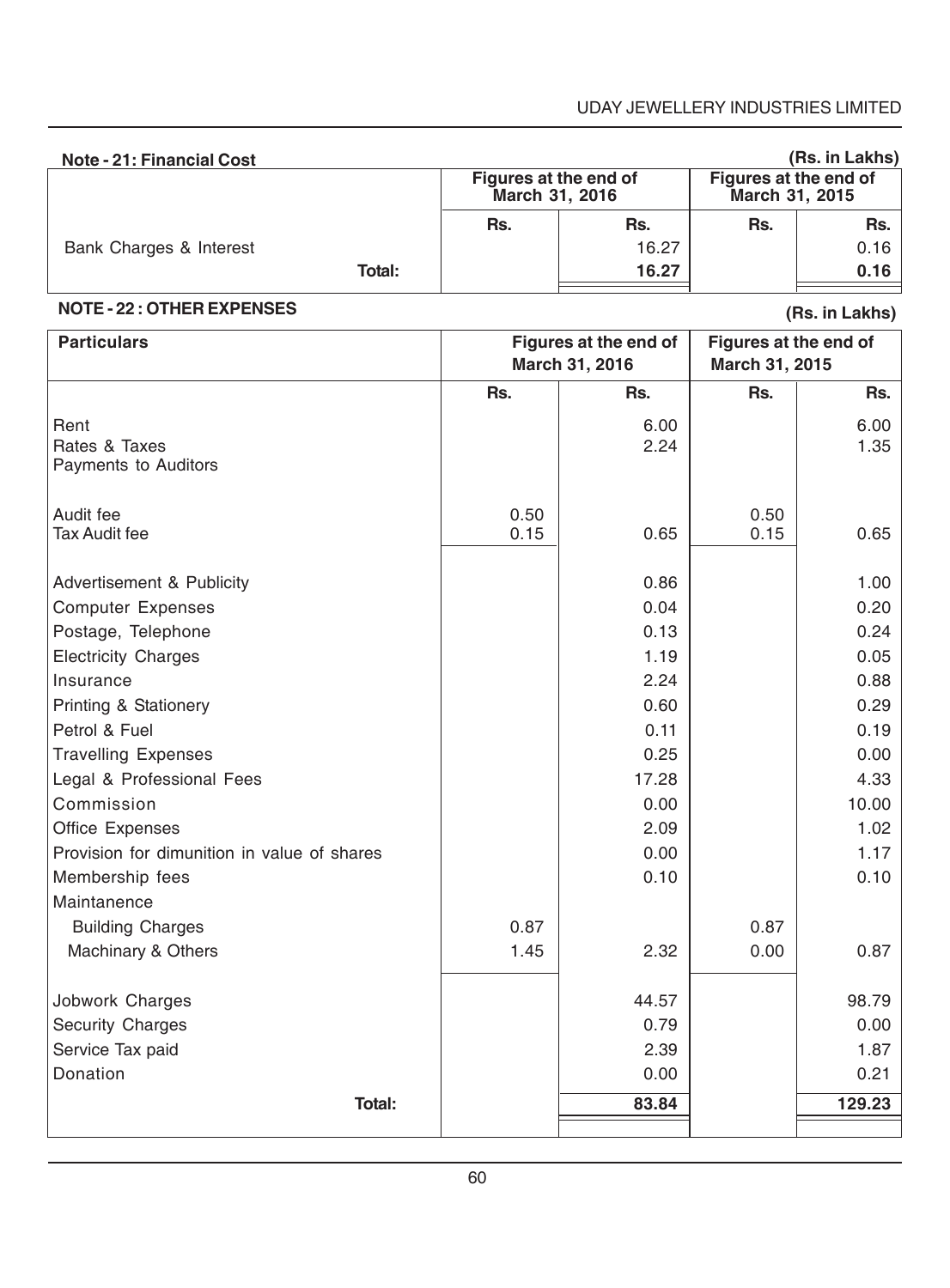**Note - 21: Financial Cost** (Rs. in Lakhs)

| | Figures at the end of March 31, 2016 | | Figures at the end of March 31, 2015 | |
|---|---|---|---|---|
| | Rs. | Rs. | Rs. | Rs. |
| Bank Charges & Interest | | 16.27 | | 0.16 |
| **Total:** | | **16.27** | | **0.16** |

**NOTE - 22 : OTHER EXPENSES** (Rs. in Lakhs)

| Particulars | Figures at the end of March 31, 2016 | | Figures at the end of March 31, 2015 | |
|---|---|---|---|---|
| | Rs. | Rs. | Rs. | Rs. |
| Rent | | 6.00 | | 6.00 |
| Rates & Taxes | | 2.24 | | 1.35 |
| Payments to Auditors | | | | |
| Audit fee | 0.50 | | 0.50 | |
| Tax Audit fee | 0.15 | 0.65 | 0.15 | 0.65 |
| Advertisement & Publicity | | 0.86 | | 1.00 |
| Computer Expenses | | 0.04 | | 0.20 |
| Postage, Telephone | | 0.13 | | 0.24 |
| Electricity Charges | | 1.19 | | 0.05 |
| Insurance | | 2.24 | | 0.88 |
| Printing & Stationery | | 0.60 | | 0.29 |
| Petrol & Fuel | | 0.11 | | 0.19 |
| Travelling Expenses | | 0.25 | | 0.00 |
| Legal & Professional Fees | | 17.28 | | 4.33 |
| Commission | | 0.00 | | 10.00 |
| Office Expenses | | 2.09 | | 1.02 |
| Provision for dimunition in value of shares | | 0.00 | | 1.17 |
| Membership fees | | 0.10 | | 0.10 |
| Maintanence | | | | |
| Building Charges | 0.87 | | 0.87 | |
| Machinary & Others | 1.45 | 2.32 | 0.00 | 0.87 |
| Jobwork Charges | | 44.57 | | 98.79 |
| Security Charges | | 0.79 | | 0.00 |
| Service Tax paid | | 2.39 | | 1.87 |
| Donation | | 0.00 | | 0.21 |
| **Total:** | | **83.84** | | **129.23** |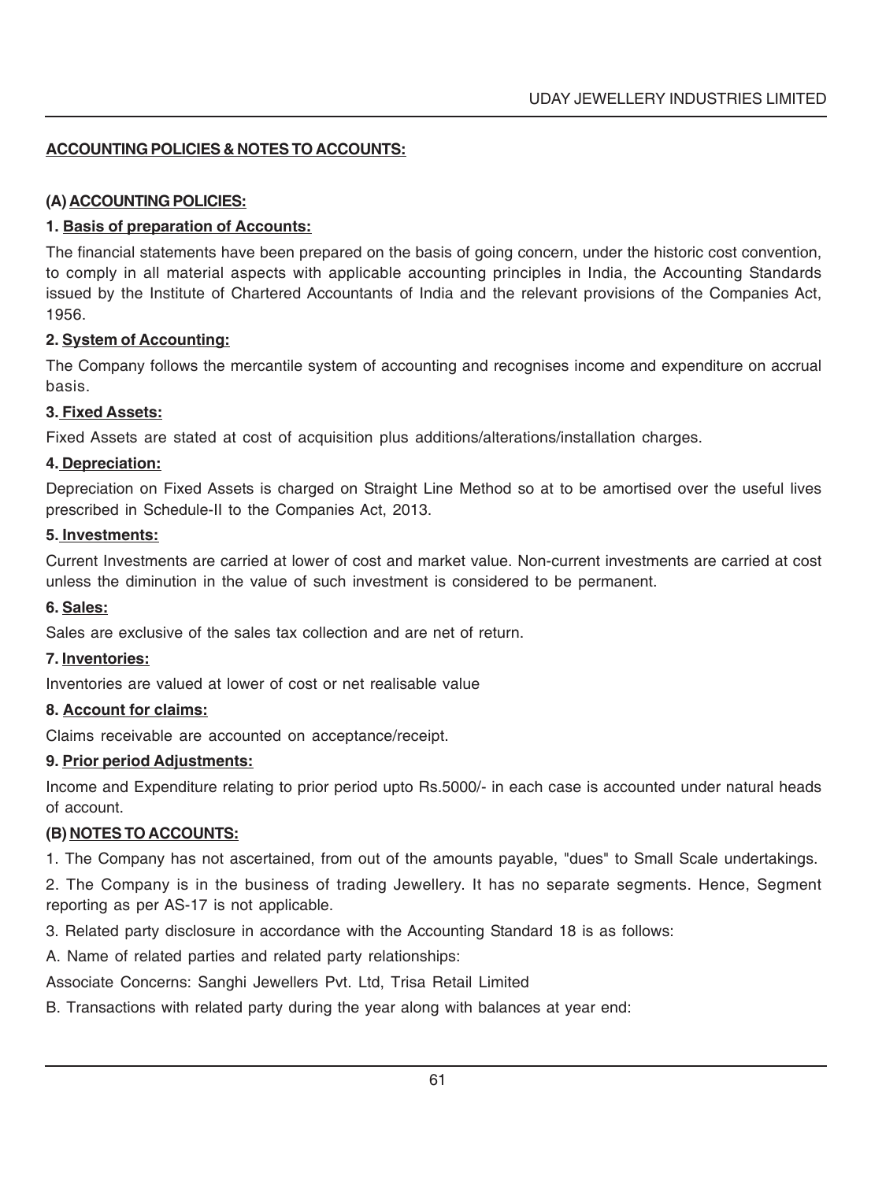## ACCOUNTING POLICIES & NOTES TO ACCOUNTS:

### (A) ACCOUNTING POLICIES:

**1. Basis of preparation of Accounts:**

The financial statements have been prepared on the basis of going concern, under the historic cost convention, to comply in all material aspects with applicable accounting principles in India, the Accounting Standards issued by the Institute of Chartered Accountants of India and the relevant provisions of the Companies Act, 1956.

**2. System of Accounting:**

The Company follows the mercantile system of accounting and recognises income and expenditure on accrual basis.

**3. Fixed Assets:**

Fixed Assets are stated at cost of acquisition plus additions/alterations/installation charges.

**4. Depreciation:**

Depreciation on Fixed Assets is charged on Straight Line Method so at to be amortised over the useful lives prescribed in Schedule-II to the Companies Act, 2013.

**5. Investments:**

Current Investments are carried at lower of cost and market value. Non-current investments are carried at cost unless the diminution in the value of such investment is considered to be permanent.

**6. Sales:**

Sales are exclusive of the sales tax collection and are net of return.

**7. Inventories:**

Inventories are valued at lower of cost or net realisable value

**8. Account for claims:**

Claims receivable are accounted on acceptance/receipt.

**9. Prior period Adjustments:**

Income and Expenditure relating to prior period upto Rs.5000/- in each case is accounted under natural heads of account.

### (B) NOTES TO ACCOUNTS:

1. The Company has not ascertained, from out of the amounts payable, "dues" to Small Scale undertakings.

2. The Company is in the business of trading Jewellery. It has no separate segments. Hence, Segment reporting as per AS-17 is not applicable.

3. Related party disclosure in accordance with the Accounting Standard 18 is as follows:

A. Name of related parties and related party relationships:

Associate Concerns: Sanghi Jewellers Pvt. Ltd, Trisa Retail Limited

B. Transactions with related party during the year along with balances at year end: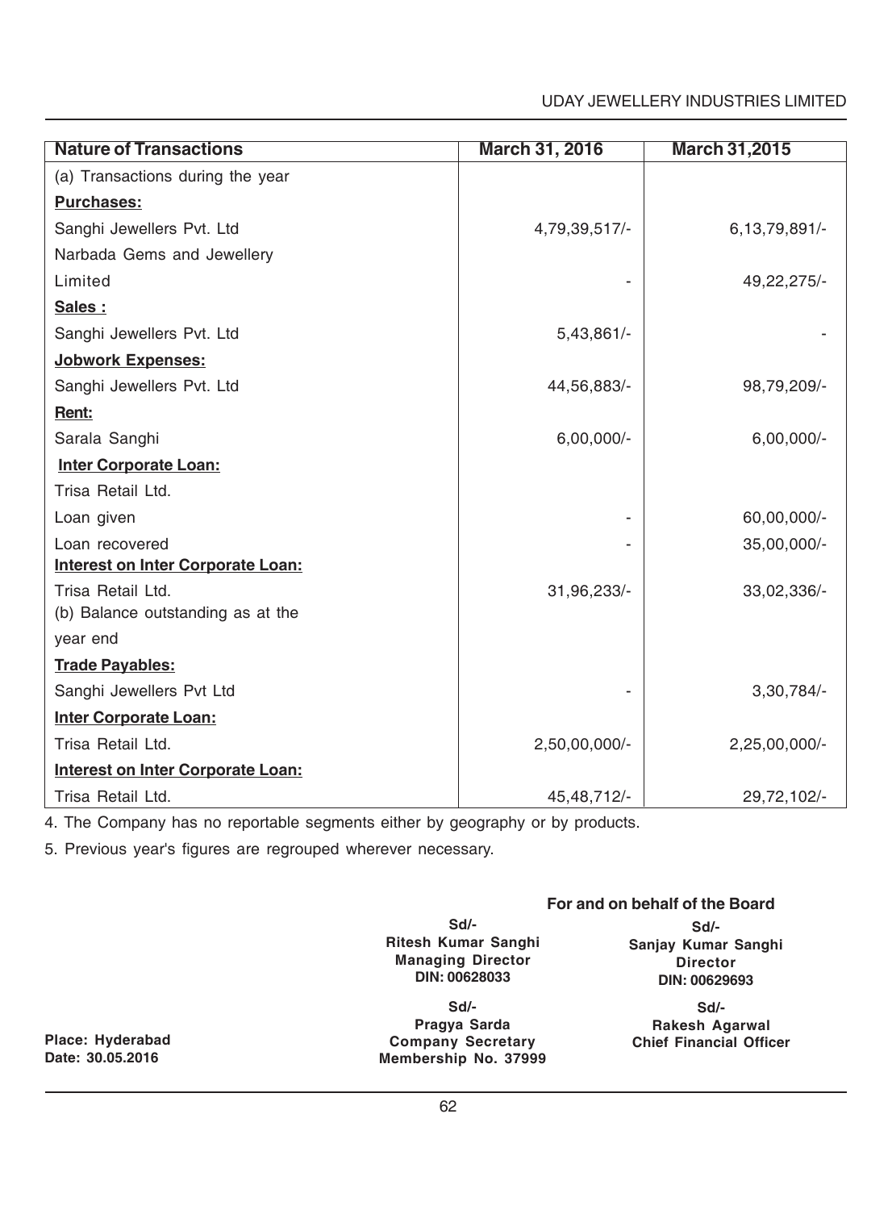| Nature of Transactions | March 31, 2016 | March 31,2015 |
|---|---|---|
| (a) Transactions during the year | | |
| **Purchases:** | | |
| Sanghi Jewellers Pvt. Ltd | 4,79,39,517/- | 6,13,79,891/- |
| Narbada Gems and Jewellery Limited | - | 49,22,275/- |
| **Sales :** | | |
| Sanghi Jewellers Pvt. Ltd | 5,43,861/- | - |
| **Jobwork Expenses:** | | |
| Sanghi Jewellers Pvt. Ltd | 44,56,883/- | 98,79,209/- |
| **Rent:** | | |
| Sarala Sanghi | 6,00,000/- | 6,00,000/- |
| **Inter Corporate Loan:** | | |
| Trisa Retail Ltd. | | |
| Loan given | - | 60,00,000/- |
| Loan recovered | - | 35,00,000/- |
| **Interest on Inter Corporate Loan:** | | |
| Trisa Retail Ltd. | 31,96,233/- | 33,02,336/- |
| (b) Balance outstanding as at the year end | | |
| **Trade Payables:** | | |
| Sanghi Jewellers Pvt Ltd | - | 3,30,784/- |
| **Inter Corporate Loan:** | | |
| Trisa Retail Ltd. | 2,50,00,000/- | 2,25,00,000/- |
| **Interest on Inter Corporate Loan:** | | |
| Trisa Retail Ltd. | 45,48,712/- | 29,72,102/- |

4. The Company has no reportable segments either by geography or by products.

5. Previous year's figures are regrouped wherever necessary.

**For and on behalf of the Board**

**Sd/-**
**Ritesh Kumar Sanghi**
**Managing Director**
**DIN: 00628033**

**Sd/-**
**Sanjay Kumar Sanghi**
**Director**
**DIN: 00629693**

**Sd/-**
**Pragya Sarda**
**Company Secretary**
**Membership No. 37999**

**Sd/-**
**Rakesh Agarwal**
**Chief Financial Officer**

**Place: Hyderabad**
**Date: 30.05.2016**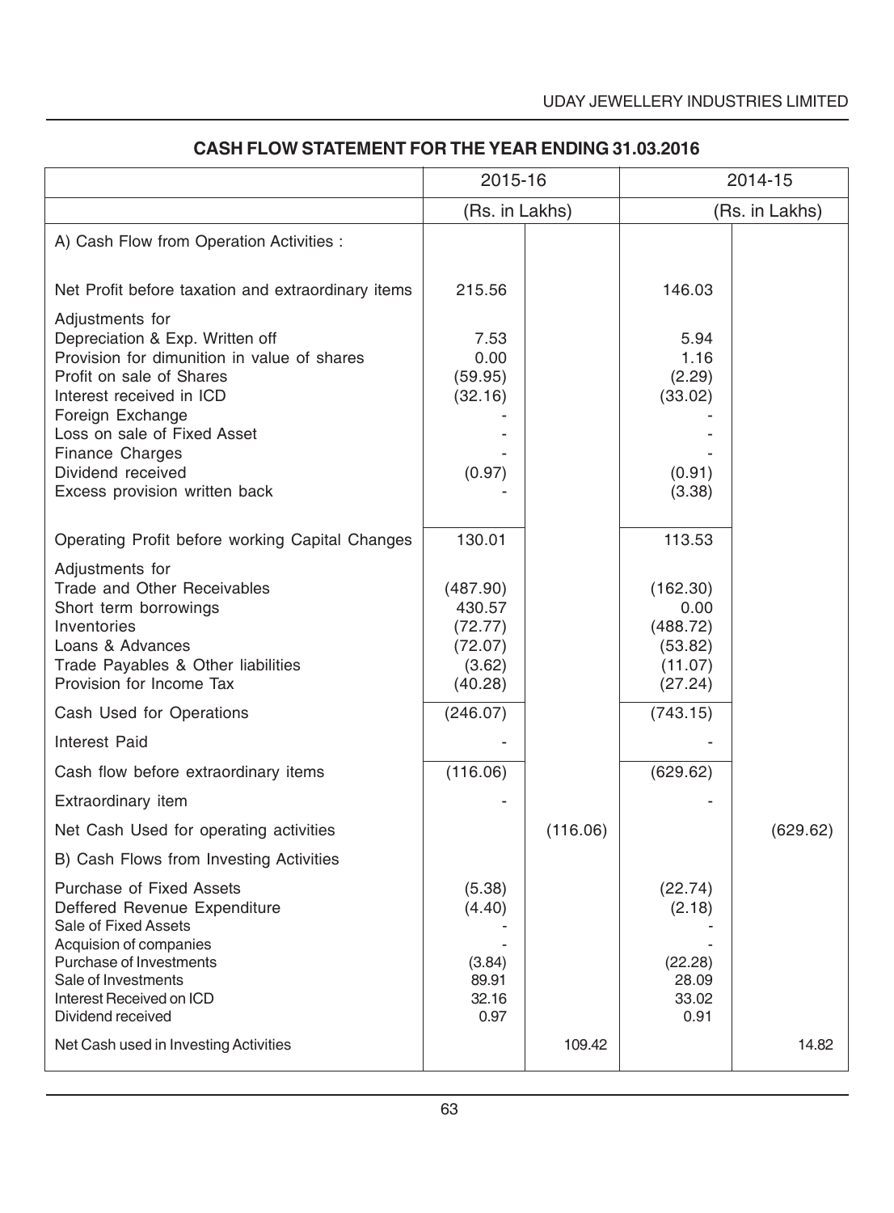## CASH FLOW STATEMENT FOR THE YEAR ENDING 31.03.2016

| | 2015-16 | | 2014-15 | |
|---|---|---|---|---|
| | (Rs. in Lakhs) | | (Rs. in Lakhs) | |
| A) Cash Flow from Operation Activities : | | | | |
| Net Profit before taxation and extraordinary items | 215.56 | | 146.03 | |
| Adjustments for | | | | |
| Depreciation & Exp. Written off | 7.53 | | 5.94 | |
| Provision for dimunition in value of shares | 0.00 | | 1.16 | |
| Profit on sale of Shares | (59.95) | | (2.29) | |
| Interest received in ICD | (32.16) | | (33.02) | |
| Foreign Exchange | - | | - | |
| Loss on sale of Fixed Asset | - | | - | |
| Finance Charges | - | | - | |
| Dividend received | (0.97) | | (0.91) | |
| Excess provision written back | - | | (3.38) | |
| Operating Profit before working Capital Changes | 130.01 | | 113.53 | |
| Adjustments for | | | | |
| Trade and Other Receivables | (487.90) | | (162.30) | |
| Short term borrowings | 430.57 | | 0.00 | |
| Inventories | (72.77) | | (488.72) | |
| Loans & Advances | (72.07) | | (53.82) | |
| Trade Payables & Other liabilities | (3.62) | | (11.07) | |
| Provision for Income Tax | (40.28) | | (27.24) | |
| Cash Used for Operations | (246.07) | | (743.15) | |
| Interest Paid | - | | - | |
| Cash flow before extraordinary items | (116.06) | | (629.62) | |
| Extraordinary item | - | | - | |
| Net Cash Used for operating activities | | (116.06) | | (629.62) |
| B) Cash Flows from Investing Activities | | | | |
| Purchase of Fixed Assets | (5.38) | | (22.74) | |
| Deffered Revenue Expenditure | (4.40) | | (2.18) | |
| Sale of Fixed Assets | - | | - | |
| Acquision of companies | - | | - | |
| Purchase of Investments | (3.84) | | (22.28) | |
| Sale of Investments | 89.91 | | 28.09 | |
| Interest Received on ICD | 32.16 | | 33.02 | |
| Dividend received | 0.97 | | 0.91 | |
| Net Cash used in Investing Activities | | 109.42 | | 14.82 |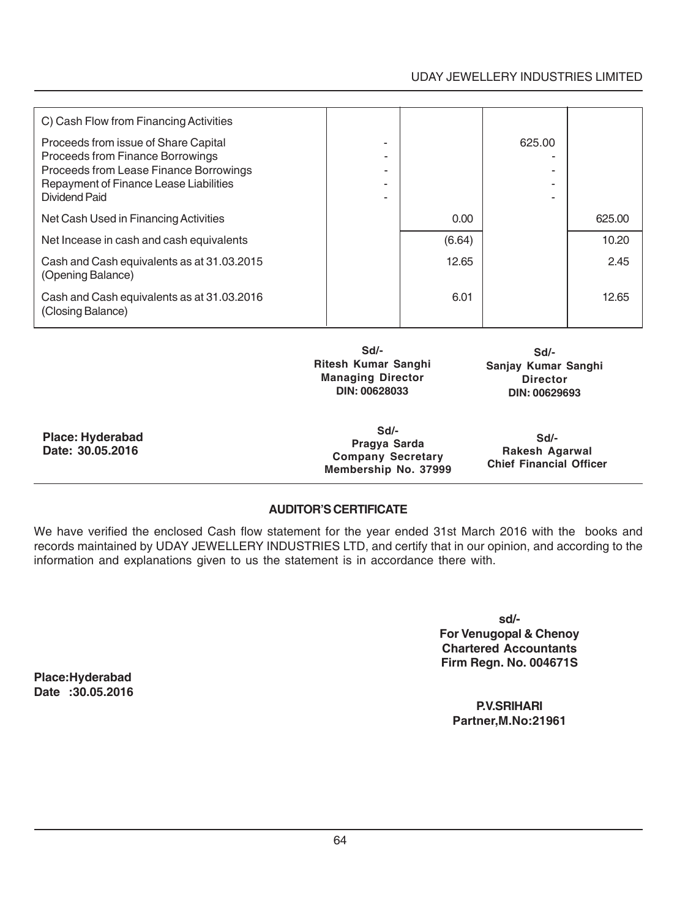| C) Cash Flow from Financing Activities | | | | |
|---|---|---|---|---|
| Proceeds from issue of Share Capital | - | | 625.00 | |
| Proceeds from Finance Borrowings | - | | - | |
| Proceeds from Lease Finance Borrowings | - | | - | |
| Repayment of Finance Lease Liabilities | - | | - | |
| Dividend Paid | - | | - | |
| Net Cash Used in Financing Activities | | 0.00 | | 625.00 |
| Net Incease in cash and cash equivalents | | (6.64) | | 10.20 |
| Cash and Cash equivalents as at 31.03.2015 (Opening Balance) | | 12.65 | | 2.45 |
| Cash and Cash equivalents as at 31.03.2016 (Closing Balance) | | 6.01 | | 12.65 |

**Sd/-**
**Ritesh Kumar Sanghi**
**Managing Director**
**DIN: 00628033**

**Sd/-**
**Sanjay Kumar Sanghi**
**Director**
**DIN: 00629693**

**Place: Hyderabad**
**Date: 30.05.2016**

**Sd/-**
**Pragya Sarda**
**Company Secretary**
**Membership No. 37999**

**Sd/-**
**Rakesh Agarwal**
**Chief Financial Officer**

## AUDITOR'S CERTIFICATE

We have verified the enclosed Cash flow statement for the year ended 31st March 2016 with the books and records maintained by UDAY JEWELLERY INDUSTRIES LTD, and certify that in our opinion, and according to the information and explanations given to us the statement is in accordance there with.

**sd/-**
**For Venugopal & Chenoy**
**Chartered Accountants**
**Firm Regn. No. 004671S**

**Place:Hyderabad**
**Date :30.05.2016**

**P.V.SRIHARI**
**Partner,M.No:21961**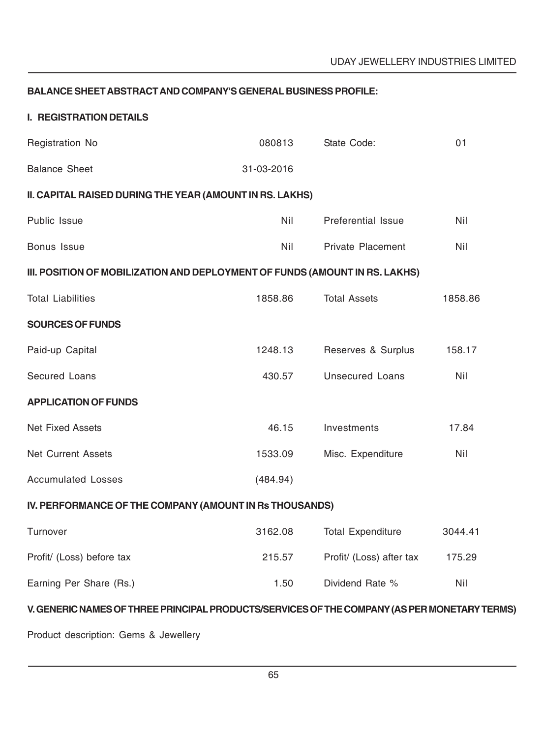## BALANCE SHEET ABSTRACT AND COMPANY'S GENERAL BUSINESS PROFILE:

### I. REGISTRATION DETAILS

| | | | |
|---|---|---|---|
| Registration No | 080813 | State Code: | 01 |
| Balance Sheet | 31-03-2016 | | |

### II. CAPITAL RAISED DURING THE YEAR (AMOUNT IN RS. LAKHS)

| | | | |
|---|---|---|---|
| Public Issue | Nil | Preferential Issue | Nil |
| Bonus Issue | Nil | Private Placement | Nil |

### III. POSITION OF MOBILIZATION AND DEPLOYMENT OF FUNDS (AMOUNT IN RS. LAKHS)

| | | | |
|---|---|---|---|
| Total Liabilities | 1858.86 | Total Assets | 1858.86 |
| **SOURCES OF FUNDS** | | | |
| Paid-up Capital | 1248.13 | Reserves & Surplus | 158.17 |
| Secured Loans | 430.57 | Unsecured Loans | Nil |
| **APPLICATION OF FUNDS** | | | |
| Net Fixed Assets | 46.15 | Investments | 17.84 |
| Net Current Assets | 1533.09 | Misc. Expenditure | Nil |
| Accumulated Losses | (484.94) | | |

### IV. PERFORMANCE OF THE COMPANY (AMOUNT IN Rs THOUSANDS)

| | | | |
|---|---|---|---|
| Turnover | 3162.08 | Total Expenditure | 3044.41 |
| Profit/ (Loss) before tax | 215.57 | Profit/ (Loss) after tax | 175.29 |
| Earning Per Share (Rs.) | 1.50 | Dividend Rate % | Nil |

### V. GENERIC NAMES OF THREE PRINCIPAL PRODUCTS/SERVICES OF THE COMPANY (AS PER MONETARY TERMS)

Product description: Gems & Jewellery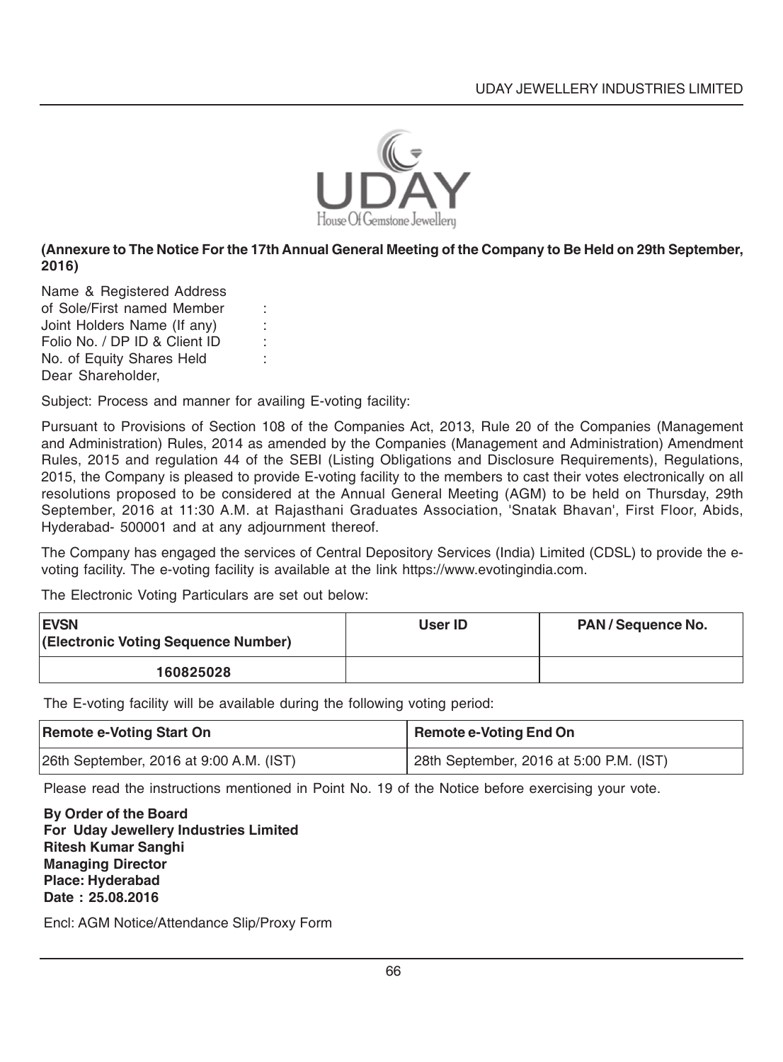**(Annexure to The Notice For the 17th Annual General Meeting of the Company to Be Held on 29th September, 2016)**

Name & Registered Address of Sole/First named Member :
Joint Holders Name (If any) :
Folio No. / DP ID & Client ID :
No. of Equity Shares Held :

Dear Shareholder,

Subject: Process and manner for availing E-voting facility:

Pursuant to Provisions of Section 108 of the Companies Act, 2013, Rule 20 of the Companies (Management and Administration) Rules, 2014 as amended by the Companies (Management and Administration) Amendment Rules, 2015 and regulation 44 of the SEBI (Listing Obligations and Disclosure Requirements), Regulations, 2015, the Company is pleased to provide E-voting facility to the members to cast their votes electronically on all resolutions proposed to be considered at the Annual General Meeting (AGM) to be held on Thursday, 29th September, 2016 at 11:30 A.M. at Rajasthani Graduates Association, 'Snatak Bhavan', First Floor, Abids, Hyderabad- 500001 and at any adjournment thereof.

The Company has engaged the services of Central Depository Services (India) Limited (CDSL) to provide the e-voting facility. The e-voting facility is available at the link https://www.evotingindia.com.

The Electronic Voting Particulars are set out below:

| EVSN (Electronic Voting Sequence Number) | User ID | PAN / Sequence No. |
|---|---|---|
| 160825028 | | |

The E-voting facility will be available during the following voting period:

| Remote e-Voting Start On | Remote e-Voting End On |
|---|---|
| 26th September, 2016 at 9:00 A.M. (IST) | 28th September, 2016 at 5:00 P.M. (IST) |

Please read the instructions mentioned in Point No. 19 of the Notice before exercising your vote.

**By Order of the Board**
**For Uday Jewellery Industries Limited**
**Ritesh Kumar Sanghi**
**Managing Director**
**Place: Hyderabad**
**Date : 25.08.2016**

Encl: AGM Notice/Attendance Slip/Proxy Form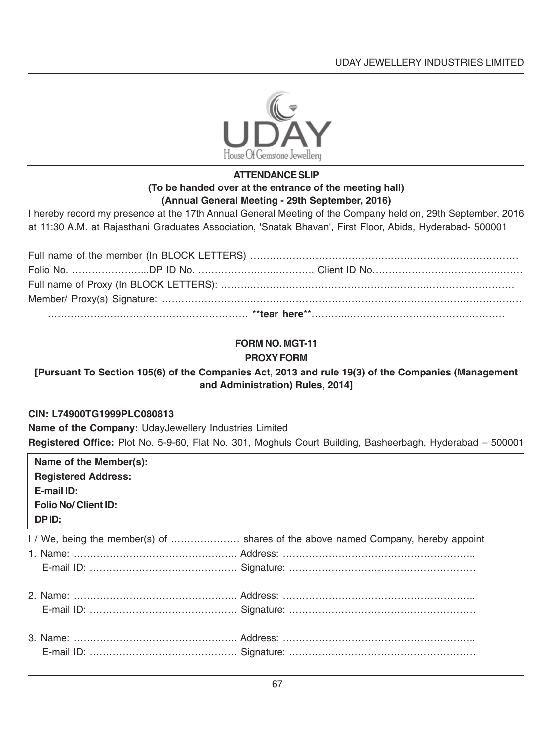**ATTENDANCE SLIP**

**(To be handed over at the entrance of the meeting hall)**

**(Annual General Meeting - 29th September, 2016)**

I hereby record my presence at the 17th Annual General Meeting of the Company held on, 29th September, 2016 at 11:30 A.M. at Rajasthani Graduates Association, 'Snatak Bhavan', First Floor, Abids, Hyderabad- 500001

Full name of the member (In BLOCK LETTERS) ……………………………………………………………………………

Folio No. …………………...DP ID No. ………………………………. Client ID No………………………………………

Full name of Proxy (In BLOCK LETTERS): ……………………………………………………………………………

Member/ Proxy(s) Signature: …………………………………………………………………………………………………

…………………………………………………… **tear here**……………………………………………………

## FORM NO. MGT-11

## PROXY FORM

**[Pursuant To Section 105(6) of the Companies Act, 2013 and rule 19(3) of the Companies (Management and Administration) Rules, 2014]**

**CIN: L74900TG1999PLC080813**

**Name of the Company:** UdayJewellery Industries Limited

**Registered Office:** Plot No. 5-9-60, Flat No. 301, Moghuls Court Building, Basheerbagh, Hyderabad – 500001

**Name of the Member(s):**
**Registered Address:**
**E-mail ID:**
**Folio No/ Client ID:**
**DP ID:**

I / We, being the member(s) of ………………… shares of the above named Company, hereby appoint

1. Name: ………………………………………….. Address: …………………………………………………..
   E-mail ID: ……………………………………… Signature: …………………………………………………

2. Name: ………………………………………….. Address: …………………………………………………..
   E-mail ID: ……………………………………… Signature: …………………………………………………

3. Name: ………………………………………….. Address: …………………………………………………..
   E-mail ID: ……………………………………… Signature: …………………………………………………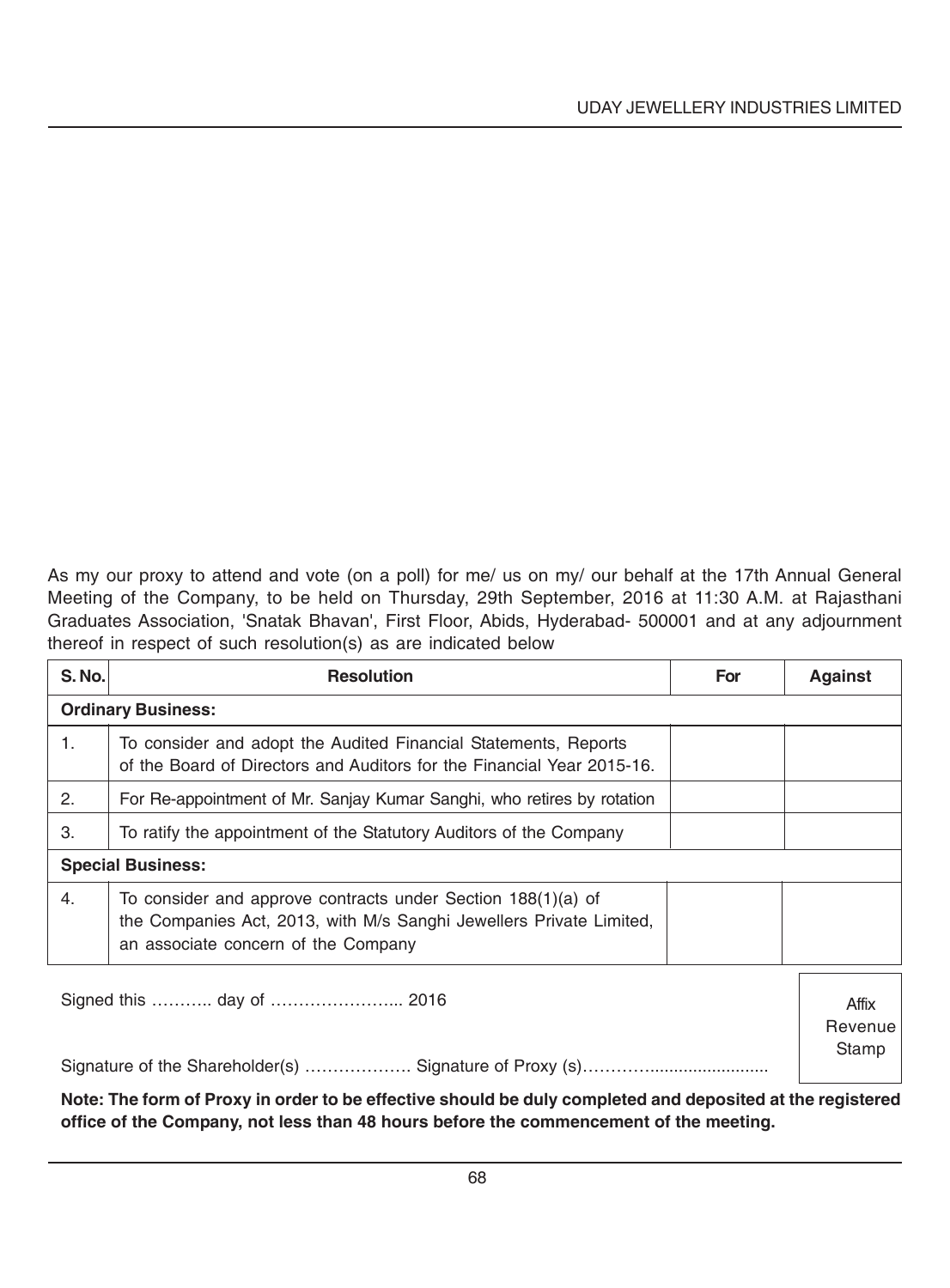As my our proxy to attend and vote (on a poll) for me/ us on my/ our behalf at the 17th Annual General Meeting of the Company, to be held on Thursday, 29th September, 2016 at 11:30 A.M. at Rajasthani Graduates Association, 'Snatak Bhavan', First Floor, Abids, Hyderabad- 500001 and at any adjournment thereof in respect of such resolution(s) as are indicated below

| S. No. | Resolution | For | Against |
|---|---|---|---|
| **Ordinary Business:** | | | |
| 1. | To consider and adopt the Audited Financial Statements, Reports of the Board of Directors and Auditors for the Financial Year 2015-16. | | |
| 2. | For Re-appointment of Mr. Sanjay Kumar Sanghi, who retires by rotation | | |
| 3. | To ratify the appointment of the Statutory Auditors of the Company | | |
| **Special Business:** | | | |
| 4. | To consider and approve contracts under Section 188(1)(a) of the Companies Act, 2013, with M/s Sanghi Jewellers Private Limited, an associate concern of the Company | | |

Signed this ……….. day of …………………... 2016

Affix Revenue Stamp

Signature of the Shareholder(s) ………………. Signature of Proxy (s)…………........................

**Note: The form of Proxy in order to be effective should be duly completed and deposited at the registered office of the Company, not less than 48 hours before the commencement of the meeting.**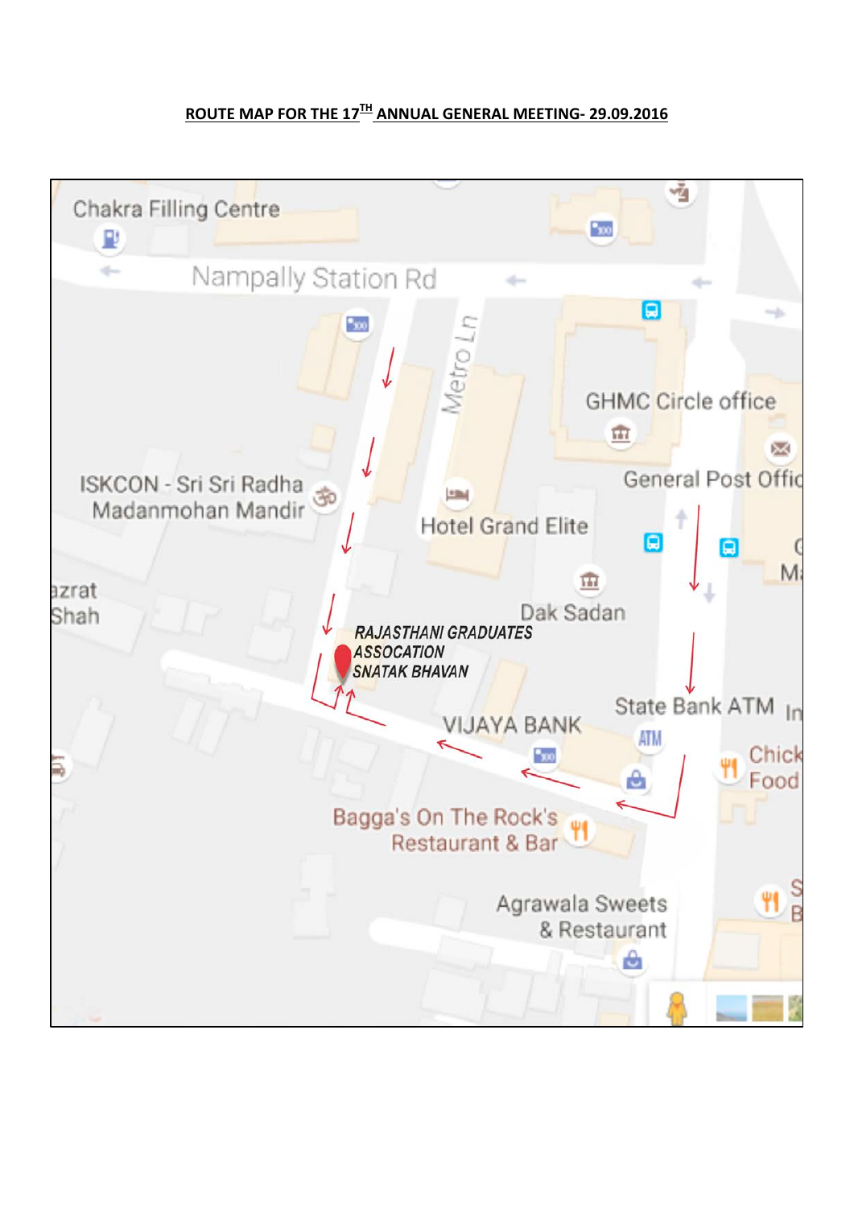## ROUTE MAP FOR THE 17[TH] ANNUAL GENERAL MEETING- 29.09.2016

Chakra Filling Centre

Nampally Station Rd

Metro Ln

GHMC Circle office

General Post Offic

ISKCON - Sri Sri Radha Madanmohan Mandir

Hotel Grand Elite

Dak Sadan

azrat Shah

***RAJASTHANI GRADUATES ASSOCATION SNATAK BHAVAN***

State Bank ATM

VIJAYA BANK

Chick Food

Bagga's On The Rock's Restaurant & Bar

Agrawala Sweets & Restaurant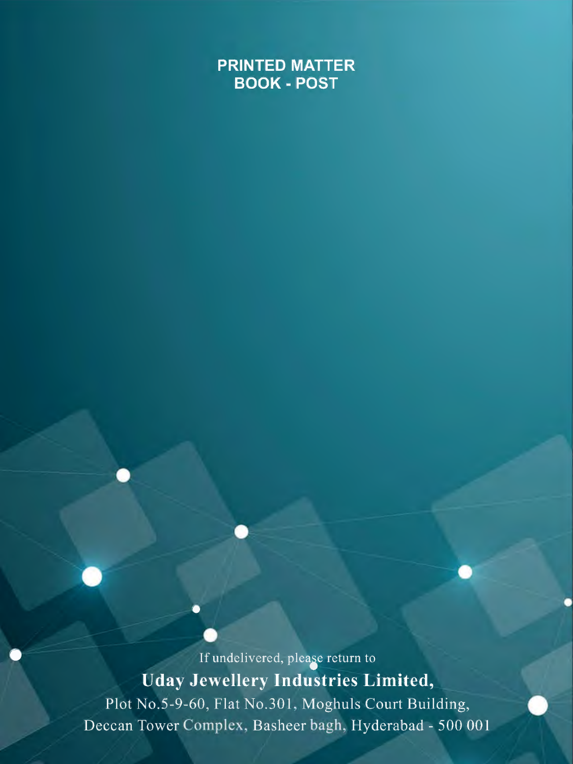**PRINTED MATTER**
**BOOK - POST**

If undelivered, please return to

**Uday Jewellery Industries Limited,**

Plot No.5-9-60, Flat No.301, Moghuls Court Building,
Deccan Tower Complex, Basheer bagh, Hyderabad - 500 001